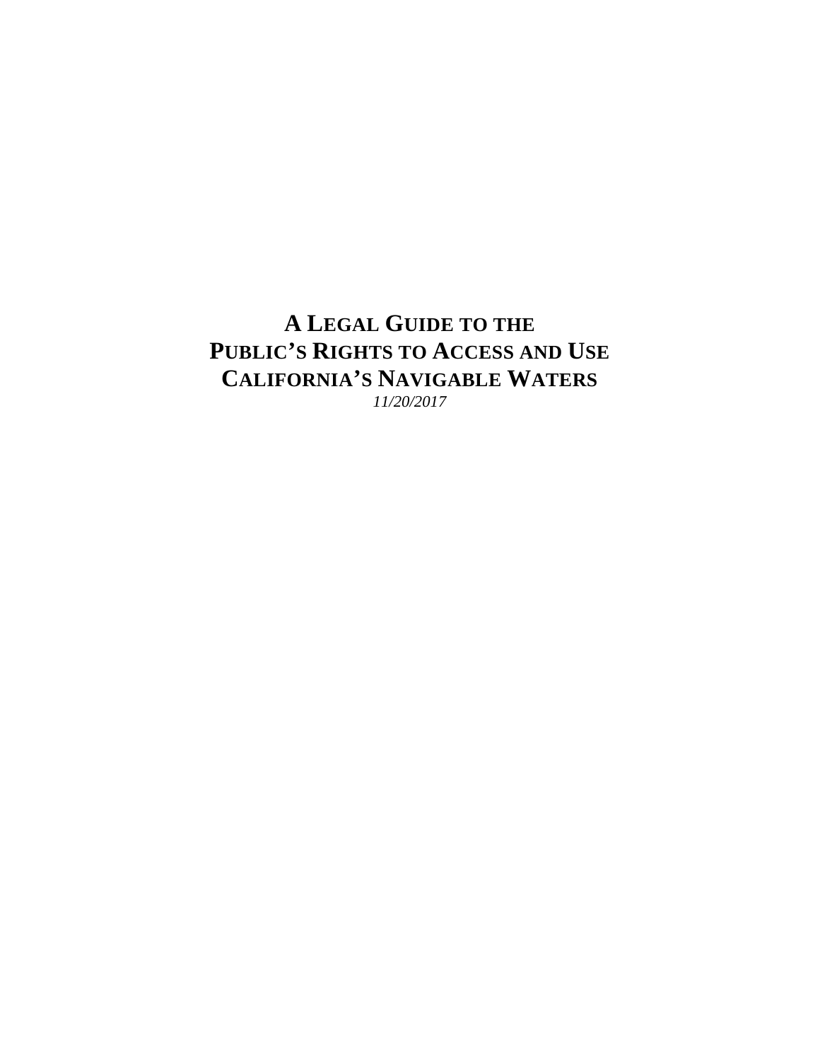# A LEGAL GUIDE TO THE PUBLIC'S RIGHTS TO ACCESS AND USE CALIFORNIA'S NAVIGABLE WATERS

*11/20/2017*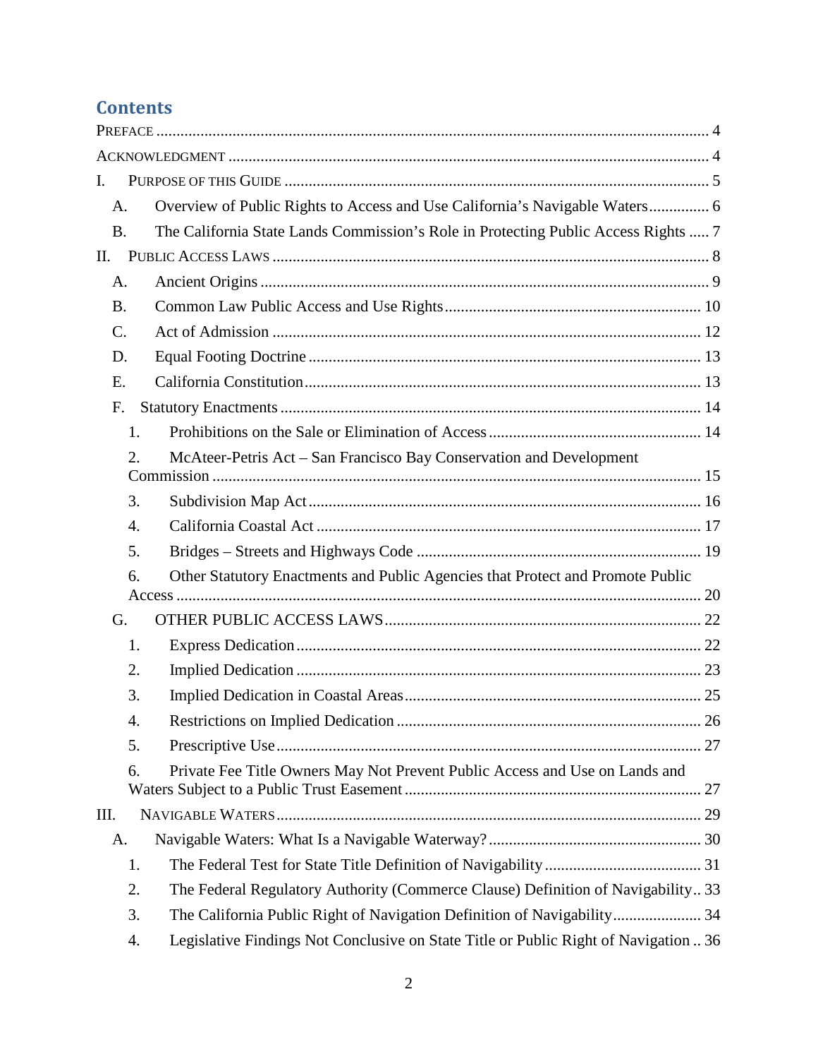# Contents

PREFACE ........................................................................................................................ 4

ACKNOWLEDGMENT ...................................................................................................... 4

I. PURPOSE OF THIS GUIDE ......................................................................................... 5

- A. Overview of Public Rights to Access and Use California's Navigable Waters............... 6
- B. The California State Lands Commission's Role in Protecting Public Access Rights ..... 7

II. PUBLIC ACCESS LAWS ........................................................................................... 8

- A. Ancient Origins ........................................................................................................ 9
- B. Common Law Public Access and Use Rights ............................................................ 10
- C. Act of Admission .................................................................................................... 12
- D. Equal Footing Doctrine ........................................................................................... 13
- E. California Constitution............................................................................................ 13
- F. Statutory Enactments .............................................................................................. 14
  1. Prohibitions on the Sale or Elimination of Access .................................................... 14
  2. McAteer-Petris Act – San Francisco Bay Conservation and Development Commission ........................................................................................................................ 15
  3. Subdivision Map Act................................................................................................ 16
  4. California Coastal Act .............................................................................................. 17
  5. Bridges – Streets and Highways Code ...................................................................... 19
  6. Other Statutory Enactments and Public Agencies that Protect and Promote Public Access ................................................................................................................................. 20
- G. OTHER PUBLIC ACCESS LAWS.............................................................................. 22
  1. Express Dedication.................................................................................................... 22
  2. Implied Dedication .................................................................................................... 23
  3. Implied Dedication in Coastal Areas......................................................................... 25
  4. Restrictions on Implied Dedication ........................................................................... 26
  5. Prescriptive Use......................................................................................................... 27
  6. Private Fee Title Owners May Not Prevent Public Access and Use on Lands and Waters Subject to a Public Trust Easement ......................................................................... 27

III. NAVIGABLE WATERS.......................................................................................... 29

- A. Navigable Waters: What Is a Navigable Waterway?..................................................... 30
  1. The Federal Test for State Title Definition of Navigability ...................................... 31
  2. The Federal Regulatory Authority (Commerce Clause) Definition of Navigability.. 33
  3. The California Public Right of Navigation Definition of Navigability...................... 34
  4. Legislative Findings Not Conclusive on State Title or Public Right of Navigation .. 36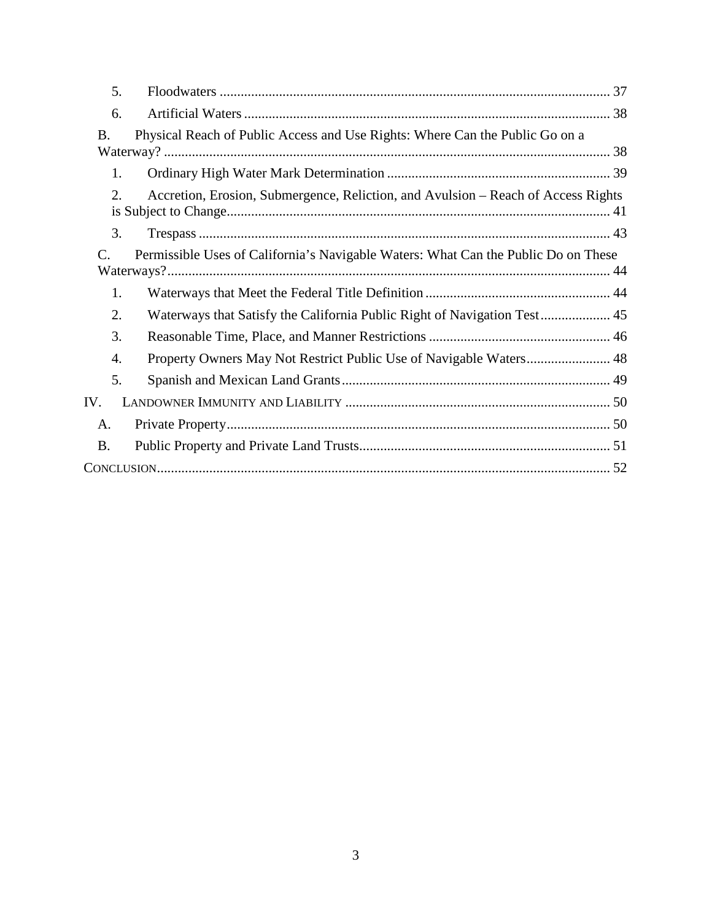5. Floodwaters ................................................................................................................ 37

6. Artificial Waters ......................................................................................................... 38

B. Physical Reach of Public Access and Use Rights: Where Can the Public Go on a Waterway? ................................................................................................................................ 38

1. Ordinary High Water Mark Determination ................................................................ 39

2. Accretion, Erosion, Submergence, Reliction, and Avulsion – Reach of Access Rights is Subject to Change.............................................................................................................. 41

3. Trespass ...................................................................................................................... 43

C. Permissible Uses of California's Navigable Waters: What Can the Public Do on These Waterways?............................................................................................................................... 44

1. Waterways that Meet the Federal Title Definition ..................................................... 44

2. Waterways that Satisfy the California Public Right of Navigation Test.................... 45

3. Reasonable Time, Place, and Manner Restrictions .................................................... 46

4. Property Owners May Not Restrict Public Use of Navigable Waters........................ 48

5. Spanish and Mexican Land Grants............................................................................. 49

IV. LANDOWNER IMMUNITY AND LIABILITY ............................................................................ 50

A. Private Property.............................................................................................................. 50

B. Public Property and Private Land Trusts........................................................................ 51

CONCLUSION.................................................................................................................................. 52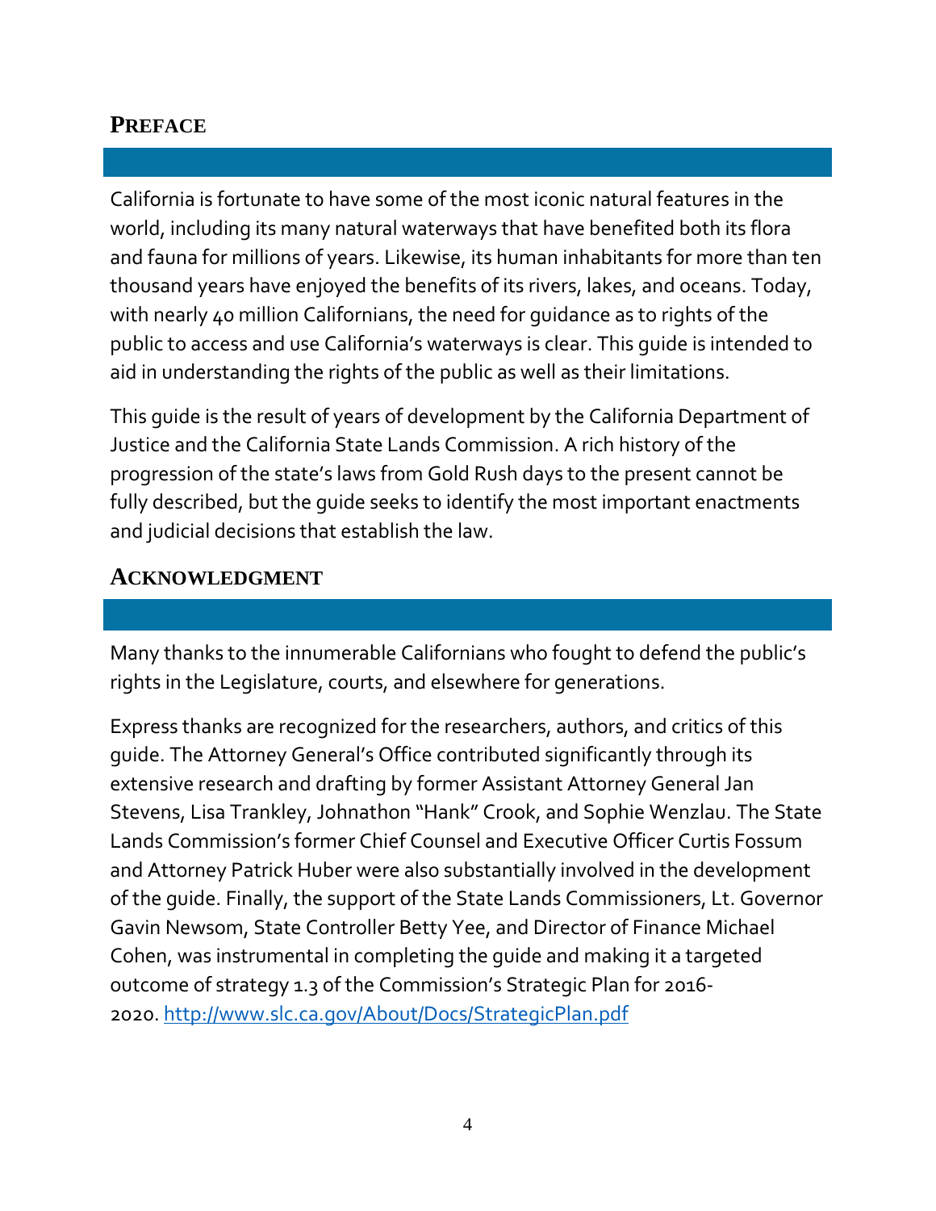## PREFACE

California is fortunate to have some of the most iconic natural features in the world, including its many natural waterways that have benefited both its flora and fauna for millions of years. Likewise, its human inhabitants for more than ten thousand years have enjoyed the benefits of its rivers, lakes, and oceans. Today, with nearly 40 million Californians, the need for guidance as to rights of the public to access and use California's waterways is clear. This guide is intended to aid in understanding the rights of the public as well as their limitations.

This guide is the result of years of development by the California Department of Justice and the California State Lands Commission. A rich history of the progression of the state's laws from Gold Rush days to the present cannot be fully described, but the guide seeks to identify the most important enactments and judicial decisions that establish the law.

## ACKNOWLEDGMENT

Many thanks to the innumerable Californians who fought to defend the public's rights in the Legislature, courts, and elsewhere for generations.

Express thanks are recognized for the researchers, authors, and critics of this guide. The Attorney General's Office contributed significantly through its extensive research and drafting by former Assistant Attorney General Jan Stevens, Lisa Trankley, Johnathon "Hank" Crook, and Sophie Wenzlau. The State Lands Commission's former Chief Counsel and Executive Officer Curtis Fossum and Attorney Patrick Huber were also substantially involved in the development of the guide. Finally, the support of the State Lands Commissioners, Lt. Governor Gavin Newsom, State Controller Betty Yee, and Director of Finance Michael Cohen, was instrumental in completing the guide and making it a targeted outcome of strategy 1.3 of the Commission's Strategic Plan for 2016-2020. [http://www.slc.ca.gov/About/Docs/StrategicPlan.pdf](http://www.slc.ca.gov/About/Docs/StrategicPlan.pdf)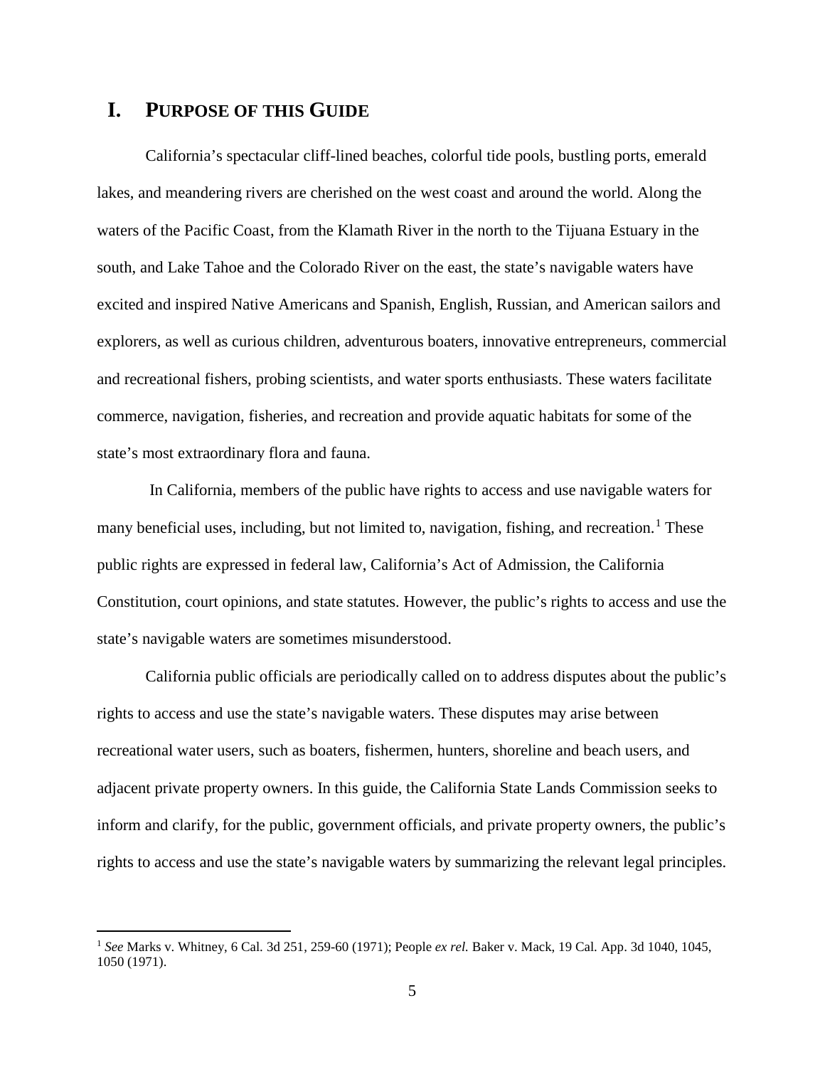# I. Purpose of this Guide

California's spectacular cliff-lined beaches, colorful tide pools, bustling ports, emerald lakes, and meandering rivers are cherished on the west coast and around the world. Along the waters of the Pacific Coast, from the Klamath River in the north to the Tijuana Estuary in the south, and Lake Tahoe and the Colorado River on the east, the state's navigable waters have excited and inspired Native Americans and Spanish, English, Russian, and American sailors and explorers, as well as curious children, adventurous boaters, innovative entrepreneurs, commercial and recreational fishers, probing scientists, and water sports enthusiasts. These waters facilitate commerce, navigation, fisheries, and recreation and provide aquatic habitats for some of the state's most extraordinary flora and fauna.

In California, members of the public have rights to access and use navigable waters for many beneficial uses, including, but not limited to, navigation, fishing, and recreation.[1] These public rights are expressed in federal law, California's Act of Admission, the California Constitution, court opinions, and state statutes. However, the public's rights to access and use the state's navigable waters are sometimes misunderstood.

California public officials are periodically called on to address disputes about the public's rights to access and use the state's navigable waters. These disputes may arise between recreational water users, such as boaters, fishermen, hunters, shoreline and beach users, and adjacent private property owners. In this guide, the California State Lands Commission seeks to inform and clarify, for the public, government officials, and private property owners, the public's rights to access and use the state's navigable waters by summarizing the relevant legal principles.

---

[1] *See* Marks v. Whitney, 6 Cal. 3d 251, 259-60 (1971); People *ex rel.* Baker v. Mack, 19 Cal. App. 3d 1040, 1045, 1050 (1971).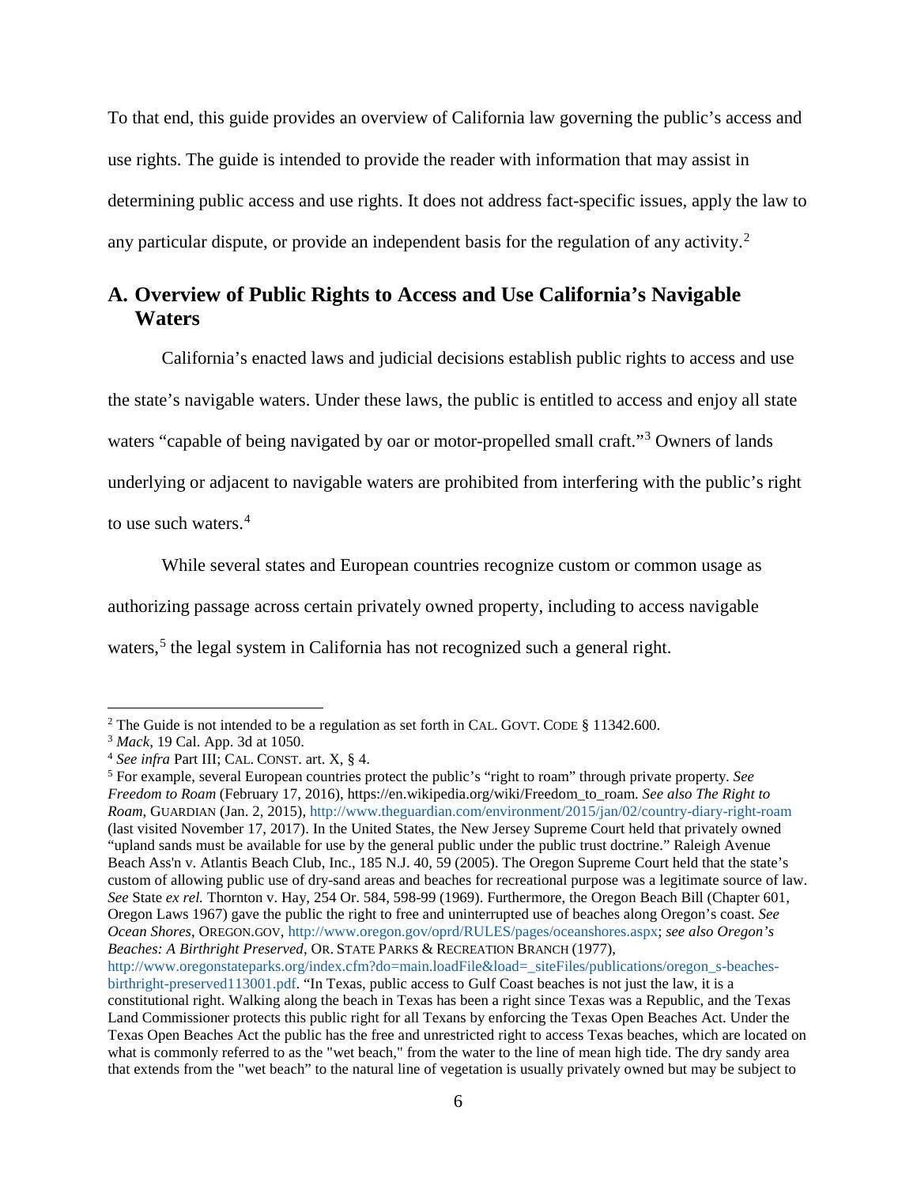To that end, this guide provides an overview of California law governing the public's access and use rights. The guide is intended to provide the reader with information that may assist in determining public access and use rights. It does not address fact-specific issues, apply the law to any particular dispute, or provide an independent basis for the regulation of any activity.[2]

## A. Overview of Public Rights to Access and Use California's Navigable Waters

California's enacted laws and judicial decisions establish public rights to access and use the state's navigable waters. Under these laws, the public is entitled to access and enjoy all state waters "capable of being navigated by oar or motor-propelled small craft."[3] Owners of lands underlying or adjacent to navigable waters are prohibited from interfering with the public's right to use such waters.[4]

While several states and European countries recognize custom or common usage as authorizing passage across certain privately owned property, including to access navigable waters,[5] the legal system in California has not recognized such a general right.

---

[2] The Guide is not intended to be a regulation as set forth in CAL. GOVT. CODE § 11342.600.

[3] *Mack*, 19 Cal. App. 3d at 1050.

[4] *See infra* Part III; CAL. CONST. art. X, § 4.

[5] For example, several European countries protect the public's "right to roam" through private property. *See Freedom to Roam* (February 17, 2016), https://en.wikipedia.org/wiki/Freedom_to_roam. *See also The Right to Roam*, GUARDIAN (Jan. 2, 2015), http://www.theguardian.com/environment/2015/jan/02/country-diary-right-roam (last visited November 17, 2017). In the United States, the New Jersey Supreme Court held that privately owned "upland sands must be available for use by the general public under the public trust doctrine." Raleigh Avenue Beach Ass'n v. Atlantis Beach Club, Inc., 185 N.J. 40, 59 (2005). The Oregon Supreme Court held that the state's custom of allowing public use of dry-sand areas and beaches for recreational purpose was a legitimate source of law. *See* State *ex rel.* Thornton v. Hay, 254 Or. 584, 598-99 (1969). Furthermore, the Oregon Beach Bill (Chapter 601, Oregon Laws 1967) gave the public the right to free and uninterrupted use of beaches along Oregon's coast. *See Ocean Shores*, OREGON.GOV, http://www.oregon.gov/oprd/RULES/pages/oceanshores.aspx; *see also Oregon's Beaches: A Birthright Preserved*, OR. STATE PARKS & RECREATION BRANCH (1977), http://www.oregonstateparks.org/index.cfm?do=main.loadFile&load=_siteFiles/publications/oregon_s-beaches-birthright-preserved113001.pdf. "In Texas, public access to Gulf Coast beaches is not just the law, it is a constitutional right. Walking along the beach in Texas has been a right since Texas was a Republic, and the Texas Land Commissioner protects this public right for all Texans by enforcing the Texas Open Beaches Act. Under the Texas Open Beaches Act the public has the free and unrestricted right to access Texas beaches, which are located on what is commonly referred to as the "wet beach," from the water to the line of mean high tide. The dry sandy area that extends from the "wet beach" to the natural line of vegetation is usually privately owned but may be subject to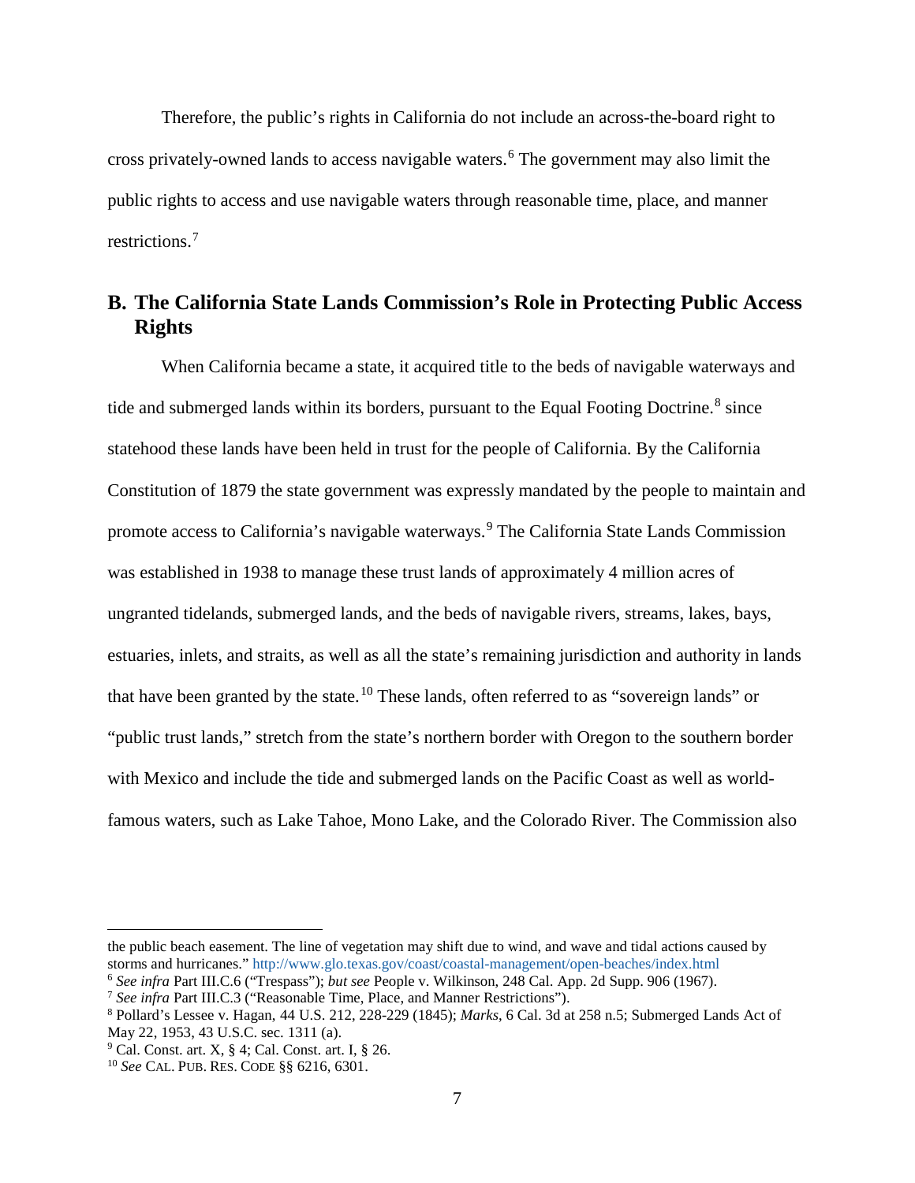Therefore, the public's rights in California do not include an across-the-board right to cross privately-owned lands to access navigable waters.[6] The government may also limit the public rights to access and use navigable waters through reasonable time, place, and manner restrictions.[7]

## B. The California State Lands Commission's Role in Protecting Public Access Rights

When California became a state, it acquired title to the beds of navigable waterways and tide and submerged lands within its borders, pursuant to the Equal Footing Doctrine.[8] since statehood these lands have been held in trust for the people of California. By the California Constitution of 1879 the state government was expressly mandated by the people to maintain and promote access to California's navigable waterways.[9] The California State Lands Commission was established in 1938 to manage these trust lands of approximately 4 million acres of ungranted tidelands, submerged lands, and the beds of navigable rivers, streams, lakes, bays, estuaries, inlets, and straits, as well as all the state's remaining jurisdiction and authority in lands that have been granted by the state.[10] These lands, often referred to as "sovereign lands" or "public trust lands," stretch from the state's northern border with Oregon to the southern border with Mexico and include the tide and submerged lands on the Pacific Coast as well as world-famous waters, such as Lake Tahoe, Mono Lake, and the Colorado River. The Commission also

---

the public beach easement. The line of vegetation may shift due to wind, and wave and tidal actions caused by storms and hurricanes." http://www.glo.texas.gov/coast/coastal-management/open-beaches/index.html

[6] *See infra* Part III.C.6 ("Trespass"); *but see* People v. Wilkinson, 248 Cal. App. 2d Supp. 906 (1967).

[7] *See infra* Part III.C.3 ("Reasonable Time, Place, and Manner Restrictions").

[8] Pollard's Lessee v. Hagan, 44 U.S. 212, 228-229 (1845); *Marks*, 6 Cal. 3d at 258 n.5; Submerged Lands Act of May 22, 1953, 43 U.S.C. sec. 1311 (a).

[9] Cal. Const. art. X, § 4; Cal. Const. art. I, § 26.

[10] *See* CAL. PUB. RES. CODE §§ 6216, 6301.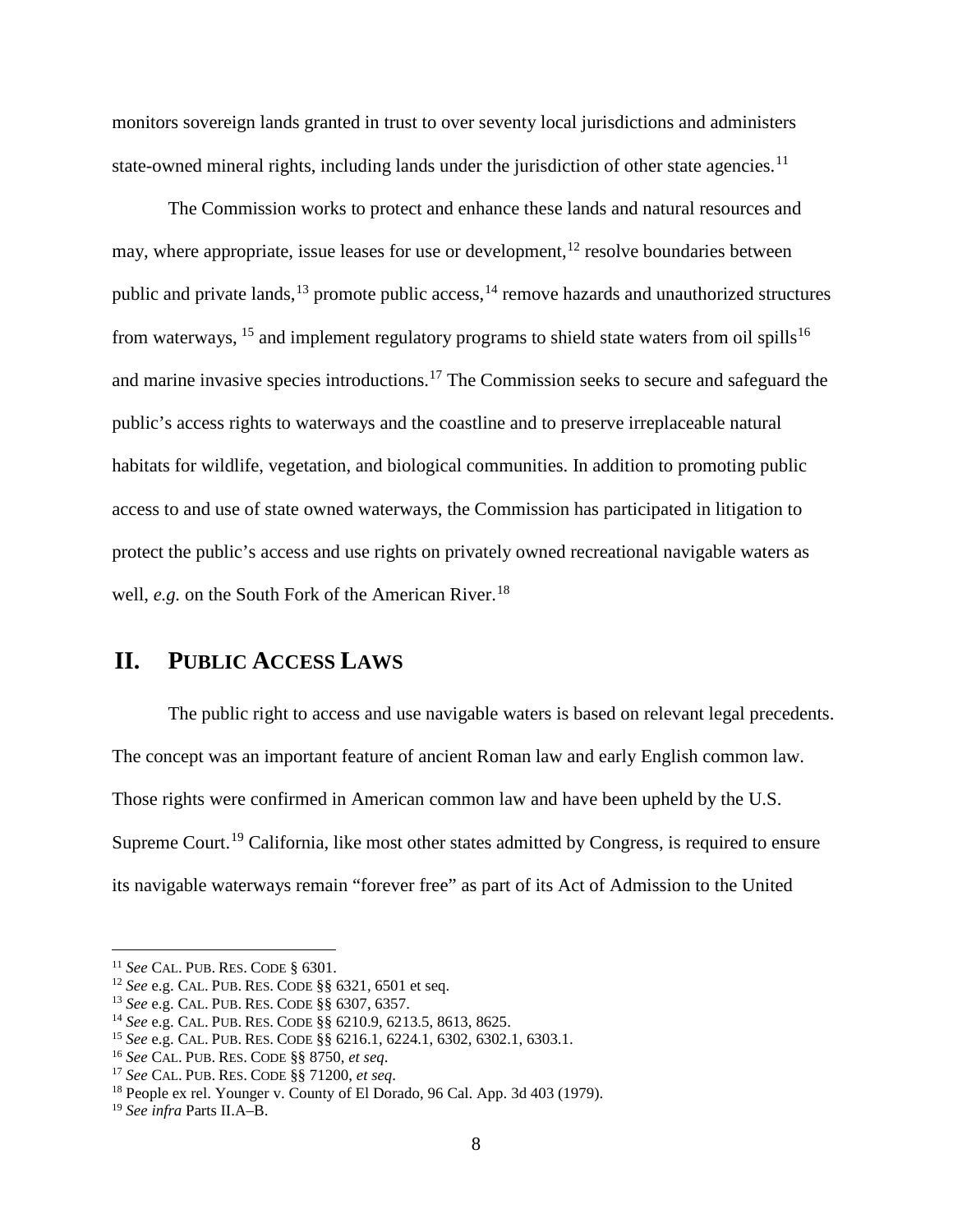monitors sovereign lands granted in trust to over seventy local jurisdictions and administers state-owned mineral rights, including lands under the jurisdiction of other state agencies.[11]

The Commission works to protect and enhance these lands and natural resources and may, where appropriate, issue leases for use or development,[12] resolve boundaries between public and private lands,[13] promote public access,[14] remove hazards and unauthorized structures from waterways, [15] and implement regulatory programs to shield state waters from oil spills[16] and marine invasive species introductions.[17] The Commission seeks to secure and safeguard the public's access rights to waterways and the coastline and to preserve irreplaceable natural habitats for wildlife, vegetation, and biological communities. In addition to promoting public access to and use of state owned waterways, the Commission has participated in litigation to protect the public's access and use rights on privately owned recreational navigable waters as well, *e.g.* on the South Fork of the American River.[18]

## II. PUBLIC ACCESS LAWS

The public right to access and use navigable waters is based on relevant legal precedents. The concept was an important feature of ancient Roman law and early English common law. Those rights were confirmed in American common law and have been upheld by the U.S. Supreme Court.[19] California, like most other states admitted by Congress, is required to ensure its navigable waterways remain "forever free" as part of its Act of Admission to the United

---

[11] *See* CAL. PUB. RES. CODE § 6301.

[12] *See* e.g. CAL. PUB. RES. CODE §§ 6321, 6501 et seq.

[13] *See* e.g. CAL. PUB. RES. CODE §§ 6307, 6357.

[14] *See* e.g. CAL. PUB. RES. CODE §§ 6210.9, 6213.5, 8613, 8625.

[15] *See* e.g. CAL. PUB. RES. CODE §§ 6216.1, 6224.1, 6302, 6302.1, 6303.1.

[16] *See* CAL. PUB. RES. CODE §§ 8750, *et seq*.

[17] *See* CAL. PUB. RES. CODE §§ 71200, *et seq*.

[18] People ex rel. Younger v. County of El Dorado, 96 Cal. App. 3d 403 (1979).

[19] *See infra* Parts II.A–B.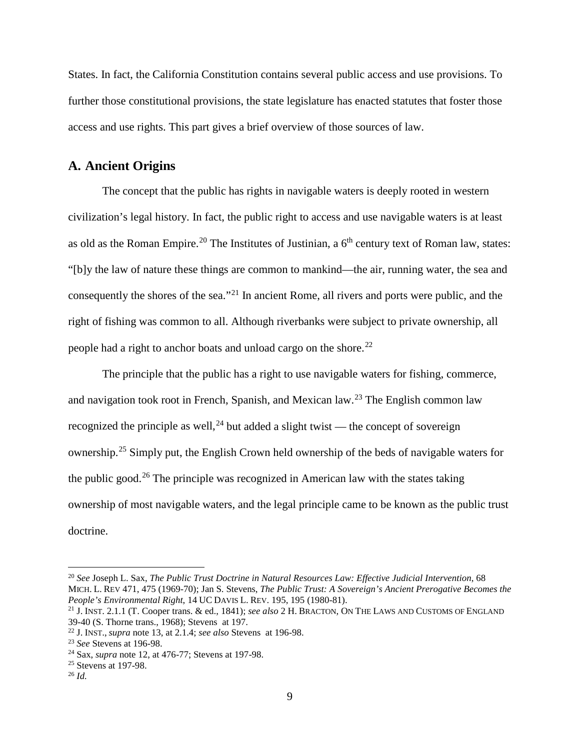States. In fact, the California Constitution contains several public access and use provisions. To further those constitutional provisions, the state legislature has enacted statutes that foster those access and use rights. This part gives a brief overview of those sources of law.

## A. Ancient Origins

The concept that the public has rights in navigable waters is deeply rooted in western civilization's legal history. In fact, the public right to access and use navigable waters is at least as old as the Roman Empire.[20] The Institutes of Justinian, a 6th century text of Roman law, states: "[b]y the law of nature these things are common to mankind—the air, running water, the sea and consequently the shores of the sea."[21] In ancient Rome, all rivers and ports were public, and the right of fishing was common to all. Although riverbanks were subject to private ownership, all people had a right to anchor boats and unload cargo on the shore.[22]

The principle that the public has a right to use navigable waters for fishing, commerce, and navigation took root in French, Spanish, and Mexican law.[23] The English common law recognized the principle as well,[24] but added a slight twist — the concept of sovereign ownership.[25] Simply put, the English Crown held ownership of the beds of navigable waters for the public good.[26] The principle was recognized in American law with the states taking ownership of most navigable waters, and the legal principle came to be known as the public trust doctrine.

---

[20] *See* Joseph L. Sax, *The Public Trust Doctrine in Natural Resources Law: Effective Judicial Intervention*, 68 MICH. L. REV 471, 475 (1969-70); Jan S. Stevens, *The Public Trust: A Sovereign's Ancient Prerogative Becomes the People's Environmental Right,* 14 UC DAVIS L. REV. 195, 195 (1980-81).

[21] J. INST. 2.1.1 (T. Cooper trans. & ed., 1841); *see also* 2 H. BRACTON, ON THE LAWS AND CUSTOMS OF ENGLAND 39-40 (S. Thorne trans., 1968); Stevens at 197.

[22] J. INST., *supra* note 13, at 2.1.4; *see also* Stevens at 196-98.

[23] *See* Stevens at 196-98.

[24] Sax, *supra* note 12, at 476-77; Stevens at 197-98.

[25] Stevens at 197-98.

[26] *Id.*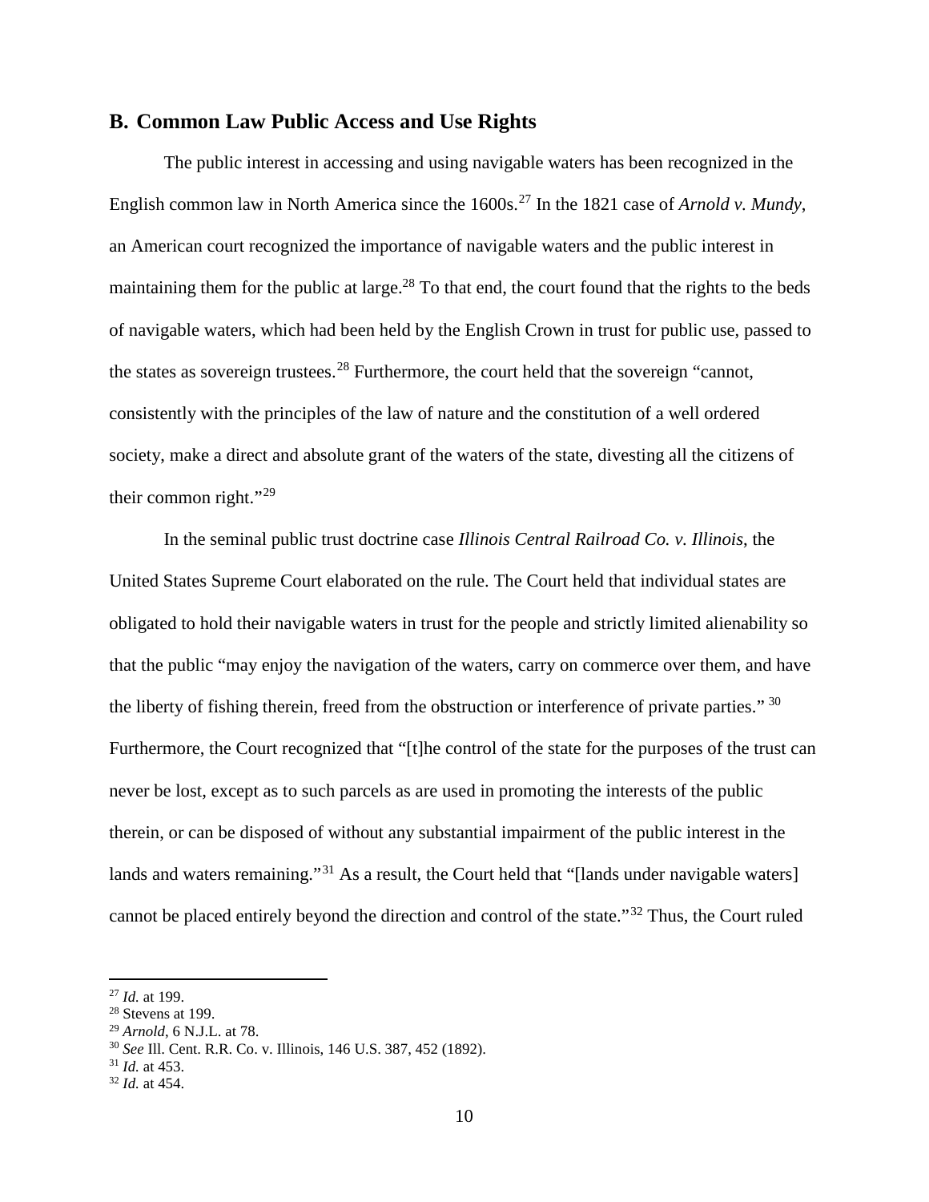## B. Common Law Public Access and Use Rights

The public interest in accessing and using navigable waters has been recognized in the English common law in North America since the 1600s.[27] In the 1821 case of *Arnold v. Mundy*, an American court recognized the importance of navigable waters and the public interest in maintaining them for the public at large.[28] To that end, the court found that the rights to the beds of navigable waters, which had been held by the English Crown in trust for public use, passed to the states as sovereign trustees.[28] Furthermore, the court held that the sovereign "cannot, consistently with the principles of the law of nature and the constitution of a well ordered society, make a direct and absolute grant of the waters of the state, divesting all the citizens of their common right."[29]

In the seminal public trust doctrine case *Illinois Central Railroad Co. v. Illinois*, the United States Supreme Court elaborated on the rule. The Court held that individual states are obligated to hold their navigable waters in trust for the people and strictly limited alienability so that the public "may enjoy the navigation of the waters, carry on commerce over them, and have the liberty of fishing therein, freed from the obstruction or interference of private parties." [30] Furthermore, the Court recognized that "[t]he control of the state for the purposes of the trust can never be lost, except as to such parcels as are used in promoting the interests of the public therein, or can be disposed of without any substantial impairment of the public interest in the lands and waters remaining."[31] As a result, the Court held that "[lands under navigable waters] cannot be placed entirely beyond the direction and control of the state."[32] Thus, the Court ruled

---

[27] *Id.* at 199.
[28] Stevens at 199.
[29] *Arnold*, 6 N.J.L. at 78.
[30] *See* Ill. Cent. R.R. Co. v. Illinois, 146 U.S. 387, 452 (1892).
[31] *Id.* at 453.
[32] *Id.* at 454.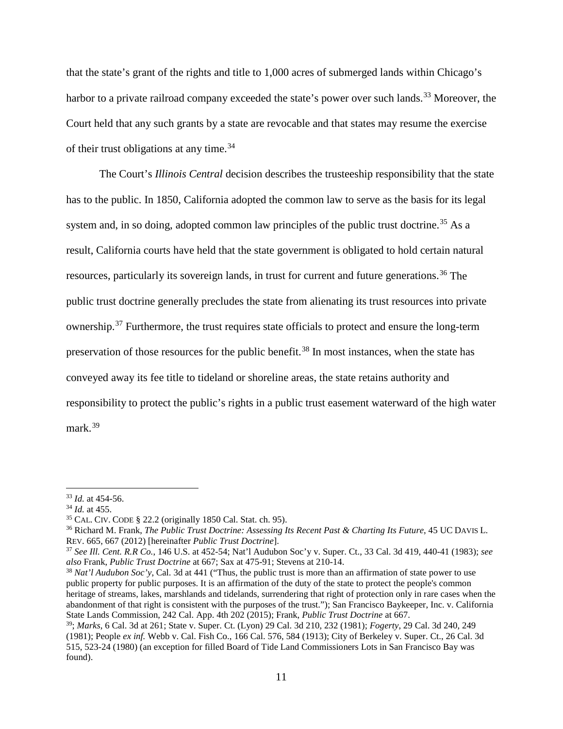that the state's grant of the rights and title to 1,000 acres of submerged lands within Chicago's harbor to a private railroad company exceeded the state's power over such lands.[33] Moreover, the Court held that any such grants by a state are revocable and that states may resume the exercise of their trust obligations at any time.[34]

The Court's *Illinois Central* decision describes the trusteeship responsibility that the state has to the public. In 1850, California adopted the common law to serve as the basis for its legal system and, in so doing, adopted common law principles of the public trust doctrine.[35] As a result, California courts have held that the state government is obligated to hold certain natural resources, particularly its sovereign lands, in trust for current and future generations.[36] The public trust doctrine generally precludes the state from alienating its trust resources into private ownership.[37] Furthermore, the trust requires state officials to protect and ensure the long-term preservation of those resources for the public benefit.[38] In most instances, when the state has conveyed away its fee title to tideland or shoreline areas, the state retains authority and responsibility to protect the public's rights in a public trust easement waterward of the high water mark.[39]

---

[33] *Id.* at 454-56.

[34] *Id.* at 455.

[35] CAL. CIV. CODE § 22.2 (originally 1850 Cal. Stat. ch. 95).

[36] Richard M. Frank, *The Public Trust Doctrine: Assessing Its Recent Past & Charting Its Future*, 45 UC DAVIS L. REV. 665, 667 (2012) [hereinafter *Public Trust Doctrine*].

[37] *See Ill. Cent. R.R Co.*, 146 U.S. at 452-54; Nat'l Audubon Soc'y v. Super. Ct., 33 Cal. 3d 419, 440-41 (1983); *see also* Frank, *Public Trust Doctrine* at 667; Sax at 475-91; Stevens at 210-14.

[38] *Nat'l Audubon Soc'y*, Cal. 3d at 441 ("Thus, the public trust is more than an affirmation of state power to use public property for public purposes. It is an affirmation of the duty of the state to protect the people's common heritage of streams, lakes, marshlands and tidelands, surrendering that right of protection only in rare cases when the abandonment of that right is consistent with the purposes of the trust."); San Francisco Baykeeper, Inc. v. California State Lands Commission, 242 Cal. App. 4th 202 (2015); Frank, *Public Trust Doctrine* at 667.

[39]; *Marks*, 6 Cal. 3d at 261; State v. Super. Ct. (Lyon) 29 Cal. 3d 210, 232 (1981); *Fogerty*, 29 Cal. 3d 240, 249 (1981); People *ex inf.* Webb v. Cal. Fish Co., 166 Cal. 576, 584 (1913); City of Berkeley v. Super. Ct., 26 Cal. 3d 515, 523-24 (1980) (an exception for filled Board of Tide Land Commissioners Lots in San Francisco Bay was found).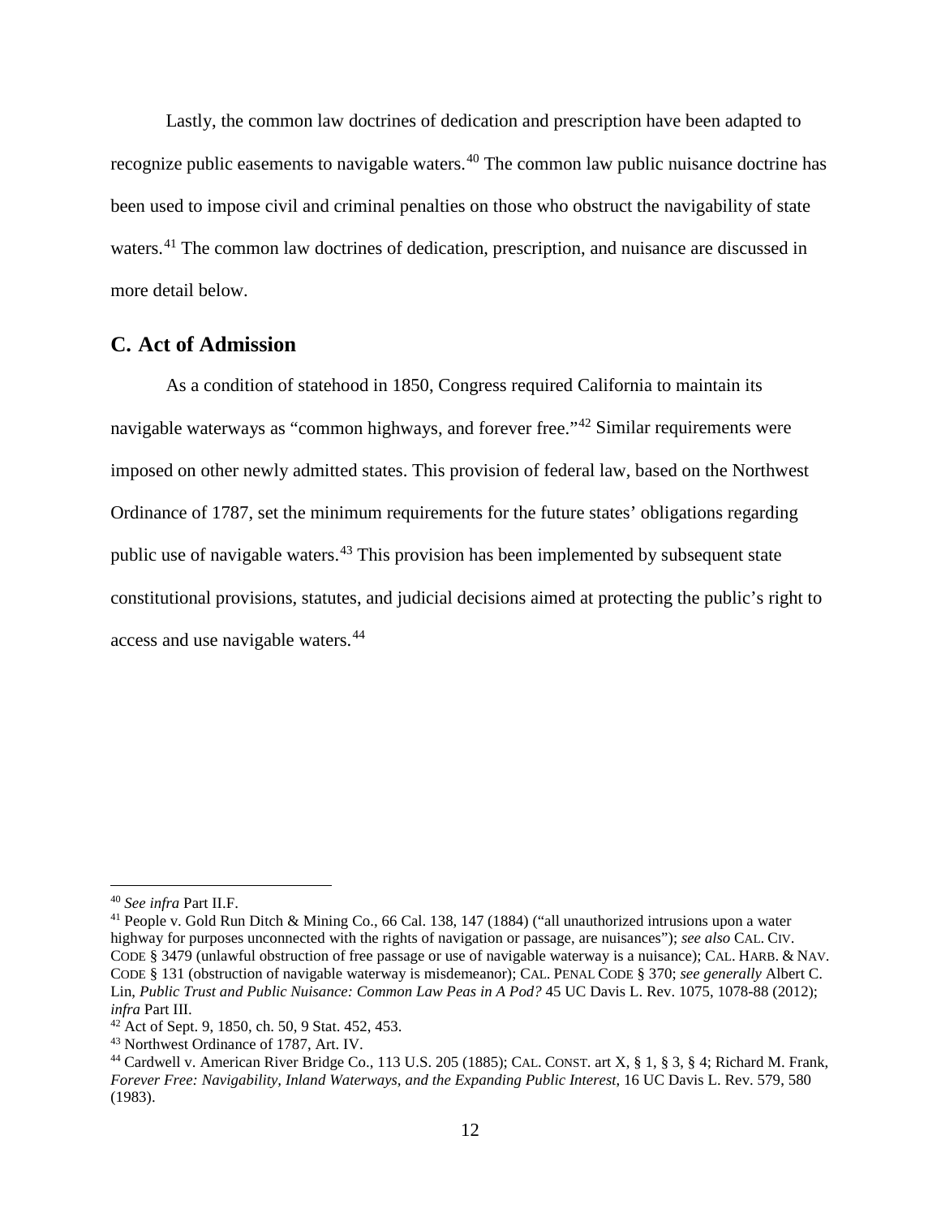Lastly, the common law doctrines of dedication and prescription have been adapted to recognize public easements to navigable waters.[40] The common law public nuisance doctrine has been used to impose civil and criminal penalties on those who obstruct the navigability of state waters.[41] The common law doctrines of dedication, prescription, and nuisance are discussed in more detail below.

## C. Act of Admission

As a condition of statehood in 1850, Congress required California to maintain its navigable waterways as "common highways, and forever free."[42] Similar requirements were imposed on other newly admitted states. This provision of federal law, based on the Northwest Ordinance of 1787, set the minimum requirements for the future states' obligations regarding public use of navigable waters.[43] This provision has been implemented by subsequent state constitutional provisions, statutes, and judicial decisions aimed at protecting the public's right to access and use navigable waters.[44]

---

[40] *See infra* Part II.F.

[41] People v. Gold Run Ditch & Mining Co., 66 Cal. 138, 147 (1884) ("all unauthorized intrusions upon a water highway for purposes unconnected with the rights of navigation or passage, are nuisances"); *see also* CAL. CIV. CODE § 3479 (unlawful obstruction of free passage or use of navigable waterway is a nuisance); CAL. HARB. & NAV. CODE § 131 (obstruction of navigable waterway is misdemeanor); CAL. PENAL CODE § 370; *see generally* Albert C. Lin, *Public Trust and Public Nuisance: Common Law Peas in A Pod?* 45 UC Davis L. Rev. 1075, 1078-88 (2012); *infra* Part III.

[42] Act of Sept. 9, 1850, ch. 50, 9 Stat. 452, 453.

[43] Northwest Ordinance of 1787, Art. IV.

[44] Cardwell v. American River Bridge Co., 113 U.S. 205 (1885); CAL. CONST. art X, § 1, § 3, § 4; Richard M. Frank, *Forever Free: Navigability, Inland Waterways, and the Expanding Public Interest*, 16 UC Davis L. Rev. 579, 580 (1983).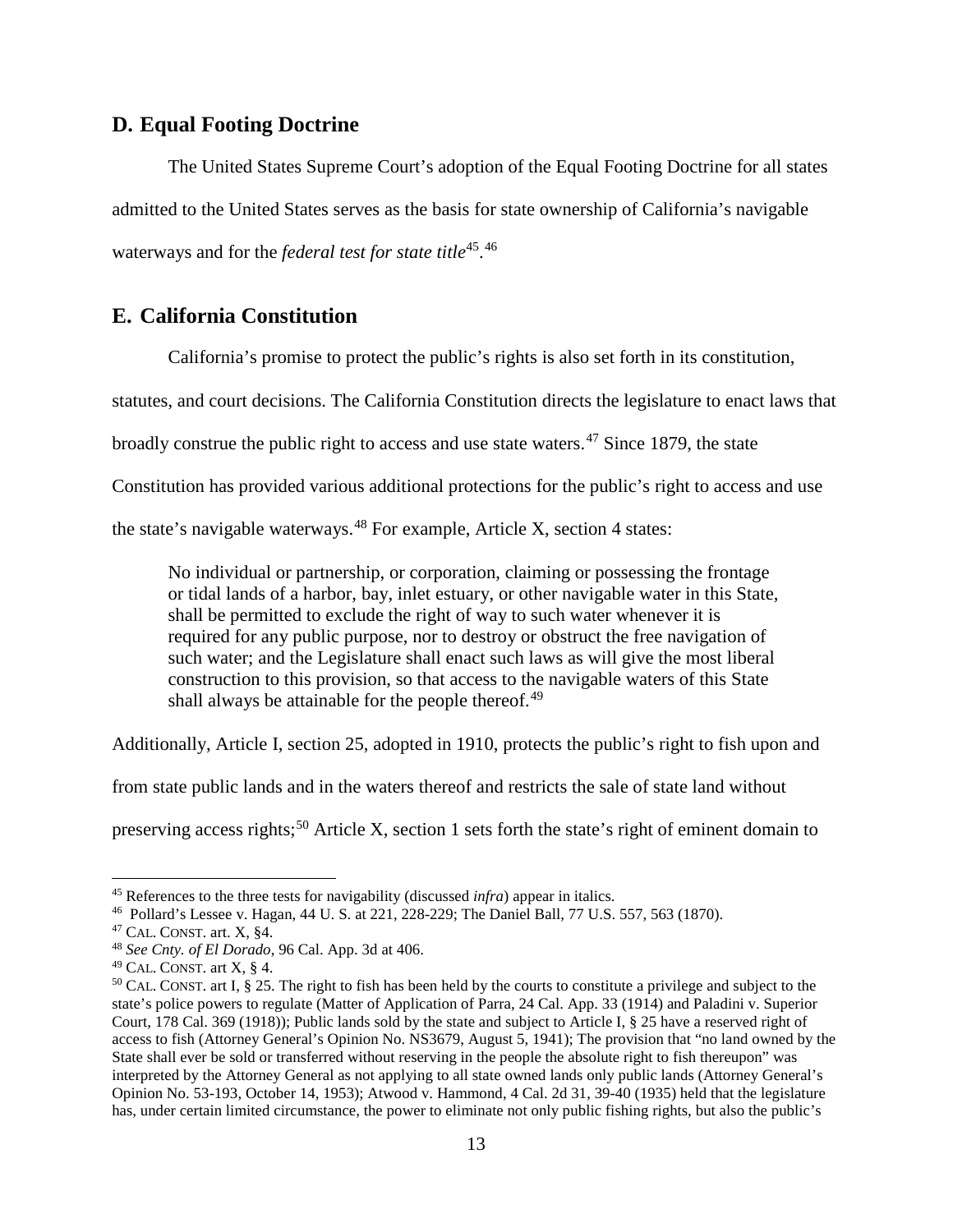## D. Equal Footing Doctrine

The United States Supreme Court's adoption of the Equal Footing Doctrine for all states admitted to the United States serves as the basis for state ownership of California's navigable waterways and for the *federal test for state title*[45].[46]

## E. California Constitution

California's promise to protect the public's rights is also set forth in its constitution, statutes, and court decisions. The California Constitution directs the legislature to enact laws that broadly construe the public right to access and use state waters.[47] Since 1879, the state Constitution has provided various additional protections for the public's right to access and use the state's navigable waterways.[48] For example, Article X, section 4 states:

> No individual or partnership, or corporation, claiming or possessing the frontage or tidal lands of a harbor, bay, inlet estuary, or other navigable water in this State, shall be permitted to exclude the right of way to such water whenever it is required for any public purpose, nor to destroy or obstruct the free navigation of such water; and the Legislature shall enact such laws as will give the most liberal construction to this provision, so that access to the navigable waters of this State shall always be attainable for the people thereof.[49]

Additionally, Article I, section 25, adopted in 1910, protects the public's right to fish upon and from state public lands and in the waters thereof and restricts the sale of state land without preserving access rights;[50] Article X, section 1 sets forth the state's right of eminent domain to

---

[45] References to the three tests for navigability (discussed *infra*) appear in italics.

[46] Pollard's Lessee v. Hagan, 44 U. S. at 221, 228-229; The Daniel Ball, 77 U.S. 557, 563 (1870).

[47] CAL. CONST. art. X, §4.

[48] *See Cnty. of El Dorado*, 96 Cal. App. 3d at 406.

[49] CAL. CONST. art X, § 4.

[50] CAL. CONST. art I, § 25. The right to fish has been held by the courts to constitute a privilege and subject to the state's police powers to regulate (Matter of Application of Parra, 24 Cal. App. 33 (1914) and Paladini v. Superior Court, 178 Cal. 369 (1918)); Public lands sold by the state and subject to Article I, § 25 have a reserved right of access to fish (Attorney General's Opinion No. NS3679, August 5, 1941); The provision that "no land owned by the State shall ever be sold or transferred without reserving in the people the absolute right to fish thereupon" was interpreted by the Attorney General as not applying to all state owned lands only public lands (Attorney General's Opinion No. 53-193, October 14, 1953); Atwood v. Hammond, 4 Cal. 2d 31, 39-40 (1935) held that the legislature has, under certain limited circumstance, the power to eliminate not only public fishing rights, but also the public's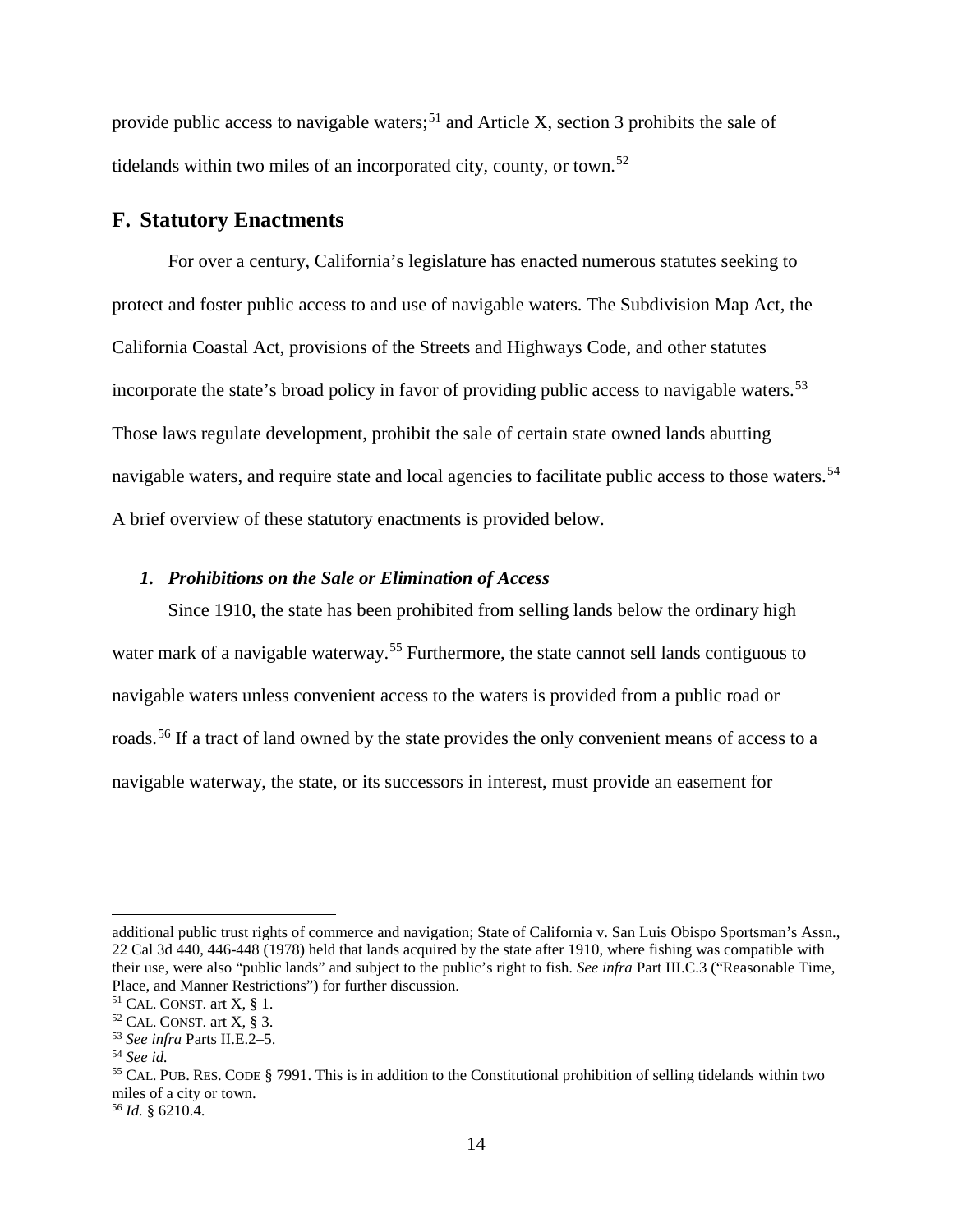provide public access to navigable waters;[51] and Article X, section 3 prohibits the sale of tidelands within two miles of an incorporated city, county, or town.[52]

## F. Statutory Enactments

For over a century, California's legislature has enacted numerous statutes seeking to protect and foster public access to and use of navigable waters. The Subdivision Map Act, the California Coastal Act, provisions of the Streets and Highways Code, and other statutes incorporate the state's broad policy in favor of providing public access to navigable waters.[53] Those laws regulate development, prohibit the sale of certain state owned lands abutting navigable waters, and require state and local agencies to facilitate public access to those waters.[54] A brief overview of these statutory enactments is provided below.

### *1. Prohibitions on the Sale or Elimination of Access*

Since 1910, the state has been prohibited from selling lands below the ordinary high water mark of a navigable waterway.[55] Furthermore, the state cannot sell lands contiguous to navigable waters unless convenient access to the waters is provided from a public road or roads.[56] If a tract of land owned by the state provides the only convenient means of access to a navigable waterway, the state, or its successors in interest, must provide an easement for

---

additional public trust rights of commerce and navigation; State of California v. San Luis Obispo Sportsman's Assn., 22 Cal 3d 440, 446-448 (1978) held that lands acquired by the state after 1910, where fishing was compatible with their use, were also "public lands" and subject to the public's right to fish. *See infra* Part III.C.3 ("Reasonable Time, Place, and Manner Restrictions") for further discussion.

[51] CAL. CONST. art X, § 1.

[52] CAL. CONST. art X, § 3.

[53] *See infra* Parts II.E.2–5.

[54] *See id.*

[55] CAL. PUB. RES. CODE § 7991. This is in addition to the Constitutional prohibition of selling tidelands within two miles of a city or town.

[56] *Id.* § 6210.4.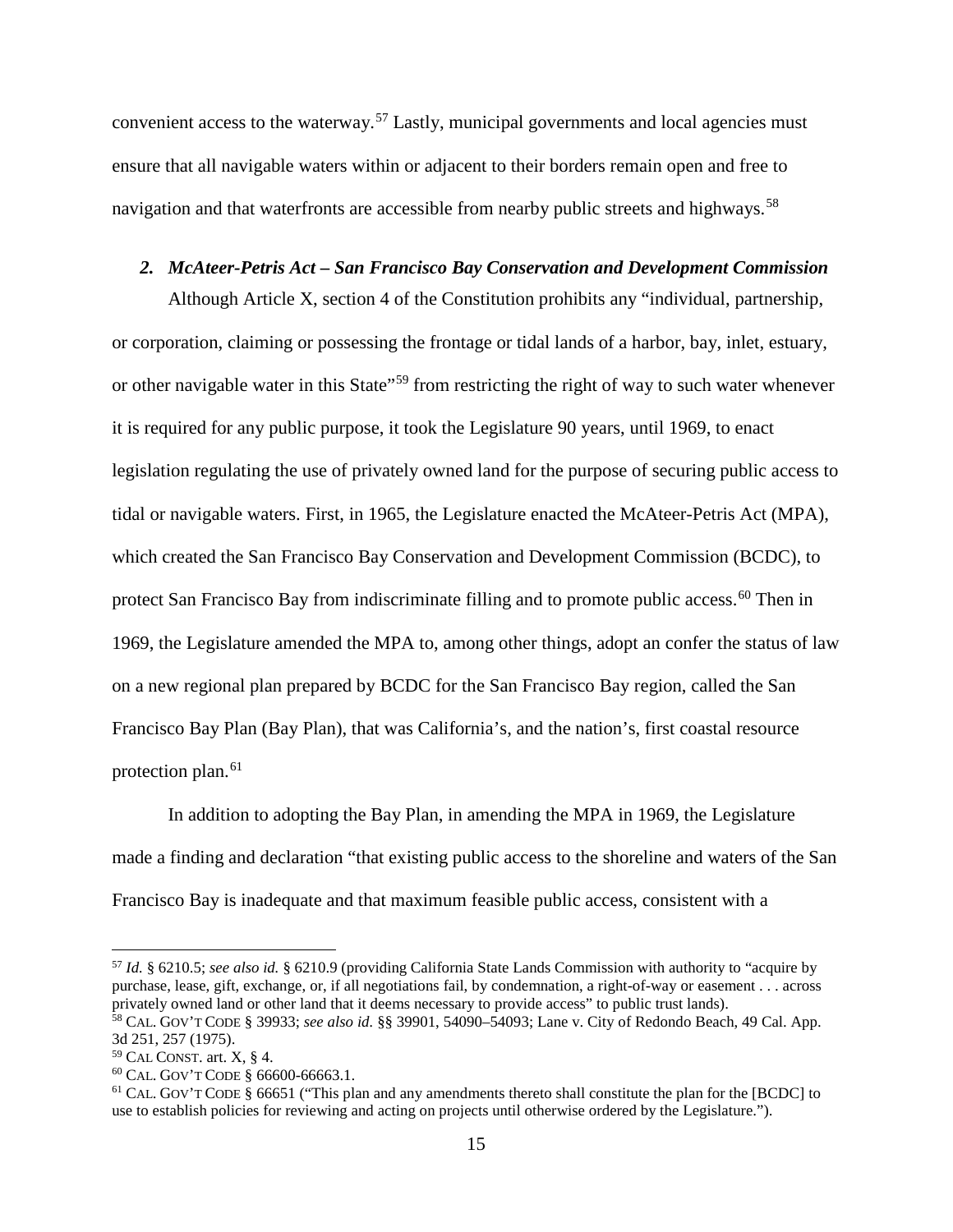convenient access to the waterway.[57] Lastly, municipal governments and local agencies must ensure that all navigable waters within or adjacent to their borders remain open and free to navigation and that waterfronts are accessible from nearby public streets and highways.[58]

### *2. McAteer-Petris Act – San Francisco Bay Conservation and Development Commission*

Although Article X, section 4 of the Constitution prohibits any "individual, partnership, or corporation, claiming or possessing the frontage or tidal lands of a harbor, bay, inlet, estuary, or other navigable water in this State"[59] from restricting the right of way to such water whenever it is required for any public purpose, it took the Legislature 90 years, until 1969, to enact legislation regulating the use of privately owned land for the purpose of securing public access to tidal or navigable waters. First, in 1965, the Legislature enacted the McAteer-Petris Act (MPA), which created the San Francisco Bay Conservation and Development Commission (BCDC), to protect San Francisco Bay from indiscriminate filling and to promote public access.[60] Then in 1969, the Legislature amended the MPA to, among other things, adopt an confer the status of law on a new regional plan prepared by BCDC for the San Francisco Bay region, called the San Francisco Bay Plan (Bay Plan), that was California's, and the nation's, first coastal resource protection plan.[61]

In addition to adopting the Bay Plan, in amending the MPA in 1969, the Legislature made a finding and declaration "that existing public access to the shoreline and waters of the San Francisco Bay is inadequate and that maximum feasible public access, consistent with a

---

[57] *Id.* § 6210.5; *see also id.* § 6210.9 (providing California State Lands Commission with authority to "acquire by purchase, lease, gift, exchange, or, if all negotiations fail, by condemnation, a right-of-way or easement . . . across privately owned land or other land that it deems necessary to provide access" to public trust lands).

[58] CAL. GOV'T CODE § 39933; *see also id.* §§ 39901, 54090–54093; Lane v. City of Redondo Beach, 49 Cal. App. 3d 251, 257 (1975).

[59] CAL CONST. art. X, § 4.

[60] CAL. GOV'T CODE § 66600-66663.1.

[61] CAL. GOV'T CODE § 66651 ("This plan and any amendments thereto shall constitute the plan for the [BCDC] to use to establish policies for reviewing and acting on projects until otherwise ordered by the Legislature.").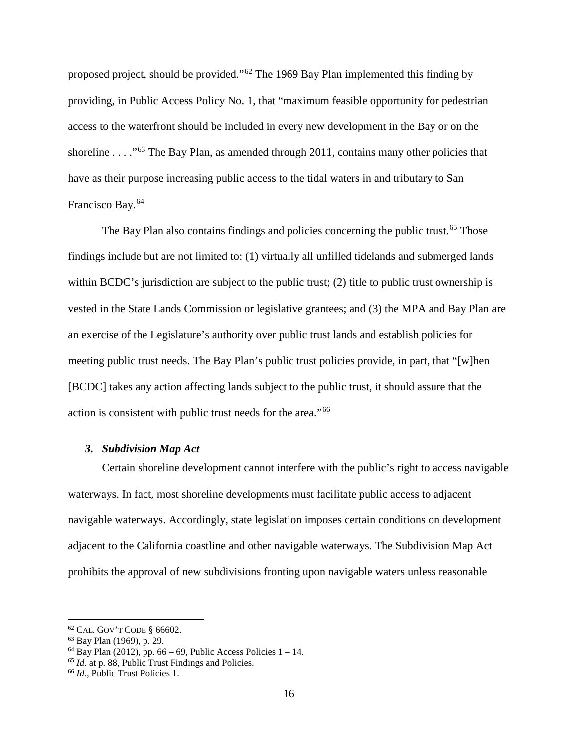proposed project, should be provided."[62] The 1969 Bay Plan implemented this finding by providing, in Public Access Policy No. 1, that "maximum feasible opportunity for pedestrian access to the waterfront should be included in every new development in the Bay or on the shoreline . . . ."[63] The Bay Plan, as amended through 2011, contains many other policies that have as their purpose increasing public access to the tidal waters in and tributary to San Francisco Bay.[64]

The Bay Plan also contains findings and policies concerning the public trust.[65] Those findings include but are not limited to: (1) virtually all unfilled tidelands and submerged lands within BCDC's jurisdiction are subject to the public trust; (2) title to public trust ownership is vested in the State Lands Commission or legislative grantees; and (3) the MPA and Bay Plan are an exercise of the Legislature's authority over public trust lands and establish policies for meeting public trust needs. The Bay Plan's public trust policies provide, in part, that "[w]hen [BCDC] takes any action affecting lands subject to the public trust, it should assure that the action is consistent with public trust needs for the area."[66]

### *3. Subdivision Map Act*

Certain shoreline development cannot interfere with the public's right to access navigable waterways. In fact, most shoreline developments must facilitate public access to adjacent navigable waterways. Accordingly, state legislation imposes certain conditions on development adjacent to the California coastline and other navigable waterways. The Subdivision Map Act prohibits the approval of new subdivisions fronting upon navigable waters unless reasonable

---

[62] CAL. GOV'T CODE § 66602.
[63] Bay Plan (1969), p. 29.
[64] Bay Plan (2012), pp. 66 – 69, Public Access Policies 1 – 14.
[65] *Id.* at p. 88, Public Trust Findings and Policies.
[66] *Id.*, Public Trust Policies 1.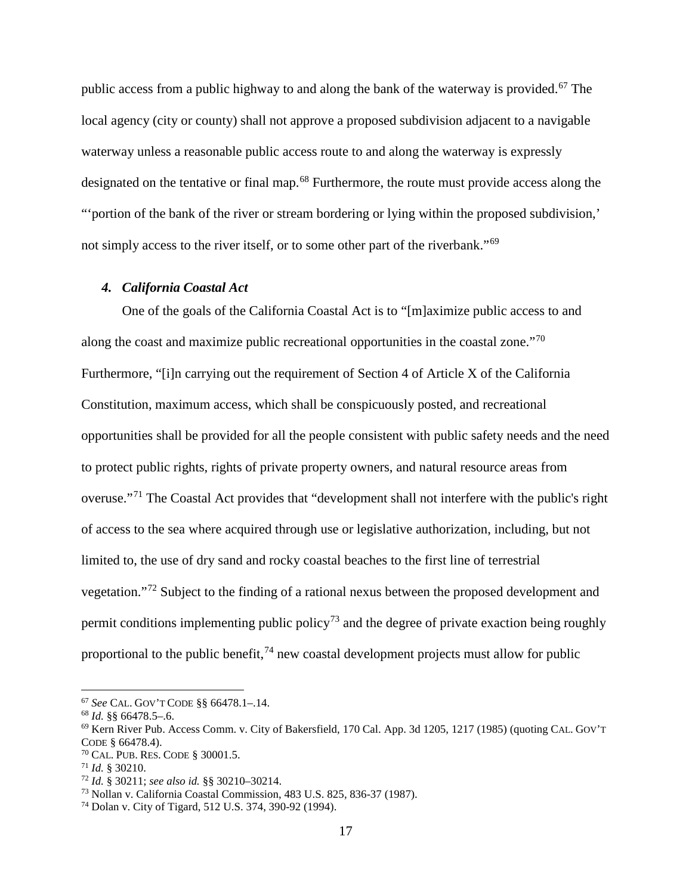public access from a public highway to and along the bank of the waterway is provided.[67] The local agency (city or county) shall not approve a proposed subdivision adjacent to a navigable waterway unless a reasonable public access route to and along the waterway is expressly designated on the tentative or final map.[68] Furthermore, the route must provide access along the "'portion of the bank of the river or stream bordering or lying within the proposed subdivision,' not simply access to the river itself, or to some other part of the riverbank."[69]

#### *4. California Coastal Act*

One of the goals of the California Coastal Act is to "[m]aximize public access to and along the coast and maximize public recreational opportunities in the coastal zone."[70] Furthermore, "[i]n carrying out the requirement of Section 4 of Article X of the California Constitution, maximum access, which shall be conspicuously posted, and recreational opportunities shall be provided for all the people consistent with public safety needs and the need to protect public rights, rights of private property owners, and natural resource areas from overuse."[71] The Coastal Act provides that "development shall not interfere with the public's right of access to the sea where acquired through use or legislative authorization, including, but not limited to, the use of dry sand and rocky coastal beaches to the first line of terrestrial vegetation."[72] Subject to the finding of a rational nexus between the proposed development and permit conditions implementing public policy[73] and the degree of private exaction being roughly proportional to the public benefit,[74] new coastal development projects must allow for public

---

[67] *See* CAL. GOV'T CODE §§ 66478.1–.14.

[68] *Id.* §§ 66478.5–.6.

[69] Kern River Pub. Access Comm. v. City of Bakersfield, 170 Cal. App. 3d 1205, 1217 (1985) (quoting CAL. GOV'T CODE § 66478.4).

[70] CAL. PUB. RES. CODE § 30001.5.

[71] *Id.* § 30210.

[72] *Id.* § 30211; *see also id.* §§ 30210–30214.

[73] Nollan v. California Coastal Commission, 483 U.S. 825, 836-37 (1987).

[74] Dolan v. City of Tigard, 512 U.S. 374, 390-92 (1994).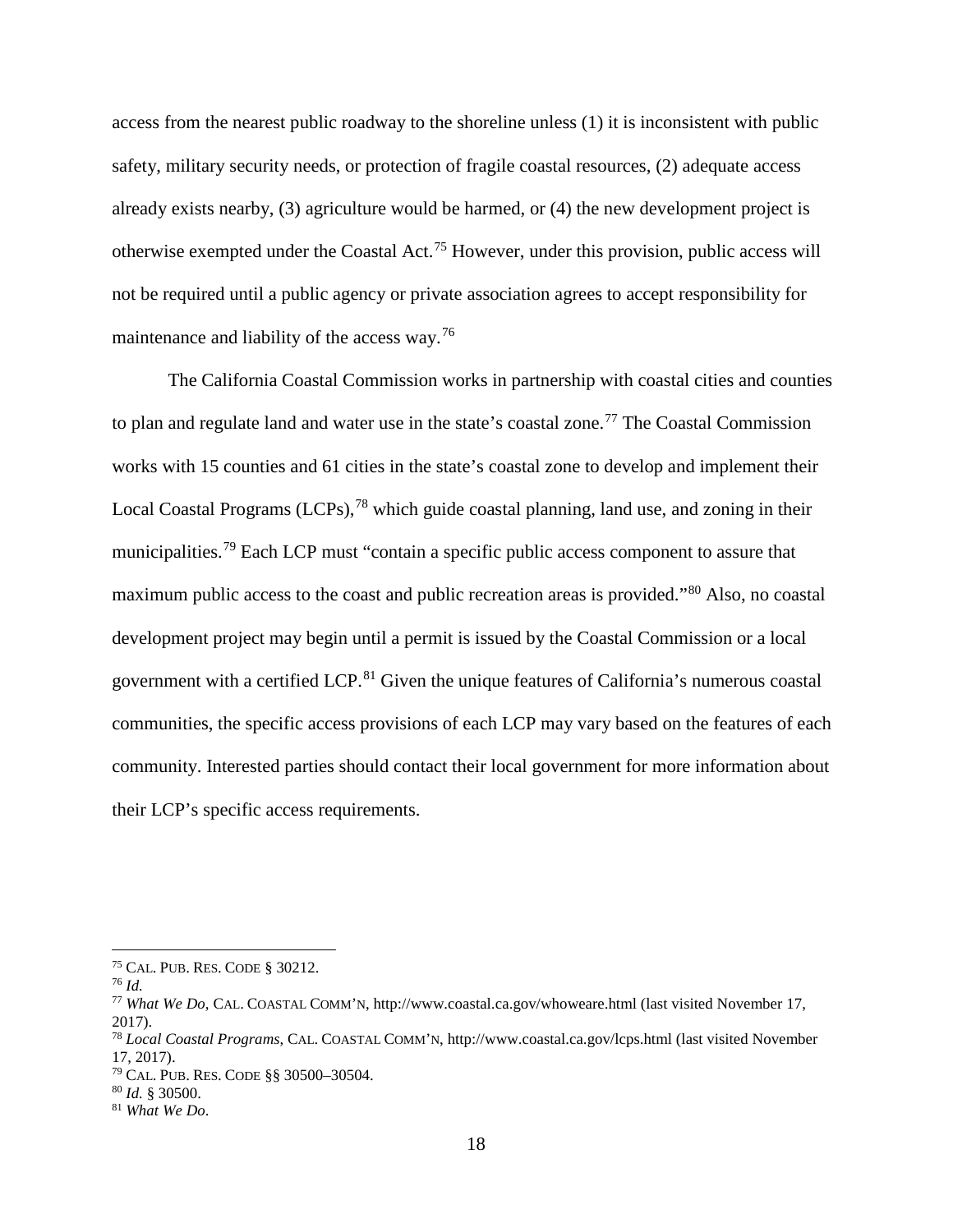access from the nearest public roadway to the shoreline unless (1) it is inconsistent with public safety, military security needs, or protection of fragile coastal resources, (2) adequate access already exists nearby, (3) agriculture would be harmed, or (4) the new development project is otherwise exempted under the Coastal Act.[75] However, under this provision, public access will not be required until a public agency or private association agrees to accept responsibility for maintenance and liability of the access way.[76]

The California Coastal Commission works in partnership with coastal cities and counties to plan and regulate land and water use in the state's coastal zone.[77] The Coastal Commission works with 15 counties and 61 cities in the state's coastal zone to develop and implement their Local Coastal Programs (LCPs),[78] which guide coastal planning, land use, and zoning in their municipalities.[79] Each LCP must "contain a specific public access component to assure that maximum public access to the coast and public recreation areas is provided."[80] Also, no coastal development project may begin until a permit is issued by the Coastal Commission or a local government with a certified LCP.[81] Given the unique features of California's numerous coastal communities, the specific access provisions of each LCP may vary based on the features of each community. Interested parties should contact their local government for more information about their LCP's specific access requirements.

---

[75] CAL. PUB. RES. CODE § 30212.

[76] *Id.*

[77] *What We Do*, CAL. COASTAL COMM'N, http://www.coastal.ca.gov/whoweare.html (last visited November 17, 2017).

[78] *Local Coastal Programs*, CAL. COASTAL COMM'N, http://www.coastal.ca.gov/lcps.html (last visited November 17, 2017).

[79] CAL. PUB. RES. CODE §§ 30500–30504.

[80] *Id.* § 30500.

[81] *What We Do*.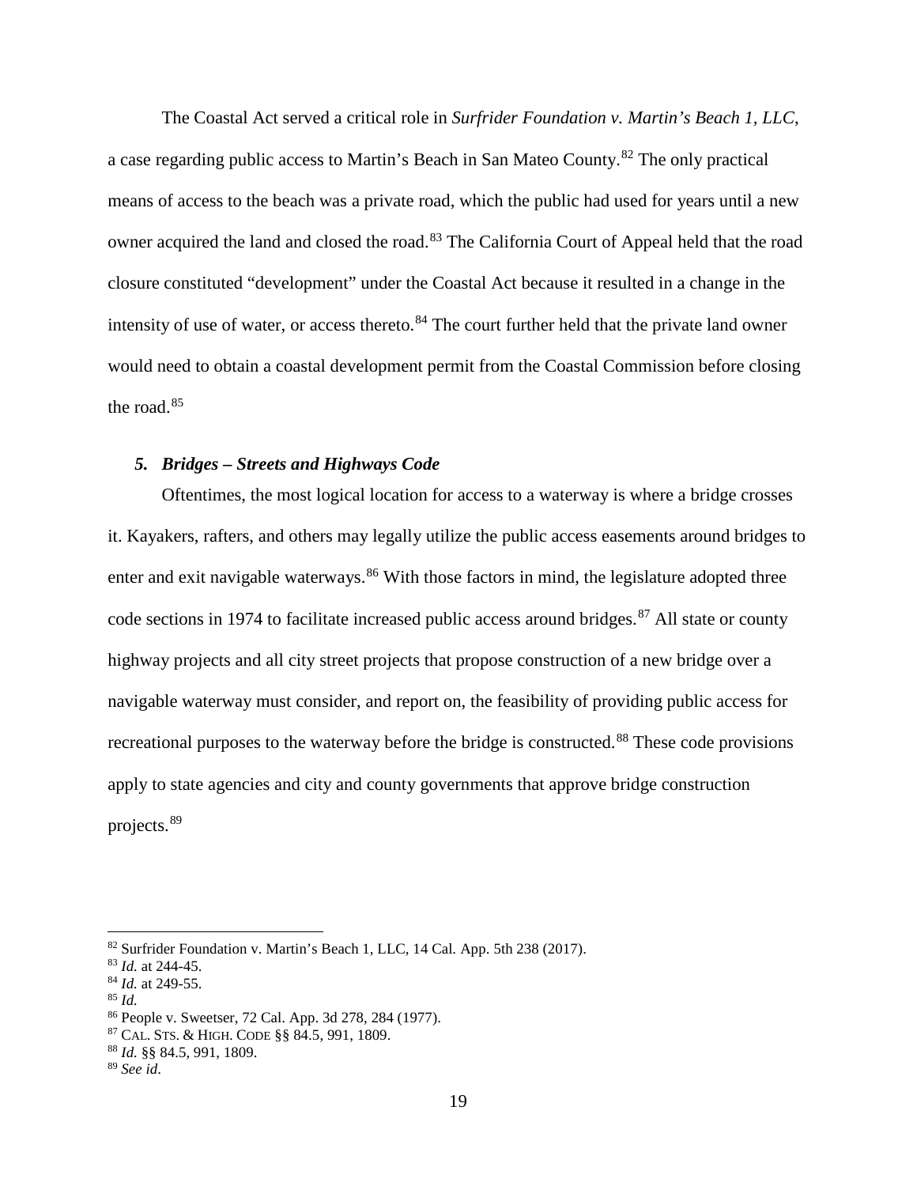The Coastal Act served a critical role in *Surfrider Foundation v. Martin's Beach 1, LLC*, a case regarding public access to Martin's Beach in San Mateo County.[82] The only practical means of access to the beach was a private road, which the public had used for years until a new owner acquired the land and closed the road.[83] The California Court of Appeal held that the road closure constituted "development" under the Coastal Act because it resulted in a change in the intensity of use of water, or access thereto.[84] The court further held that the private land owner would need to obtain a coastal development permit from the Coastal Commission before closing the road.[85]

### *5. Bridges – Streets and Highways Code*

Oftentimes, the most logical location for access to a waterway is where a bridge crosses it. Kayakers, rafters, and others may legally utilize the public access easements around bridges to enter and exit navigable waterways.[86] With those factors in mind, the legislature adopted three code sections in 1974 to facilitate increased public access around bridges.[87] All state or county highway projects and all city street projects that propose construction of a new bridge over a navigable waterway must consider, and report on, the feasibility of providing public access for recreational purposes to the waterway before the bridge is constructed.[88] These code provisions apply to state agencies and city and county governments that approve bridge construction projects.[89]

---

[82] Surfrider Foundation v. Martin's Beach 1, LLC, 14 Cal. App. 5th 238 (2017).
[83] *Id.* at 244-45.
[84] *Id.* at 249-55.
[85] *Id.*
[86] People v. Sweetser, 72 Cal. App. 3d 278, 284 (1977).
[87] CAL. STS. & HIGH. CODE §§ 84.5, 991, 1809.
[88] *Id.* §§ 84.5, 991, 1809.
[89] *See id*.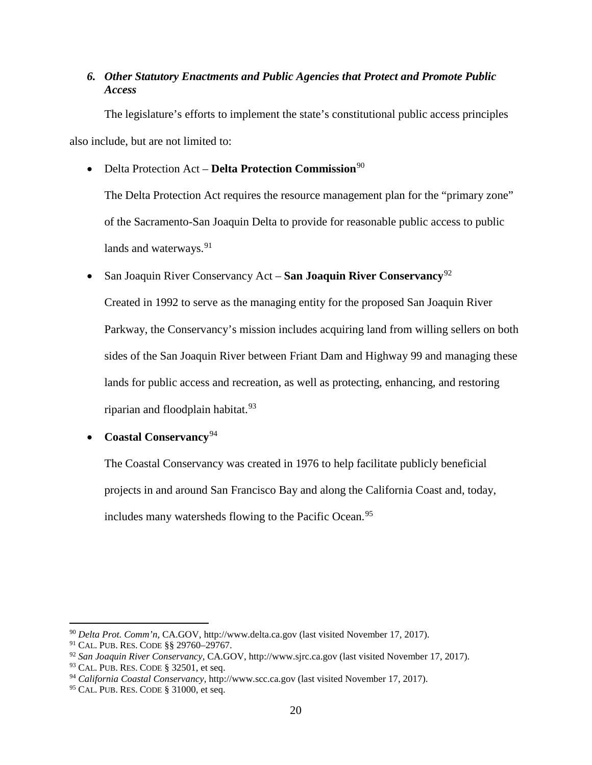### 6. *Other Statutory Enactments and Public Agencies that Protect and Promote Public Access*

The legislature's efforts to implement the state's constitutional public access principles also include, but are not limited to:

- Delta Protection Act – **Delta Protection Commission**[90]

  The Delta Protection Act requires the resource management plan for the "primary zone" of the Sacramento-San Joaquin Delta to provide for reasonable public access to public lands and waterways.[91]

- San Joaquin River Conservancy Act – **San Joaquin River Conservancy**[92]

  Created in 1992 to serve as the managing entity for the proposed San Joaquin River Parkway, the Conservancy's mission includes acquiring land from willing sellers on both sides of the San Joaquin River between Friant Dam and Highway 99 and managing these lands for public access and recreation, as well as protecting, enhancing, and restoring riparian and floodplain habitat.[93]

- **Coastal Conservancy**[94]

  The Coastal Conservancy was created in 1976 to help facilitate publicly beneficial projects in and around San Francisco Bay and along the California Coast and, today, includes many watersheds flowing to the Pacific Ocean.[95]

---

[90] *Delta Prot. Comm'n*, CA.GOV, http://www.delta.ca.gov (last visited November 17, 2017).

[91] CAL. PUB. RES. CODE §§ 29760–29767.

[92] *San Joaquin River Conservancy*, CA.GOV, http://www.sjrc.ca.gov (last visited November 17, 2017).

[93] CAL. PUB. RES. CODE § 32501, et seq.

[94] *California Coastal Conservancy*, http://www.scc.ca.gov (last visited November 17, 2017).

[95] CAL. PUB. RES. CODE § 31000, et seq.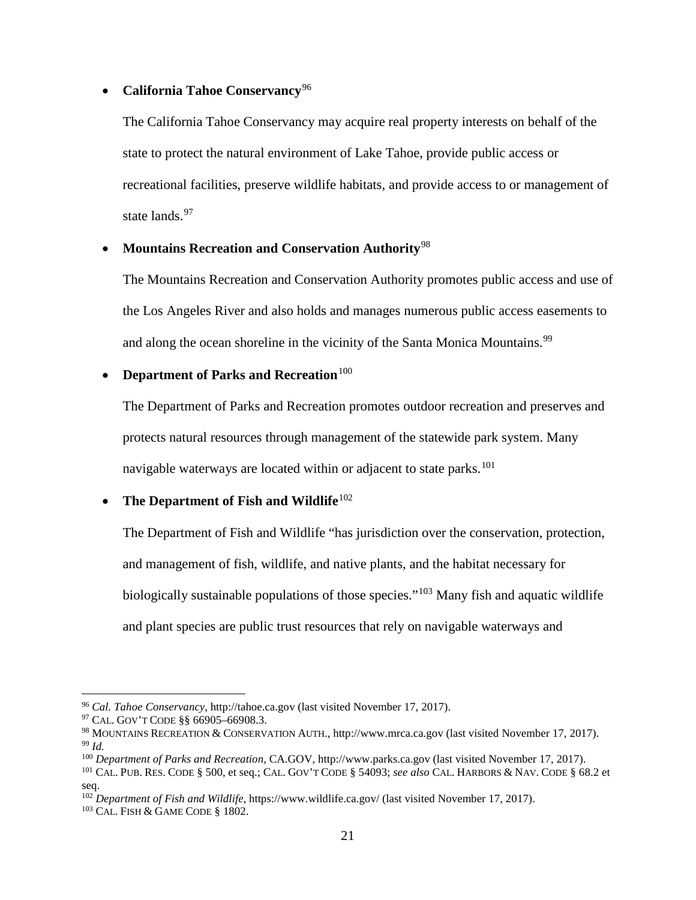- **California Tahoe Conservancy**[96]

  The California Tahoe Conservancy may acquire real property interests on behalf of the state to protect the natural environment of Lake Tahoe, provide public access or recreational facilities, preserve wildlife habitats, and provide access to or management of state lands.[97]

- **Mountains Recreation and Conservation Authority**[98]

  The Mountains Recreation and Conservation Authority promotes public access and use of the Los Angeles River and also holds and manages numerous public access easements to and along the ocean shoreline in the vicinity of the Santa Monica Mountains.[99]

- **Department of Parks and Recreation**[100]

  The Department of Parks and Recreation promotes outdoor recreation and preserves and protects natural resources through management of the statewide park system. Many navigable waterways are located within or adjacent to state parks.[101]

- **The Department of Fish and Wildlife**[102]

  The Department of Fish and Wildlife "has jurisdiction over the conservation, protection, and management of fish, wildlife, and native plants, and the habitat necessary for biologically sustainable populations of those species."[103] Many fish and aquatic wildlife and plant species are public trust resources that rely on navigable waterways and

---

[96] *Cal. Tahoe Conservancy*, http://tahoe.ca.gov (last visited November 17, 2017).

[97] CAL. GOV'T CODE §§ 66905–66908.3.

[98] MOUNTAINS RECREATION & CONSERVATION AUTH., http://www.mrca.ca.gov (last visited November 17, 2017).

[99] *Id.*

[100] *Department of Parks and Recreation,* CA.GOV, http://www.parks.ca.gov (last visited November 17, 2017).

[101] CAL. PUB. RES. CODE § 500, et seq.; CAL. GOV'T CODE § 54093; *see also* CAL. HARBORS & NAV. CODE § 68.2 et seq.

[102] *Department of Fish and Wildlife,* https://www.wildlife.ca.gov/ (last visited November 17, 2017).

[103] CAL. FISH & GAME CODE § 1802.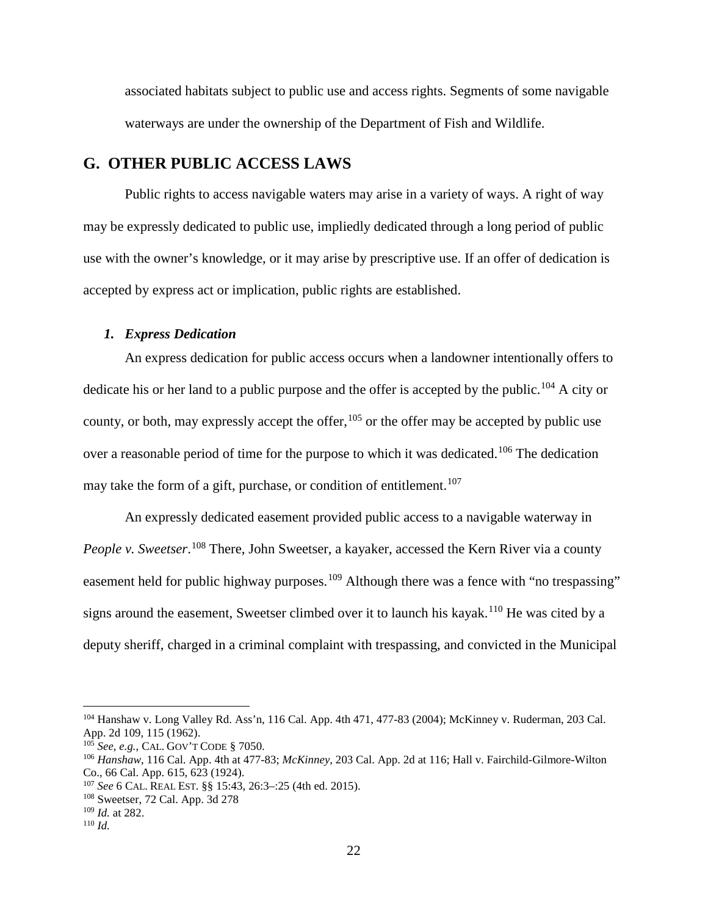associated habitats subject to public use and access rights. Segments of some navigable waterways are under the ownership of the Department of Fish and Wildlife.

## G. OTHER PUBLIC ACCESS LAWS

Public rights to access navigable waters may arise in a variety of ways. A right of way may be expressly dedicated to public use, impliedly dedicated through a long period of public use with the owner's knowledge, or it may arise by prescriptive use. If an offer of dedication is accepted by express act or implication, public rights are established.

### *1. Express Dedication*

An express dedication for public access occurs when a landowner intentionally offers to dedicate his or her land to a public purpose and the offer is accepted by the public.[104] A city or county, or both, may expressly accept the offer,[105] or the offer may be accepted by public use over a reasonable period of time for the purpose to which it was dedicated.[106] The dedication may take the form of a gift, purchase, or condition of entitlement.[107]

An expressly dedicated easement provided public access to a navigable waterway in *People v. Sweetser*.[108] There, John Sweetser, a kayaker, accessed the Kern River via a county easement held for public highway purposes.[109] Although there was a fence with "no trespassing" signs around the easement, Sweetser climbed over it to launch his kayak.[110] He was cited by a deputy sheriff, charged in a criminal complaint with trespassing, and convicted in the Municipal

---

[104] Hanshaw v. Long Valley Rd. Ass'n, 116 Cal. App. 4th 471, 477-83 (2004); McKinney v. Ruderman, 203 Cal. App. 2d 109, 115 (1962).

[105] *See, e.g.*, CAL. GOV'T CODE § 7050.

[106] *Hanshaw*, 116 Cal. App. 4th at 477-83; *McKinney*, 203 Cal. App. 2d at 116; Hall v. Fairchild-Gilmore-Wilton Co., 66 Cal. App. 615, 623 (1924).

[107] *See* 6 CAL. REAL EST. §§ 15:43, 26:3–:25 (4th ed. 2015).

[108] Sweetser, 72 Cal. App. 3d 278

[109] *Id.* at 282.

[110] *Id.*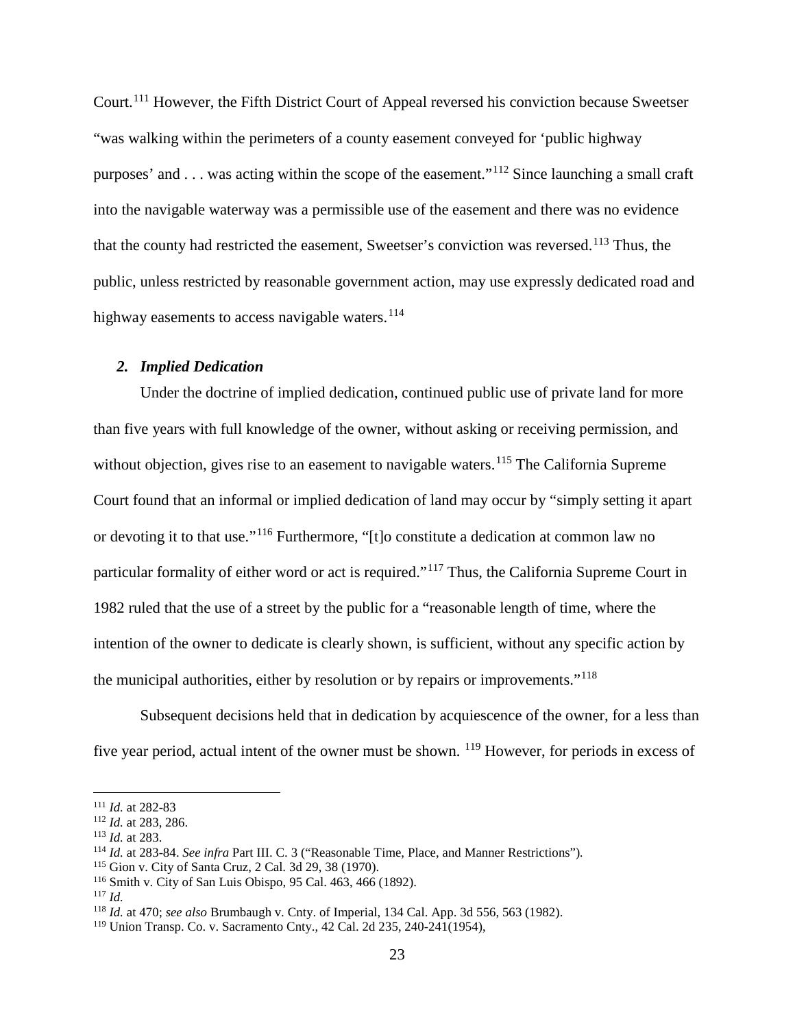Court.[111] However, the Fifth District Court of Appeal reversed his conviction because Sweetser "was walking within the perimeters of a county easement conveyed for 'public highway purposes' and . . . was acting within the scope of the easement."[112] Since launching a small craft into the navigable waterway was a permissible use of the easement and there was no evidence that the county had restricted the easement, Sweetser's conviction was reversed.[113] Thus, the public, unless restricted by reasonable government action, may use expressly dedicated road and highway easements to access navigable waters.[114]

### *2. Implied Dedication*

Under the doctrine of implied dedication, continued public use of private land for more than five years with full knowledge of the owner, without asking or receiving permission, and without objection, gives rise to an easement to navigable waters.[115] The California Supreme Court found that an informal or implied dedication of land may occur by "simply setting it apart or devoting it to that use."[116] Furthermore, "[t]o constitute a dedication at common law no particular formality of either word or act is required."[117] Thus, the California Supreme Court in 1982 ruled that the use of a street by the public for a "reasonable length of time, where the intention of the owner to dedicate is clearly shown, is sufficient, without any specific action by the municipal authorities, either by resolution or by repairs or improvements."[118]

Subsequent decisions held that in dedication by acquiescence of the owner, for a less than five year period, actual intent of the owner must be shown. [119] However, for periods in excess of

---

[111] *Id.* at 282-83

[112] *Id.* at 283, 286.

[113] *Id.* at 283.

[114] *Id.* at 283-84. *See infra* Part III. C. 3 ("Reasonable Time, Place, and Manner Restrictions").

[115] Gion v. City of Santa Cruz, 2 Cal. 3d 29, 38 (1970).

[116] Smith v. City of San Luis Obispo, 95 Cal. 463, 466 (1892).

[117] *Id.*

[118] *Id.* at 470; *see also* Brumbaugh v. Cnty. of Imperial, 134 Cal. App. 3d 556, 563 (1982).

[119] Union Transp. Co. v. Sacramento Cnty., 42 Cal. 2d 235, 240-241(1954),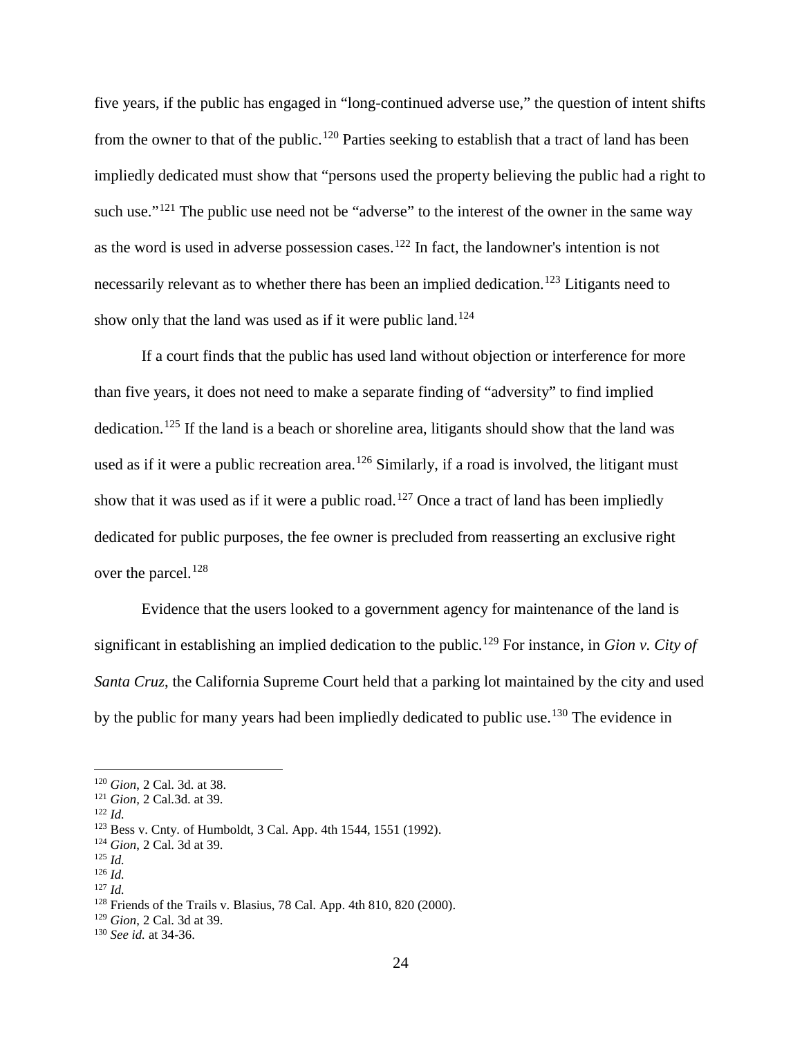five years, if the public has engaged in "long-continued adverse use," the question of intent shifts from the owner to that of the public.[120] Parties seeking to establish that a tract of land has been impliedly dedicated must show that "persons used the property believing the public had a right to such use."[121] The public use need not be "adverse" to the interest of the owner in the same way as the word is used in adverse possession cases.[122] In fact, the landowner's intention is not necessarily relevant as to whether there has been an implied dedication.[123] Litigants need to show only that the land was used as if it were public land.[124]

If a court finds that the public has used land without objection or interference for more than five years, it does not need to make a separate finding of "adversity" to find implied dedication.[125] If the land is a beach or shoreline area, litigants should show that the land was used as if it were a public recreation area.[126] Similarly, if a road is involved, the litigant must show that it was used as if it were a public road.[127] Once a tract of land has been impliedly dedicated for public purposes, the fee owner is precluded from reasserting an exclusive right over the parcel.[128]

Evidence that the users looked to a government agency for maintenance of the land is significant in establishing an implied dedication to the public.[129] For instance, in *Gion v. City of Santa Cruz*, the California Supreme Court held that a parking lot maintained by the city and used by the public for many years had been impliedly dedicated to public use.[130] The evidence in

---

[120] *Gion*, 2 Cal. 3d. at 38.
[121] *Gion*, 2 Cal.3d. at 39.
[122] *Id.*
[123] Bess v. Cnty. of Humboldt, 3 Cal. App. 4th 1544, 1551 (1992).
[124] *Gion*, 2 Cal. 3d at 39.
[125] *Id.*
[126] *Id.*
[127] *Id.*
[128] Friends of the Trails v. Blasius, 78 Cal. App. 4th 810, 820 (2000).
[129] *Gion*, 2 Cal. 3d at 39.
[130] *See id.* at 34-36.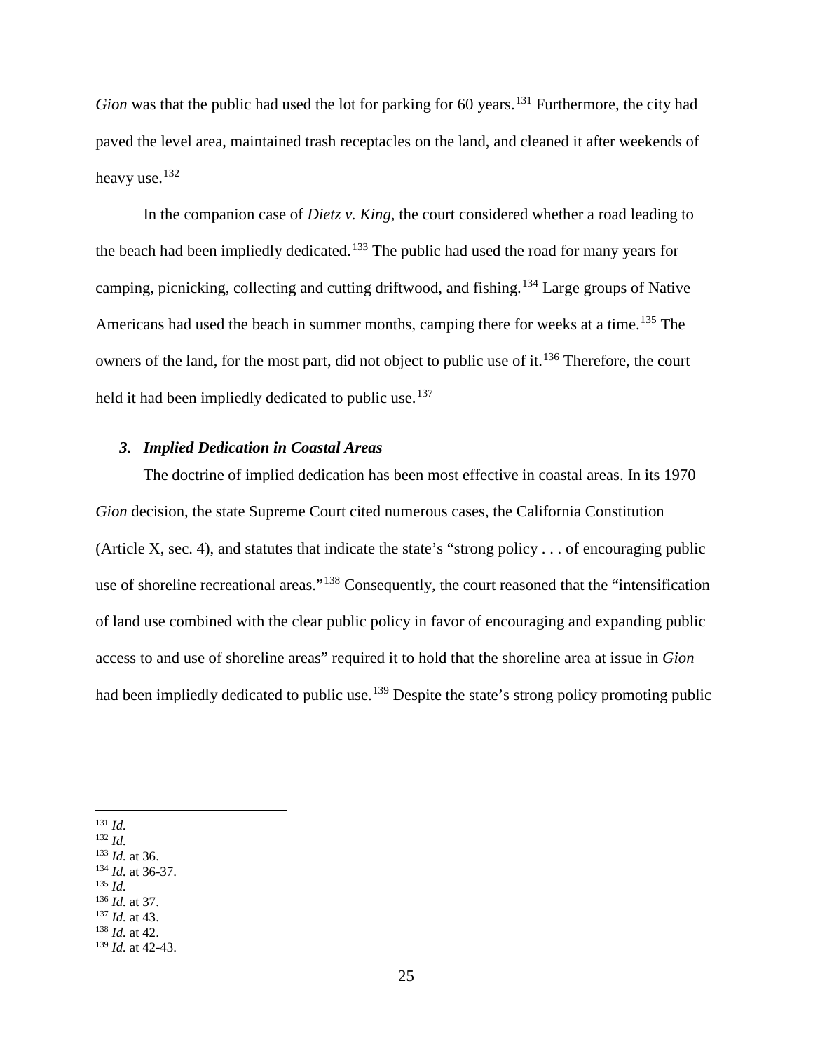*Gion* was that the public had used the lot for parking for 60 years.[131] Furthermore, the city had paved the level area, maintained trash receptacles on the land, and cleaned it after weekends of heavy use.[132]

In the companion case of *Dietz v. King*, the court considered whether a road leading to the beach had been impliedly dedicated.[133] The public had used the road for many years for camping, picnicking, collecting and cutting driftwood, and fishing.[134] Large groups of Native Americans had used the beach in summer months, camping there for weeks at a time.[135] The owners of the land, for the most part, did not object to public use of it.[136] Therefore, the court held it had been impliedly dedicated to public use.[137]

### *3. Implied Dedication in Coastal Areas*

The doctrine of implied dedication has been most effective in coastal areas. In its 1970 *Gion* decision, the state Supreme Court cited numerous cases, the California Constitution (Article X, sec. 4), and statutes that indicate the state's "strong policy . . . of encouraging public use of shoreline recreational areas."[138] Consequently, the court reasoned that the "intensification of land use combined with the clear public policy in favor of encouraging and expanding public access to and use of shoreline areas" required it to hold that the shoreline area at issue in *Gion* had been impliedly dedicated to public use.[139] Despite the state's strong policy promoting public

---

[131] *Id.*
[132] *Id.*
[133] *Id.* at 36.
[134] *Id.* at 36-37.
[135] *Id.*
[136] *Id.* at 37.
[137] *Id.* at 43.
[138] *Id.* at 42.
[139] *Id.* at 42-43.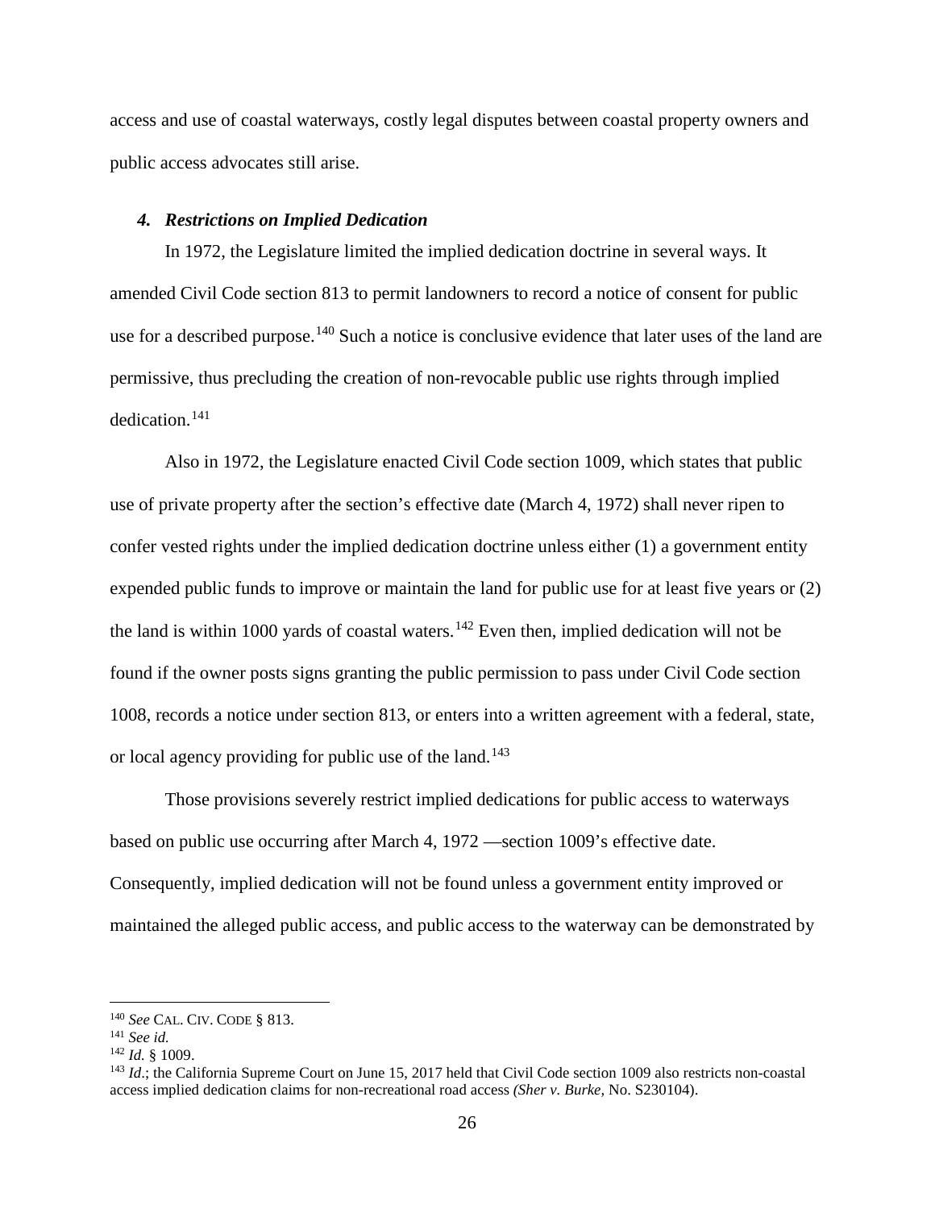access and use of coastal waterways, costly legal disputes between coastal property owners and public access advocates still arise.

#### *4. Restrictions on Implied Dedication*

In 1972, the Legislature limited the implied dedication doctrine in several ways. It amended Civil Code section 813 to permit landowners to record a notice of consent for public use for a described purpose.[140] Such a notice is conclusive evidence that later uses of the land are permissive, thus precluding the creation of non-revocable public use rights through implied dedication.[141]

Also in 1972, the Legislature enacted Civil Code section 1009, which states that public use of private property after the section's effective date (March 4, 1972) shall never ripen to confer vested rights under the implied dedication doctrine unless either (1) a government entity expended public funds to improve or maintain the land for public use for at least five years or (2) the land is within 1000 yards of coastal waters.[142] Even then, implied dedication will not be found if the owner posts signs granting the public permission to pass under Civil Code section 1008, records a notice under section 813, or enters into a written agreement with a federal, state, or local agency providing for public use of the land.[143]

Those provisions severely restrict implied dedications for public access to waterways based on public use occurring after March 4, 1972 —section 1009's effective date. Consequently, implied dedication will not be found unless a government entity improved or maintained the alleged public access, and public access to the waterway can be demonstrated by

---

[140] *See* CAL. CIV. CODE § 813.

[141] *See id.*

[142] *Id.* § 1009.

[143] *Id*.; the California Supreme Court on June 15, 2017 held that Civil Code section 1009 also restricts non-coastal access implied dedication claims for non-recreational road access *(Sher v. Burke,* No. S230104).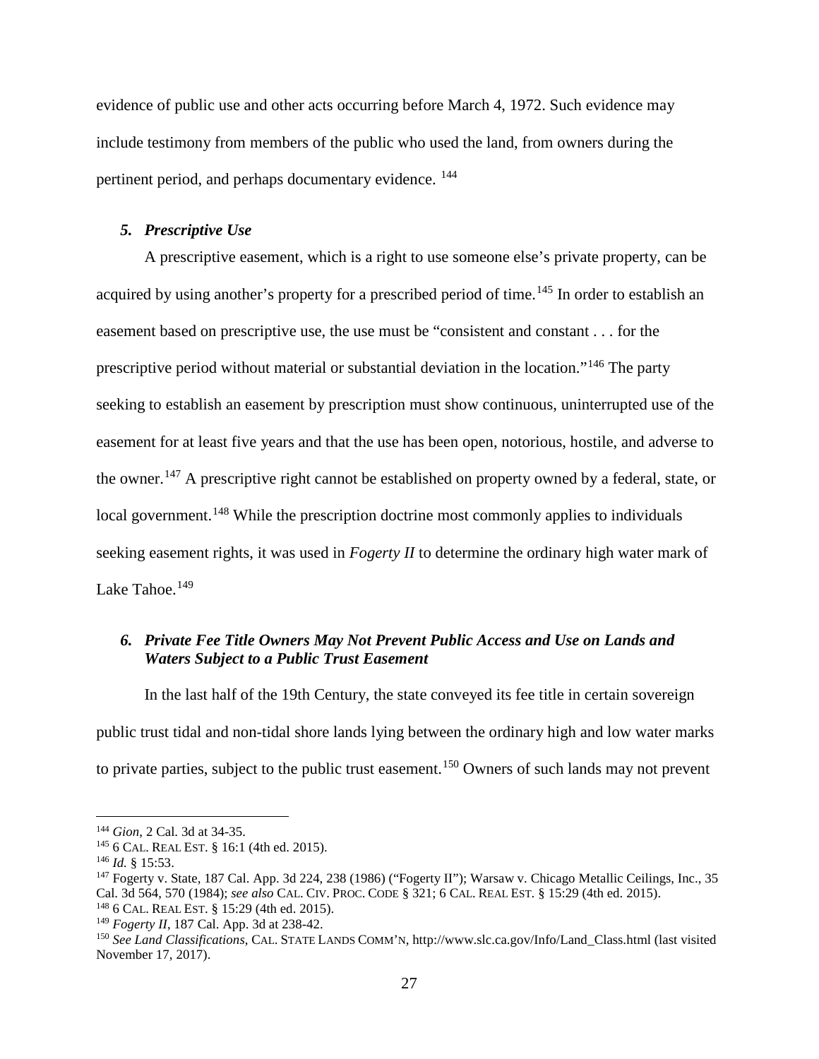evidence of public use and other acts occurring before March 4, 1972. Such evidence may include testimony from members of the public who used the land, from owners during the pertinent period, and perhaps documentary evidence. [144]

### *5. Prescriptive Use*

A prescriptive easement, which is a right to use someone else's private property, can be acquired by using another's property for a prescribed period of time.[145] In order to establish an easement based on prescriptive use, the use must be "consistent and constant . . . for the prescriptive period without material or substantial deviation in the location."[146] The party seeking to establish an easement by prescription must show continuous, uninterrupted use of the easement for at least five years and that the use has been open, notorious, hostile, and adverse to the owner.[147] A prescriptive right cannot be established on property owned by a federal, state, or local government.[148] While the prescription doctrine most commonly applies to individuals seeking easement rights, it was used in *Fogerty II* to determine the ordinary high water mark of Lake Tahoe.[149]

### *6. Private Fee Title Owners May Not Prevent Public Access and Use on Lands and Waters Subject to a Public Trust Easement*

In the last half of the 19th Century, the state conveyed its fee title in certain sovereign public trust tidal and non-tidal shore lands lying between the ordinary high and low water marks to private parties, subject to the public trust easement.[150] Owners of such lands may not prevent

---

[144] *Gion*, 2 Cal. 3d at 34-35.

[145] 6 CAL. REAL EST. § 16:1 (4th ed. 2015).

[146] *Id.* § 15:53.

[147] Fogerty v. State, 187 Cal. App. 3d 224, 238 (1986) ("Fogerty II"); Warsaw v. Chicago Metallic Ceilings, Inc., 35 Cal. 3d 564, 570 (1984); *see also* CAL. CIV. PROC. CODE § 321; 6 CAL. REAL EST. § 15:29 (4th ed. 2015).

[148] 6 CAL. REAL EST. § 15:29 (4th ed. 2015).

[149] *Fogerty II*, 187 Cal. App. 3d at 238-42.

[150] *See Land Classifications*, CAL. STATE LANDS COMM'N, http://www.slc.ca.gov/Info/Land_Class.html (last visited November 17, 2017).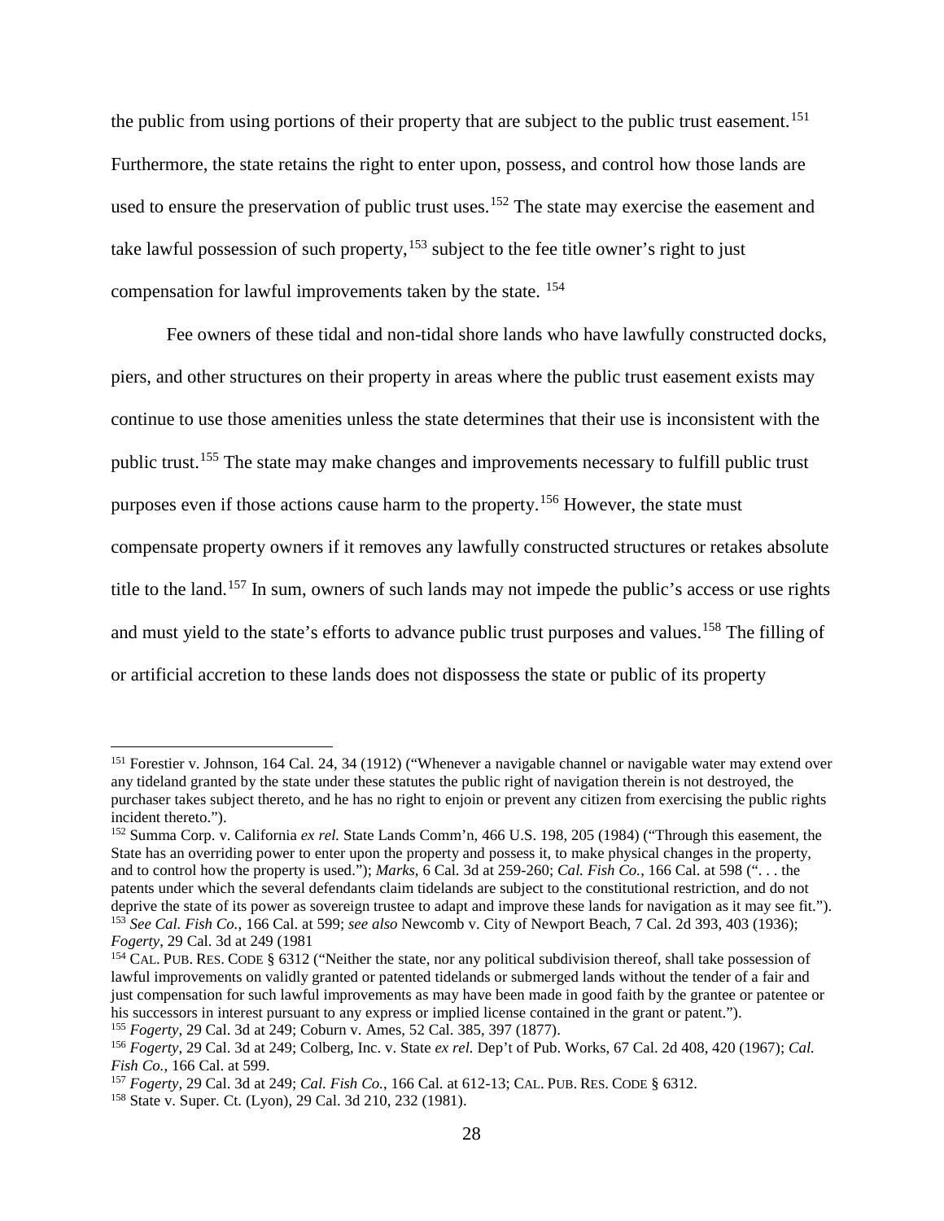the public from using portions of their property that are subject to the public trust easement.[151] Furthermore, the state retains the right to enter upon, possess, and control how those lands are used to ensure the preservation of public trust uses.[152] The state may exercise the easement and take lawful possession of such property,[153] subject to the fee title owner's right to just compensation for lawful improvements taken by the state. [154]

Fee owners of these tidal and non-tidal shore lands who have lawfully constructed docks, piers, and other structures on their property in areas where the public trust easement exists may continue to use those amenities unless the state determines that their use is inconsistent with the public trust.[155] The state may make changes and improvements necessary to fulfill public trust purposes even if those actions cause harm to the property.[156] However, the state must compensate property owners if it removes any lawfully constructed structures or retakes absolute title to the land.[157] In sum, owners of such lands may not impede the public's access or use rights and must yield to the state's efforts to advance public trust purposes and values.[158] The filling of or artificial accretion to these lands does not dispossess the state or public of its property

---

[151] Forestier v. Johnson, 164 Cal. 24, 34 (1912) ("Whenever a navigable channel or navigable water may extend over any tideland granted by the state under these statutes the public right of navigation therein is not destroyed, the purchaser takes subject thereto, and he has no right to enjoin or prevent any citizen from exercising the public rights incident thereto.").

[152] Summa Corp. v. California *ex rel.* State Lands Comm'n, 466 U.S. 198, 205 (1984) ("Through this easement, the State has an overriding power to enter upon the property and possess it, to make physical changes in the property, and to control how the property is used."); *Marks*, 6 Cal. 3d at 259-260; *Cal. Fish Co.*, 166 Cal. at 598 (". . . the patents under which the several defendants claim tidelands are subject to the constitutional restriction, and do not deprive the state of its power as sovereign trustee to adapt and improve these lands for navigation as it may see fit.").

[153] *See Cal. Fish Co.*, 166 Cal. at 599; *see also* Newcomb v. City of Newport Beach, 7 Cal. 2d 393, 403 (1936); *Fogerty*, 29 Cal. 3d at 249 (1981

[154] CAL. PUB. RES. CODE § 6312 ("Neither the state, nor any political subdivision thereof, shall take possession of lawful improvements on validly granted or patented tidelands or submerged lands without the tender of a fair and just compensation for such lawful improvements as may have been made in good faith by the grantee or patentee or his successors in interest pursuant to any express or implied license contained in the grant or patent.").

[155] *Fogerty*, 29 Cal. 3d at 249; Coburn v. Ames, 52 Cal. 385, 397 (1877).

[156] *Fogerty*, 29 Cal. 3d at 249; Colberg, Inc. v. State *ex rel.* Dep't of Pub. Works, 67 Cal. 2d 408, 420 (1967); *Cal. Fish Co.*, 166 Cal. at 599.

[157] *Fogerty*, 29 Cal. 3d at 249; *Cal. Fish Co.*, 166 Cal. at 612-13; CAL. PUB. RES. CODE § 6312.

[158] State v. Super. Ct. (Lyon), 29 Cal. 3d 210, 232 (1981).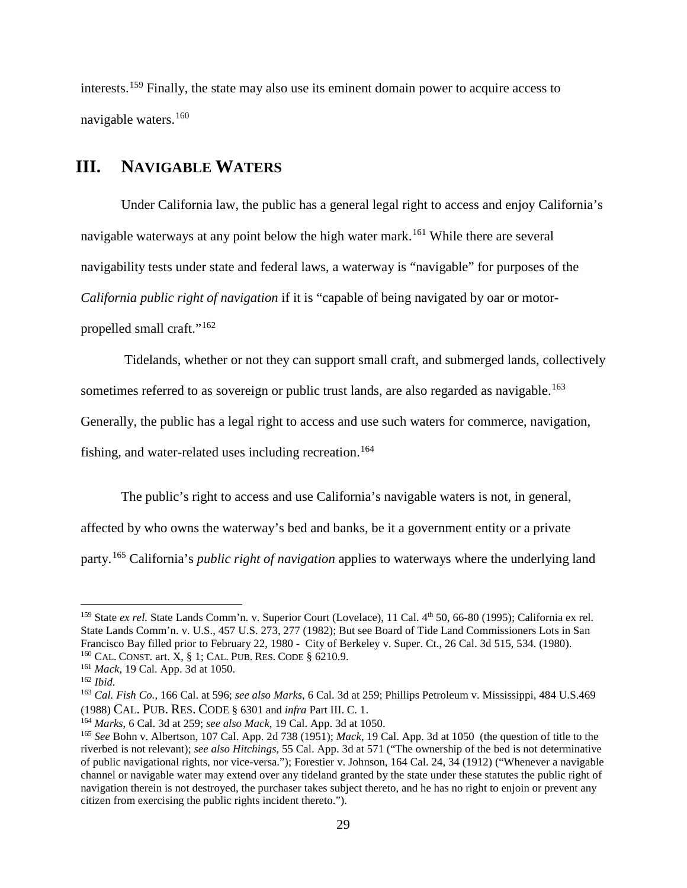interests.[159] Finally, the state may also use its eminent domain power to acquire access to navigable waters.[160]

# III. NAVIGABLE WATERS

Under California law, the public has a general legal right to access and enjoy California's navigable waterways at any point below the high water mark.[161] While there are several navigability tests under state and federal laws, a waterway is "navigable" for purposes of the *California public right of navigation* if it is "capable of being navigated by oar or motor-propelled small craft."[162]

Tidelands, whether or not they can support small craft, and submerged lands, collectively sometimes referred to as sovereign or public trust lands, are also regarded as navigable.[163] Generally, the public has a legal right to access and use such waters for commerce, navigation, fishing, and water-related uses including recreation.[164]

The public's right to access and use California's navigable waters is not, in general, affected by who owns the waterway's bed and banks, be it a government entity or a private party.[165] California's *public right of navigation* applies to waterways where the underlying land

---

[159] State *ex rel.* State Lands Comm'n. v. Superior Court (Lovelace), 11 Cal. 4th 50, 66-80 (1995); California ex rel. State Lands Comm'n. v. U.S., 457 U.S. 273, 277 (1982); But see Board of Tide Land Commissioners Lots in San Francisco Bay filled prior to February 22, 1980 - City of Berkeley v. Super. Ct., 26 Cal. 3d 515, 534. (1980).

[160] CAL. CONST. art. X, § 1; CAL. PUB. RES. CODE § 6210.9.

[161] *Mack*, 19 Cal. App. 3d at 1050.

[162] *Ibid.*

[163] *Cal. Fish Co.*, 166 Cal. at 596; *see also Marks*, 6 Cal. 3d at 259; Phillips Petroleum v. Mississippi, 484 U.S.469 (1988) CAL. PUB. RES. CODE § 6301 and *infra* Part III. C. 1.

[164] *Marks*, 6 Cal. 3d at 259; *see also Mack*, 19 Cal. App. 3d at 1050.

[165] *See* Bohn v. Albertson, 107 Cal. App. 2d 738 (1951); *Mack*, 19 Cal. App. 3d at 1050 (the question of title to the riverbed is not relevant); *see also Hitchings*, 55 Cal. App. 3d at 571 ("The ownership of the bed is not determinative of public navigational rights, nor vice-versa."); Forestier v. Johnson, 164 Cal. 24, 34 (1912) ("Whenever a navigable channel or navigable water may extend over any tideland granted by the state under these statutes the public right of navigation therein is not destroyed, the purchaser takes subject thereto, and he has no right to enjoin or prevent any citizen from exercising the public rights incident thereto.").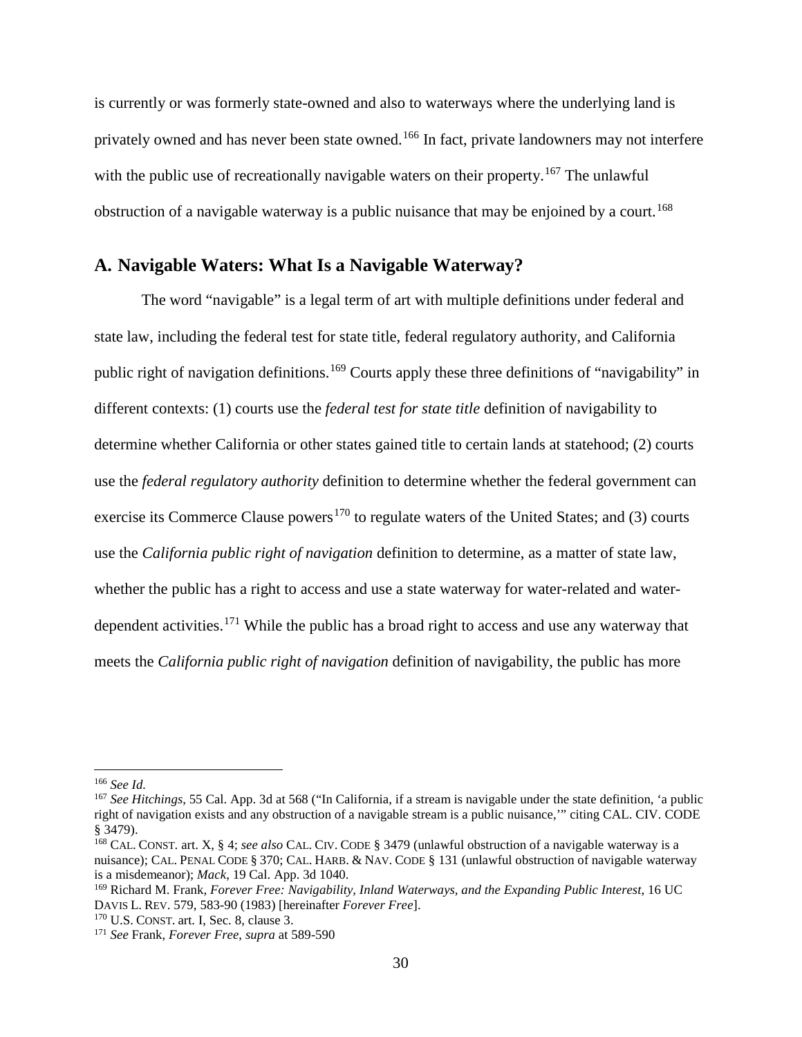is currently or was formerly state-owned and also to waterways where the underlying land is privately owned and has never been state owned.[166] In fact, private landowners may not interfere with the public use of recreationally navigable waters on their property.[167] The unlawful obstruction of a navigable waterway is a public nuisance that may be enjoined by a court.[168]

## A. Navigable Waters: What Is a Navigable Waterway?

The word "navigable" is a legal term of art with multiple definitions under federal and state law, including the federal test for state title, federal regulatory authority, and California public right of navigation definitions.[169] Courts apply these three definitions of "navigability" in different contexts: (1) courts use the *federal test for state title* definition of navigability to determine whether California or other states gained title to certain lands at statehood; (2) courts use the *federal regulatory authority* definition to determine whether the federal government can exercise its Commerce Clause powers[170] to regulate waters of the United States; and (3) courts use the *California public right of navigation* definition to determine, as a matter of state law, whether the public has a right to access and use a state waterway for water-related and water-dependent activities.[171] While the public has a broad right to access and use any waterway that meets the *California public right of navigation* definition of navigability, the public has more

---

[166] *See Id.*

[167] *See Hitchings*, 55 Cal. App. 3d at 568 ("In California, if a stream is navigable under the state definition, 'a public right of navigation exists and any obstruction of a navigable stream is a public nuisance,'" citing CAL. CIV. CODE § 3479).

[168] CAL. CONST. art. X, § 4; *see also* CAL. CIV. CODE § 3479 (unlawful obstruction of a navigable waterway is a nuisance); CAL. PENAL CODE § 370; CAL. HARB. & NAV. CODE § 131 (unlawful obstruction of navigable waterway is a misdemeanor); *Mack*, 19 Cal. App. 3d 1040.

[169] Richard M. Frank, *Forever Free: Navigability, Inland Waterways, and the Expanding Public Interest*, 16 UC DAVIS L. REV. 579, 583-90 (1983) [hereinafter *Forever Free*].

[170] U.S. CONST. art. I, Sec. 8, clause 3.

[171] *See* Frank, *Forever Free*, *supra* at 589-590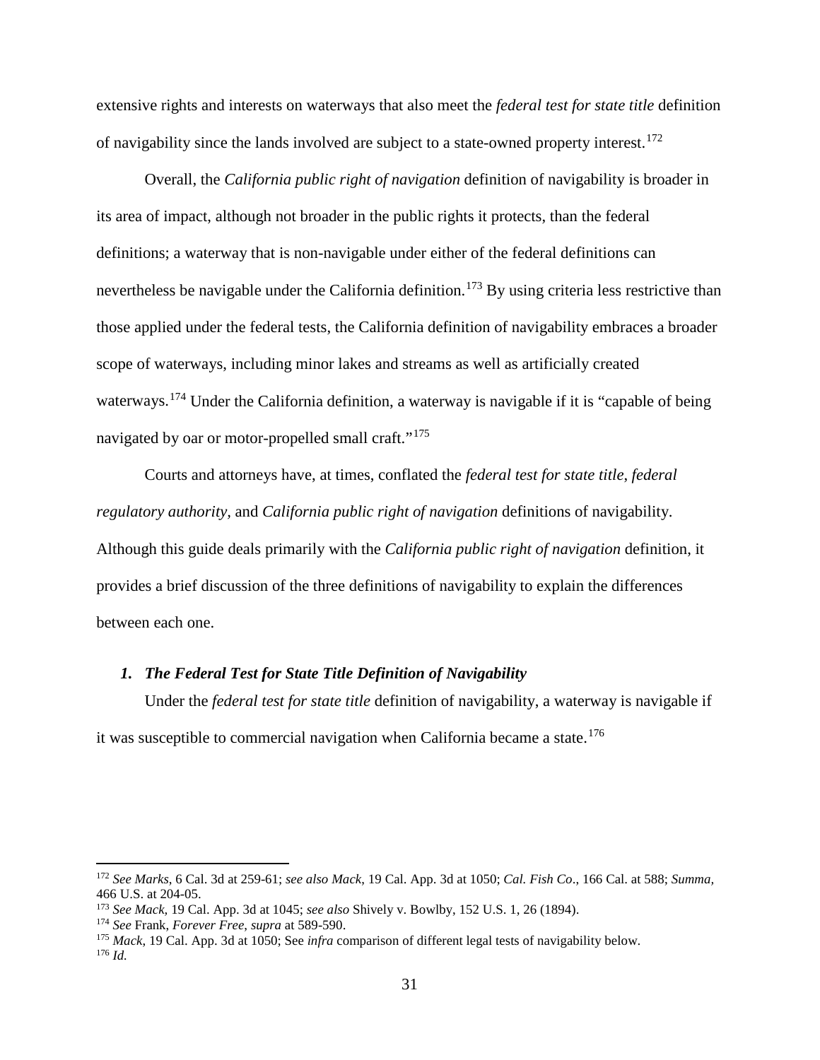extensive rights and interests on waterways that also meet the *federal test for state title* definition of navigability since the lands involved are subject to a state-owned property interest.[172]

Overall, the *California public right of navigation* definition of navigability is broader in its area of impact, although not broader in the public rights it protects, than the federal definitions; a waterway that is non-navigable under either of the federal definitions can nevertheless be navigable under the California definition.[173] By using criteria less restrictive than those applied under the federal tests, the California definition of navigability embraces a broader scope of waterways, including minor lakes and streams as well as artificially created waterways.[174] Under the California definition, a waterway is navigable if it is "capable of being navigated by oar or motor-propelled small craft."[175]

Courts and attorneys have, at times, conflated the *federal test for state title*, *federal regulatory authority*, and *California public right of navigation* definitions of navigability. Although this guide deals primarily with the *California public right of navigation* definition, it provides a brief discussion of the three definitions of navigability to explain the differences between each one.

### *1. The Federal Test for State Title Definition of Navigability*

Under the *federal test for state title* definition of navigability, a waterway is navigable if it was susceptible to commercial navigation when California became a state.[176]

---

[172] *See Marks*, 6 Cal. 3d at 259-61; *see also Mack*, 19 Cal. App. 3d at 1050; *Cal. Fish Co*., 166 Cal. at 588; *Summa*, 466 U.S. at 204-05.

[173] *See Mack*, 19 Cal. App. 3d at 1045; *see also* Shively v. Bowlby, 152 U.S. 1, 26 (1894).

[174] *See* Frank, *Forever Free*, *supra* at 589-590.

[175] *Mack*, 19 Cal. App. 3d at 1050; See *infra* comparison of different legal tests of navigability below.

[176] *Id.*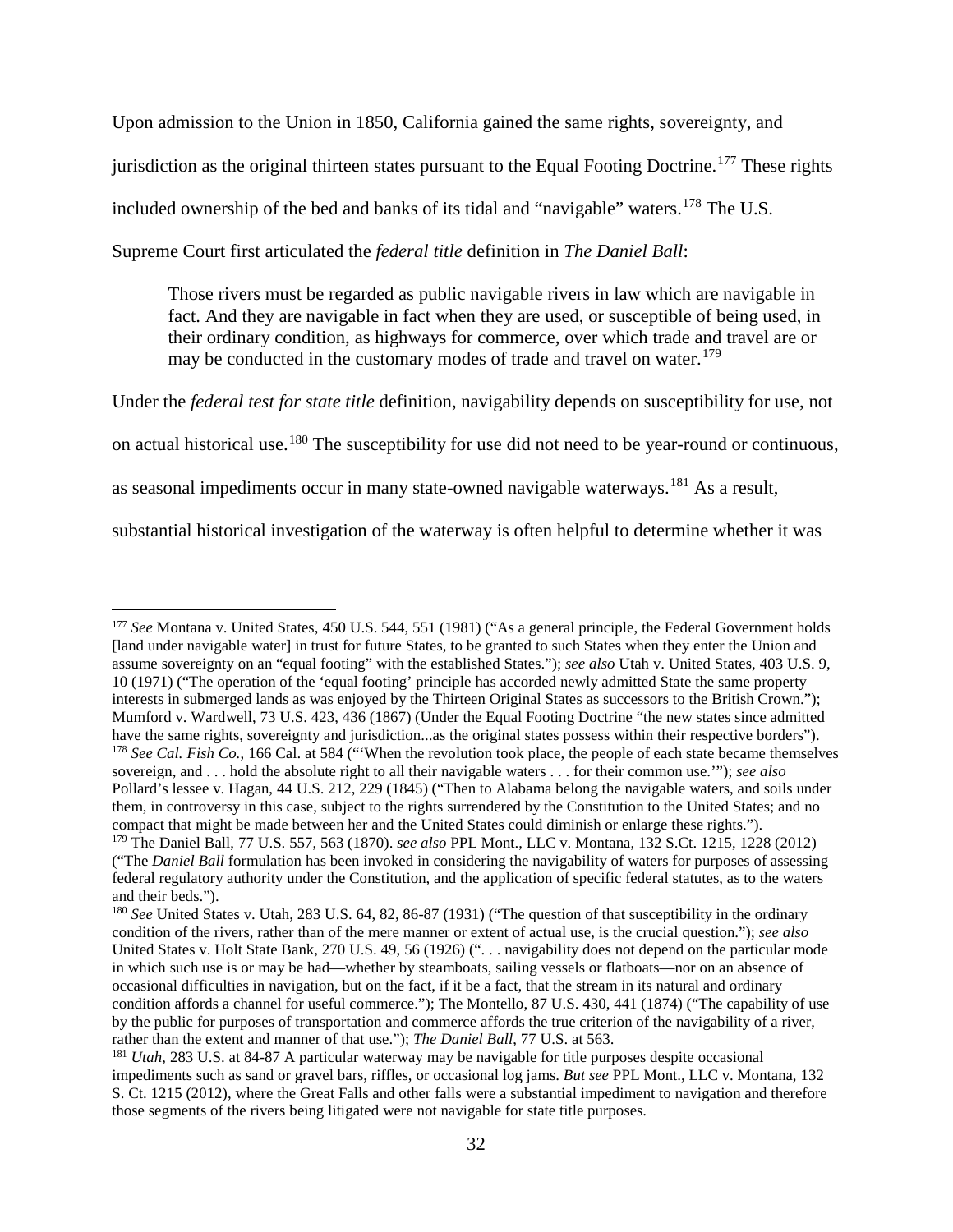Upon admission to the Union in 1850, California gained the same rights, sovereignty, and jurisdiction as the original thirteen states pursuant to the Equal Footing Doctrine.[177] These rights included ownership of the bed and banks of its tidal and "navigable" waters.[178] The U.S. Supreme Court first articulated the *federal title* definition in *The Daniel Ball*:

> Those rivers must be regarded as public navigable rivers in law which are navigable in fact. And they are navigable in fact when they are used, or susceptible of being used, in their ordinary condition, as highways for commerce, over which trade and travel are or may be conducted in the customary modes of trade and travel on water.[179]

Under the *federal test for state title* definition, navigability depends on susceptibility for use, not on actual historical use.[180] The susceptibility for use did not need to be year-round or continuous, as seasonal impediments occur in many state-owned navigable waterways.[181] As a result, substantial historical investigation of the waterway is often helpful to determine whether it was

---

[177] *See* Montana v. United States, 450 U.S. 544, 551 (1981) ("As a general principle, the Federal Government holds [land under navigable water] in trust for future States, to be granted to such States when they enter the Union and assume sovereignty on an "equal footing" with the established States."); *see also* Utah v. United States, 403 U.S. 9, 10 (1971) ("The operation of the 'equal footing' principle has accorded newly admitted State the same property interests in submerged lands as was enjoyed by the Thirteen Original States as successors to the British Crown."); Mumford v. Wardwell, 73 U.S. 423, 436 (1867) (Under the Equal Footing Doctrine "the new states since admitted have the same rights, sovereignty and jurisdiction...as the original states possess within their respective borders").

[178] *See Cal. Fish Co.*, 166 Cal. at 584 ("'When the revolution took place, the people of each state became themselves sovereign, and . . . hold the absolute right to all their navigable waters . . . for their common use.'"); *see also* Pollard's lessee v. Hagan, 44 U.S. 212, 229 (1845) ("Then to Alabama belong the navigable waters, and soils under them, in controversy in this case, subject to the rights surrendered by the Constitution to the United States; and no compact that might be made between her and the United States could diminish or enlarge these rights.").

[179] The Daniel Ball, 77 U.S. 557, 563 (1870). *see also* PPL Mont., LLC v. Montana, 132 S.Ct. 1215, 1228 (2012) ("The *Daniel Ball* formulation has been invoked in considering the navigability of waters for purposes of assessing federal regulatory authority under the Constitution, and the application of specific federal statutes, as to the waters and their beds.").

[180] *See* United States v. Utah, 283 U.S. 64, 82, 86-87 (1931) ("The question of that susceptibility in the ordinary condition of the rivers, rather than of the mere manner or extent of actual use, is the crucial question."); *see also* United States v. Holt State Bank, 270 U.S. 49, 56 (1926) (". . . navigability does not depend on the particular mode in which such use is or may be had—whether by steamboats, sailing vessels or flatboats—nor on an absence of occasional difficulties in navigation, but on the fact, if it be a fact, that the stream in its natural and ordinary condition affords a channel for useful commerce."); The Montello, 87 U.S. 430, 441 (1874) ("The capability of use by the public for purposes of transportation and commerce affords the true criterion of the navigability of a river, rather than the extent and manner of that use."); *The Daniel Ball*, 77 U.S. at 563.

[181] *Utah*, 283 U.S. at 84-87 A particular waterway may be navigable for title purposes despite occasional impediments such as sand or gravel bars, riffles, or occasional log jams. *But see* PPL Mont., LLC v. Montana, 132 S. Ct. 1215 (2012), where the Great Falls and other falls were a substantial impediment to navigation and therefore those segments of the rivers being litigated were not navigable for state title purposes.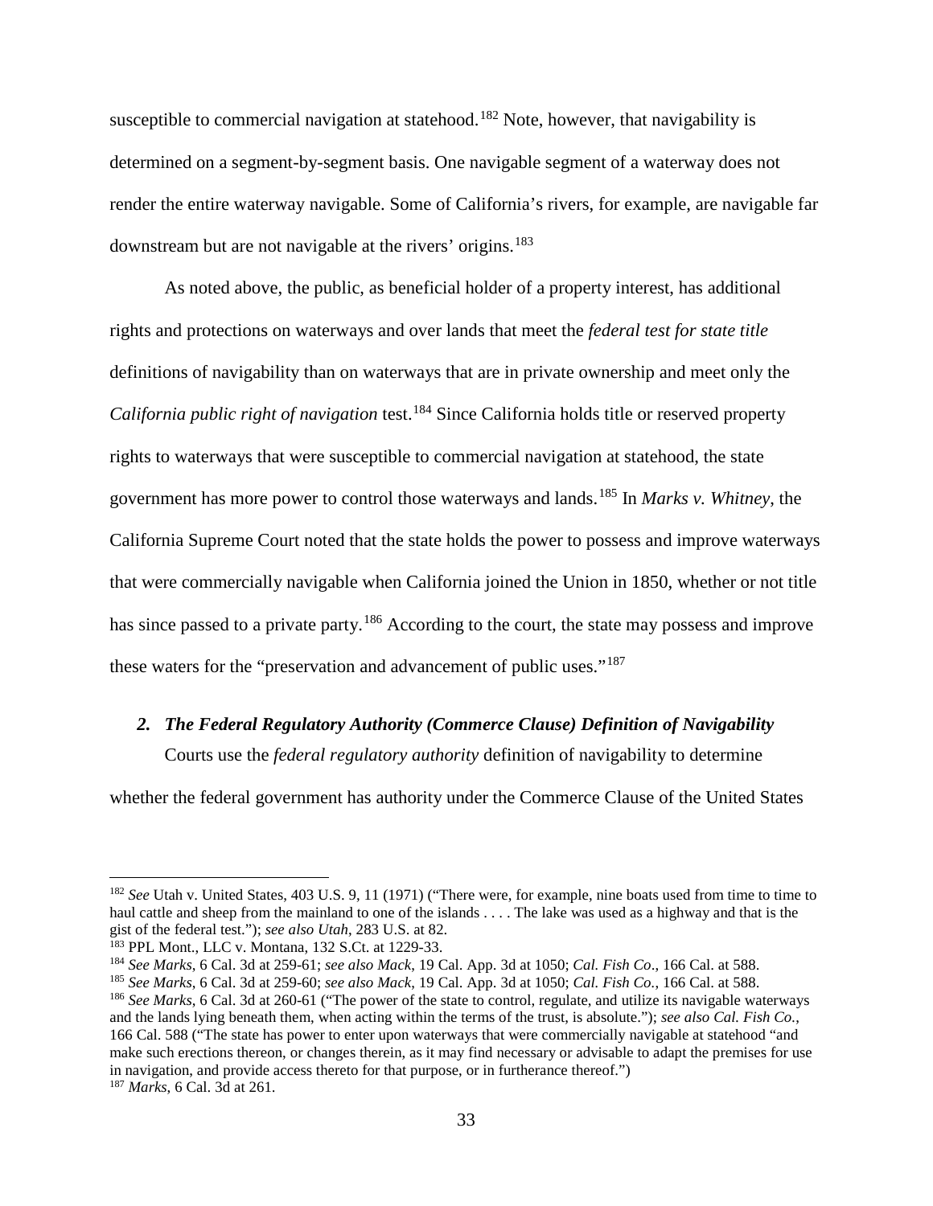susceptible to commercial navigation at statehood.[182] Note, however, that navigability is determined on a segment-by-segment basis. One navigable segment of a waterway does not render the entire waterway navigable. Some of California's rivers, for example, are navigable far downstream but are not navigable at the rivers' origins.[183]

As noted above, the public, as beneficial holder of a property interest, has additional rights and protections on waterways and over lands that meet the *federal test for state title* definitions of navigability than on waterways that are in private ownership and meet only the *California public right of navigation* test.[184] Since California holds title or reserved property rights to waterways that were susceptible to commercial navigation at statehood, the state government has more power to control those waterways and lands.[185] In *Marks v. Whitney*, the California Supreme Court noted that the state holds the power to possess and improve waterways that were commercially navigable when California joined the Union in 1850, whether or not title has since passed to a private party.[186] According to the court, the state may possess and improve these waters for the "preservation and advancement of public uses."[187]

### *2. The Federal Regulatory Authority (Commerce Clause) Definition of Navigability*

Courts use the *federal regulatory authority* definition of navigability to determine whether the federal government has authority under the Commerce Clause of the United States

---

[182] *See* Utah v. United States, 403 U.S. 9, 11 (1971) ("There were, for example, nine boats used from time to time to haul cattle and sheep from the mainland to one of the islands . . . . The lake was used as a highway and that is the gist of the federal test."); *see also Utah*, 283 U.S. at 82.

[183] PPL Mont., LLC v. Montana, 132 S.Ct. at 1229-33.

[184] *See Marks*, 6 Cal. 3d at 259-61; *see also Mack*, 19 Cal. App. 3d at 1050; *Cal. Fish Co*., 166 Cal. at 588.

[185] *See Marks*, 6 Cal. 3d at 259-60; *see also Mack*, 19 Cal. App. 3d at 1050; *Cal. Fish Co.*, 166 Cal. at 588.

[186] *See Marks*, 6 Cal. 3d at 260-61 ("The power of the state to control, regulate, and utilize its navigable waterways and the lands lying beneath them, when acting within the terms of the trust, is absolute."); *see also Cal. Fish Co.*, 166 Cal. 588 ("The state has power to enter upon waterways that were commercially navigable at statehood "and make such erections thereon, or changes therein, as it may find necessary or advisable to adapt the premises for use in navigation, and provide access thereto for that purpose, or in furtherance thereof.")

[187] *Marks*, 6 Cal. 3d at 261.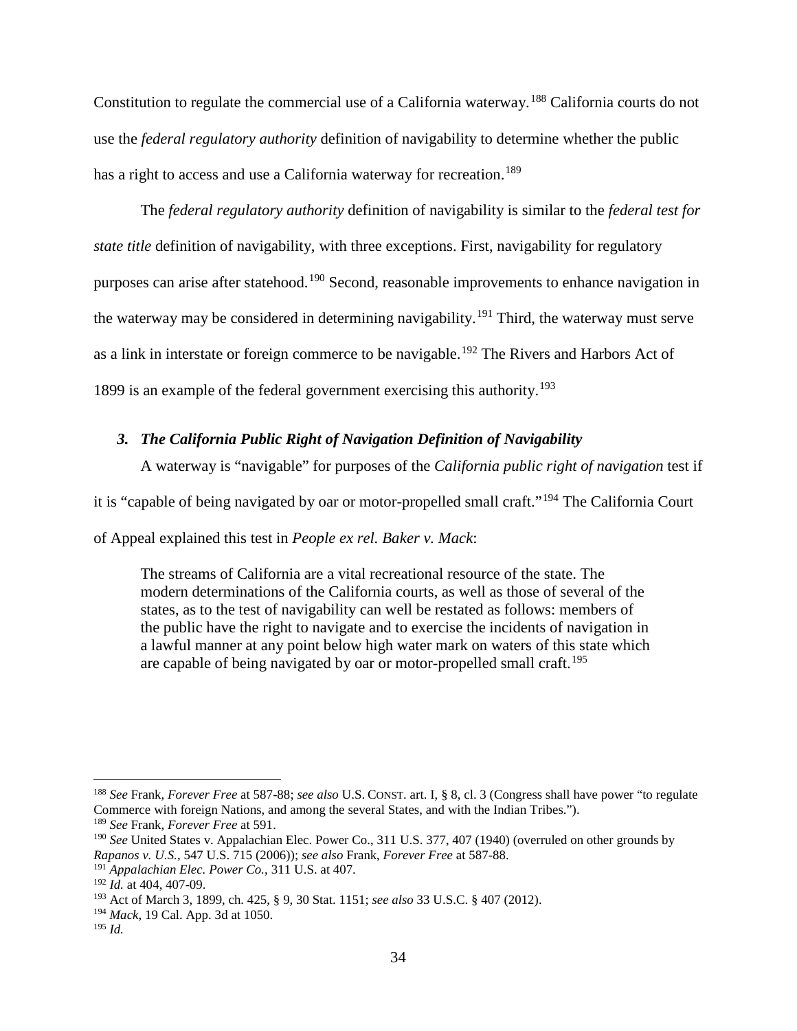Constitution to regulate the commercial use of a California waterway.[188] California courts do not use the *federal regulatory authority* definition of navigability to determine whether the public has a right to access and use a California waterway for recreation.[189]

The *federal regulatory authority* definition of navigability is similar to the *federal test for state title* definition of navigability, with three exceptions. First, navigability for regulatory purposes can arise after statehood.[190] Second, reasonable improvements to enhance navigation in the waterway may be considered in determining navigability.[191] Third, the waterway must serve as a link in interstate or foreign commerce to be navigable.[192] The Rivers and Harbors Act of 1899 is an example of the federal government exercising this authority.[193]

### *3. The California Public Right of Navigation Definition of Navigability*

A waterway is "navigable" for purposes of the *California public right of navigation* test if it is "capable of being navigated by oar or motor-propelled small craft."[194] The California Court of Appeal explained this test in *People ex rel. Baker v. Mack*:

> The streams of California are a vital recreational resource of the state. The modern determinations of the California courts, as well as those of several of the states, as to the test of navigability can well be restated as follows: members of the public have the right to navigate and to exercise the incidents of navigation in a lawful manner at any point below high water mark on waters of this state which are capable of being navigated by oar or motor-propelled small craft.[195]

---

[188] *See* Frank, *Forever Free* at 587-88; *see also* U.S. CONST. art. I, § 8, cl. 3 (Congress shall have power "to regulate Commerce with foreign Nations, and among the several States, and with the Indian Tribes.").

[189] *See* Frank, *Forever Free* at 591.

[190] *See* United States v. Appalachian Elec. Power Co., 311 U.S. 377, 407 (1940) (overruled on other grounds by *Rapanos v. U.S.*, 547 U.S. 715 (2006)); *see also* Frank, *Forever Free* at 587-88.

[191] *Appalachian Elec. Power Co.*, 311 U.S. at 407.

[192] *Id.* at 404, 407-09.

[193] Act of March 3, 1899, ch. 425, § 9, 30 Stat. 1151; *see also* 33 U.S.C. § 407 (2012).

[194] *Mack*, 19 Cal. App. 3d at 1050.

[195] *Id.*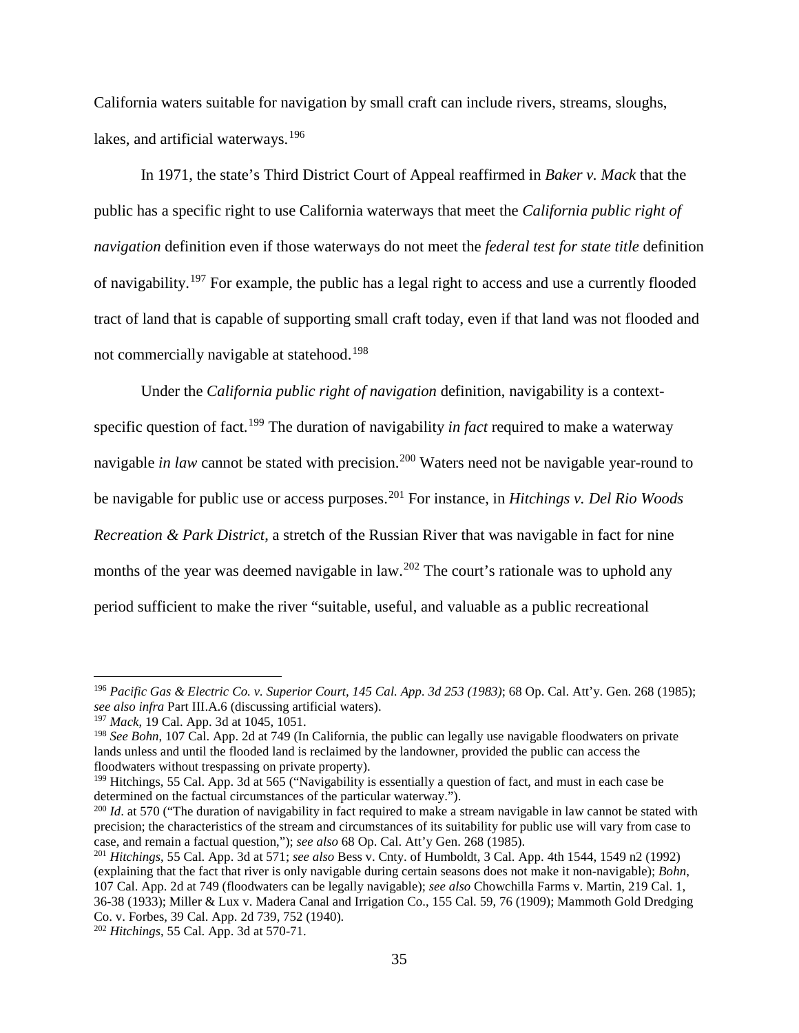California waters suitable for navigation by small craft can include rivers, streams, sloughs, lakes, and artificial waterways.[196]

In 1971, the state's Third District Court of Appeal reaffirmed in *Baker v. Mack* that the public has a specific right to use California waterways that meet the *California public right of navigation* definition even if those waterways do not meet the *federal test for state title* definition of navigability.[197] For example, the public has a legal right to access and use a currently flooded tract of land that is capable of supporting small craft today, even if that land was not flooded and not commercially navigable at statehood.[198]

Under the *California public right of navigation* definition, navigability is a context-specific question of fact.[199] The duration of navigability *in fact* required to make a waterway navigable *in law* cannot be stated with precision.[200] Waters need not be navigable year-round to be navigable for public use or access purposes.[201] For instance, in *Hitchings v. Del Rio Woods Recreation & Park District,* a stretch of the Russian River that was navigable in fact for nine months of the year was deemed navigable in law.[202] The court's rationale was to uphold any period sufficient to make the river "suitable, useful, and valuable as a public recreational

---

[196] *Pacific Gas & Electric Co. v. Superior Court, 145 Cal. App. 3d 253 (1983)*; 68 Op. Cal. Att'y. Gen. 268 (1985); *see also infra* Part III.A.6 (discussing artificial waters).

[197] *Mack*, 19 Cal. App. 3d at 1045, 1051.

[198] *See Bohn*, 107 Cal. App. 2d at 749 (In California, the public can legally use navigable floodwaters on private lands unless and until the flooded land is reclaimed by the landowner, provided the public can access the floodwaters without trespassing on private property).

[199] Hitchings, 55 Cal. App. 3d at 565 ("Navigability is essentially a question of fact, and must in each case be determined on the factual circumstances of the particular waterway.").

[200] *Id*. at 570 ("The duration of navigability in fact required to make a stream navigable in law cannot be stated with precision; the characteristics of the stream and circumstances of its suitability for public use will vary from case to case, and remain a factual question,"); *see also* 68 Op. Cal. Att'y Gen. 268 (1985).

[201] *Hitchings*, 55 Cal. App. 3d at 571; *see also* Bess v. Cnty. of Humboldt, 3 Cal. App. 4th 1544, 1549 n2 (1992) (explaining that the fact that river is only navigable during certain seasons does not make it non-navigable); *Bohn*, 107 Cal. App. 2d at 749 (floodwaters can be legally navigable); *see also* Chowchilla Farms v. Martin, 219 Cal. 1, 36-38 (1933); Miller & Lux v. Madera Canal and Irrigation Co., 155 Cal. 59, 76 (1909); Mammoth Gold Dredging Co. v. Forbes, 39 Cal. App. 2d 739, 752 (1940).

[202] *Hitchings*, 55 Cal. App. 3d at 570-71.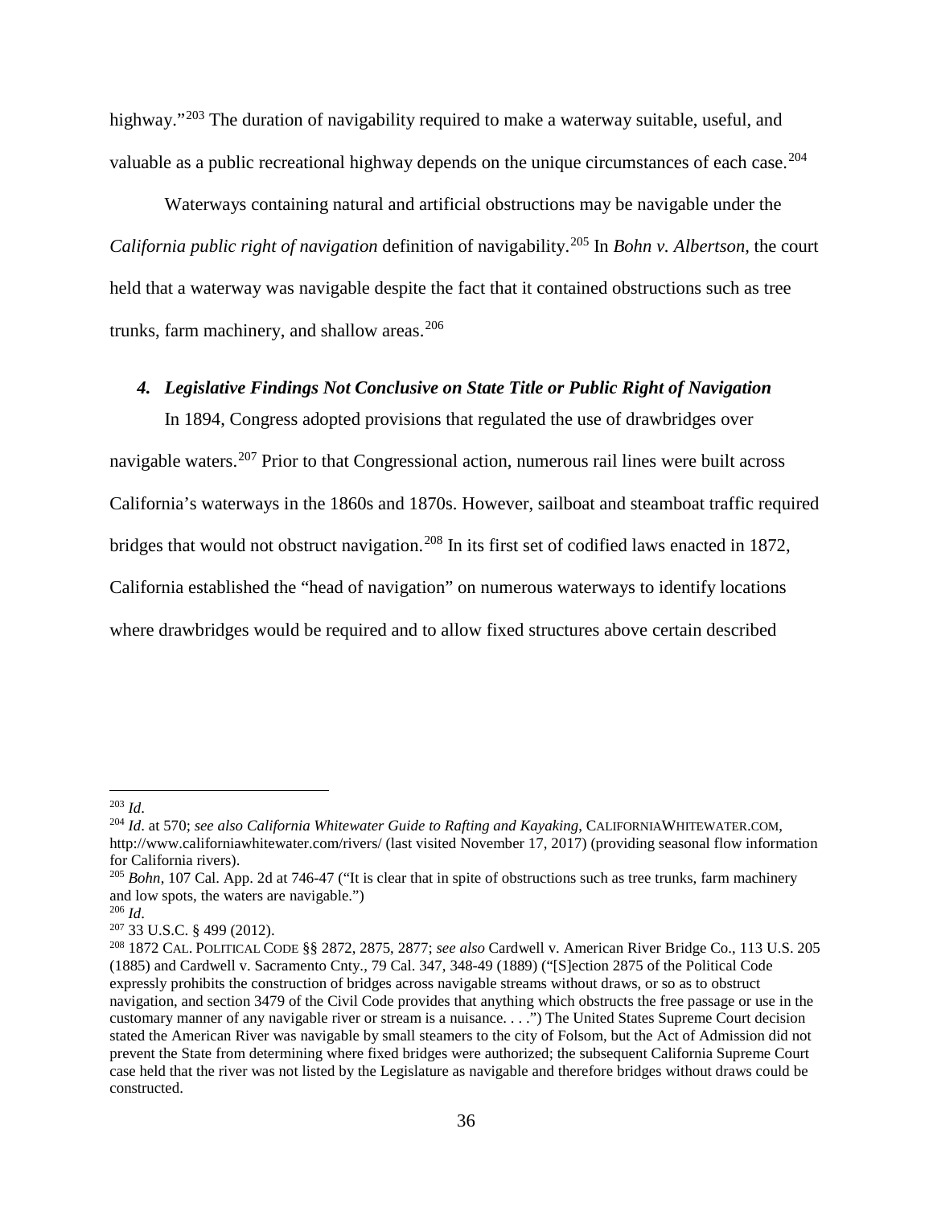highway."[203] The duration of navigability required to make a waterway suitable, useful, and valuable as a public recreational highway depends on the unique circumstances of each case.[204]

Waterways containing natural and artificial obstructions may be navigable under the *California public right of navigation* definition of navigability.[205] In *Bohn v. Albertson*, the court held that a waterway was navigable despite the fact that it contained obstructions such as tree trunks, farm machinery, and shallow areas.[206]

#### *4. Legislative Findings Not Conclusive on State Title or Public Right of Navigation*

In 1894, Congress adopted provisions that regulated the use of drawbridges over navigable waters.[207] Prior to that Congressional action, numerous rail lines were built across California's waterways in the 1860s and 1870s. However, sailboat and steamboat traffic required bridges that would not obstruct navigation.[208] In its first set of codified laws enacted in 1872, California established the "head of navigation" on numerous waterways to identify locations where drawbridges would be required and to allow fixed structures above certain described

---

[203] *Id*.

[204] *Id*. at 570; *see also California Whitewater Guide to Rafting and Kayaking*, CALIFORNIAWHITEWATER.COM, http://www.californiawhitewater.com/rivers/ (last visited November 17, 2017) (providing seasonal flow information for California rivers).

[205] *Bohn*, 107 Cal. App. 2d at 746-47 ("It is clear that in spite of obstructions such as tree trunks, farm machinery and low spots, the waters are navigable.")

[206] *Id*.

[207] 33 U.S.C. § 499 (2012).

[208] 1872 CAL. POLITICAL CODE §§ 2872, 2875, 2877; *see also* Cardwell v. American River Bridge Co., 113 U.S. 205 (1885) and Cardwell v. Sacramento Cnty., 79 Cal. 347, 348-49 (1889) ("[S]ection 2875 of the Political Code expressly prohibits the construction of bridges across navigable streams without draws, or so as to obstruct navigation, and section 3479 of the Civil Code provides that anything which obstructs the free passage or use in the customary manner of any navigable river or stream is a nuisance. . . .") The United States Supreme Court decision stated the American River was navigable by small steamers to the city of Folsom, but the Act of Admission did not prevent the State from determining where fixed bridges were authorized; the subsequent California Supreme Court case held that the river was not listed by the Legislature as navigable and therefore bridges without draws could be constructed.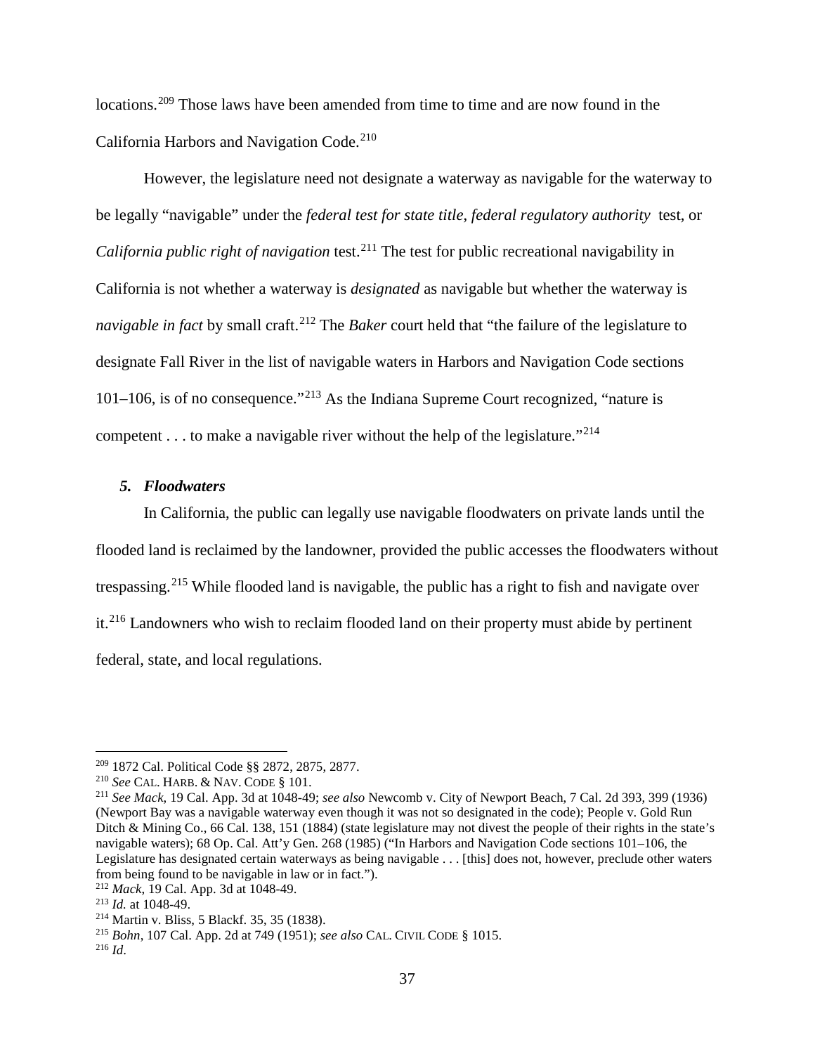locations.[209] Those laws have been amended from time to time and are now found in the California Harbors and Navigation Code.[210]

However, the legislature need not designate a waterway as navigable for the waterway to be legally "navigable" under the *federal test for state title*, *federal regulatory authority* test, or *California public right of navigation* test.[211] The test for public recreational navigability in California is not whether a waterway is *designated* as navigable but whether the waterway is *navigable in fact* by small craft.[212] The *Baker* court held that "the failure of the legislature to designate Fall River in the list of navigable waters in Harbors and Navigation Code sections 101–106, is of no consequence."[213] As the Indiana Supreme Court recognized, "nature is competent . . . to make a navigable river without the help of the legislature."[214]

### *5. Floodwaters*

In California, the public can legally use navigable floodwaters on private lands until the flooded land is reclaimed by the landowner, provided the public accesses the floodwaters without trespassing.[215] While flooded land is navigable, the public has a right to fish and navigate over it.[216] Landowners who wish to reclaim flooded land on their property must abide by pertinent federal, state, and local regulations.

---

[209] 1872 Cal. Political Code §§ 2872, 2875, 2877.

[210] *See* CAL. HARB. & NAV. CODE § 101.

[211] *See Mack*, 19 Cal. App. 3d at 1048-49; *see also* Newcomb v. City of Newport Beach, 7 Cal. 2d 393, 399 (1936) (Newport Bay was a navigable waterway even though it was not so designated in the code); People v. Gold Run Ditch & Mining Co., 66 Cal. 138, 151 (1884) (state legislature may not divest the people of their rights in the state's navigable waters); 68 Op. Cal. Att'y Gen. 268 (1985) ("In Harbors and Navigation Code sections 101–106, the Legislature has designated certain waterways as being navigable . . . [this] does not, however, preclude other waters from being found to be navigable in law or in fact.").

[212] *Mack*, 19 Cal. App. 3d at 1048-49.

[213] *Id.* at 1048-49.

[214] Martin v. Bliss, 5 Blackf. 35, 35 (1838).

[215] *Bohn*, 107 Cal. App. 2d at 749 (1951); *see also* CAL. CIVIL CODE § 1015.

[216] *Id*.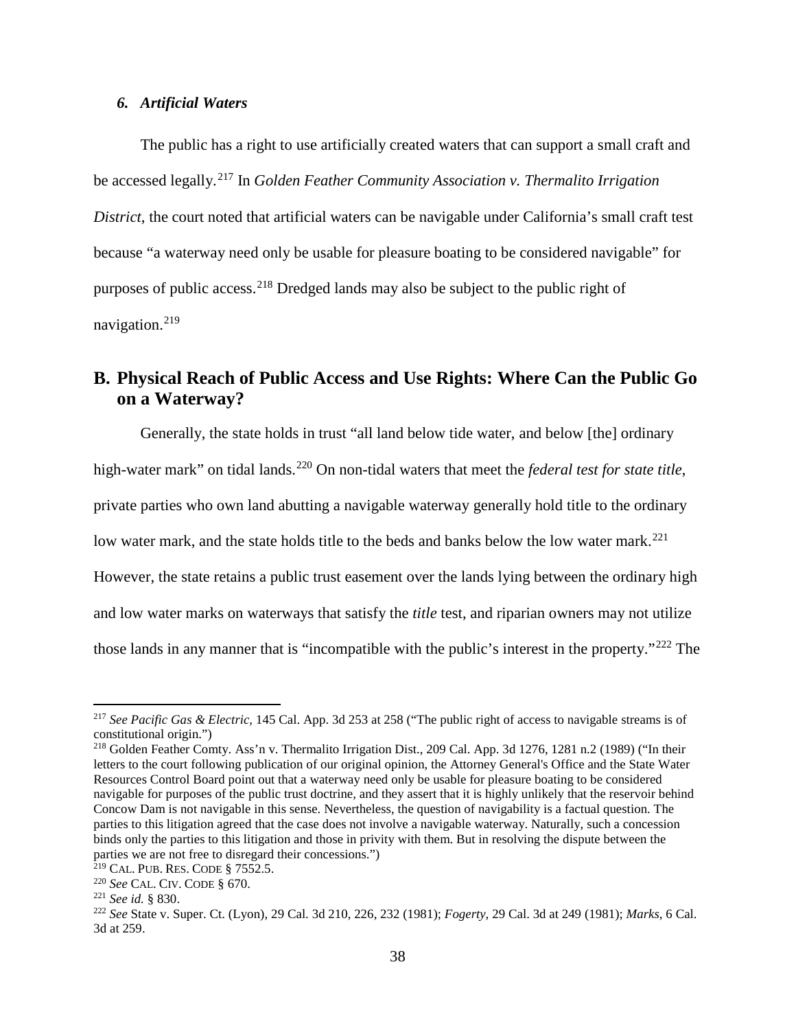### *6. Artificial Waters*

The public has a right to use artificially created waters that can support a small craft and be accessed legally.[217] In *Golden Feather Community Association v. Thermalito Irrigation District*, the court noted that artificial waters can be navigable under California's small craft test because "a waterway need only be usable for pleasure boating to be considered navigable" for purposes of public access.[218] Dredged lands may also be subject to the public right of navigation.[219]

## B. Physical Reach of Public Access and Use Rights: Where Can the Public Go on a Waterway?

Generally, the state holds in trust "all land below tide water, and below [the] ordinary high-water mark" on tidal lands.[220] On non-tidal waters that meet the *federal test for state title*, private parties who own land abutting a navigable waterway generally hold title to the ordinary low water mark, and the state holds title to the beds and banks below the low water mark.[221] However, the state retains a public trust easement over the lands lying between the ordinary high and low water marks on waterways that satisfy the *title* test, and riparian owners may not utilize those lands in any manner that is "incompatible with the public's interest in the property."[222] The

---

[217] *See Pacific Gas & Electric*, 145 Cal. App. 3d 253 at 258 ("The public right of access to navigable streams is of constitutional origin.")

[218] Golden Feather Comty. Ass'n v. Thermalito Irrigation Dist., 209 Cal. App. 3d 1276, 1281 n.2 (1989) ("In their letters to the court following publication of our original opinion, the Attorney General's Office and the State Water Resources Control Board point out that a waterway need only be usable for pleasure boating to be considered navigable for purposes of the public trust doctrine, and they assert that it is highly unlikely that the reservoir behind Concow Dam is not navigable in this sense. Nevertheless, the question of navigability is a factual question. The parties to this litigation agreed that the case does not involve a navigable waterway. Naturally, such a concession binds only the parties to this litigation and those in privity with them. But in resolving the dispute between the parties we are not free to disregard their concessions.")

[219] CAL. PUB. RES. CODE § 7552.5.

[220] *See* CAL. CIV. CODE § 670.

[221] *See id.* § 830.

[222] *See* State v. Super. Ct. (Lyon), 29 Cal. 3d 210, 226, 232 (1981); *Fogerty*, 29 Cal. 3d at 249 (1981); *Marks*, 6 Cal. 3d at 259.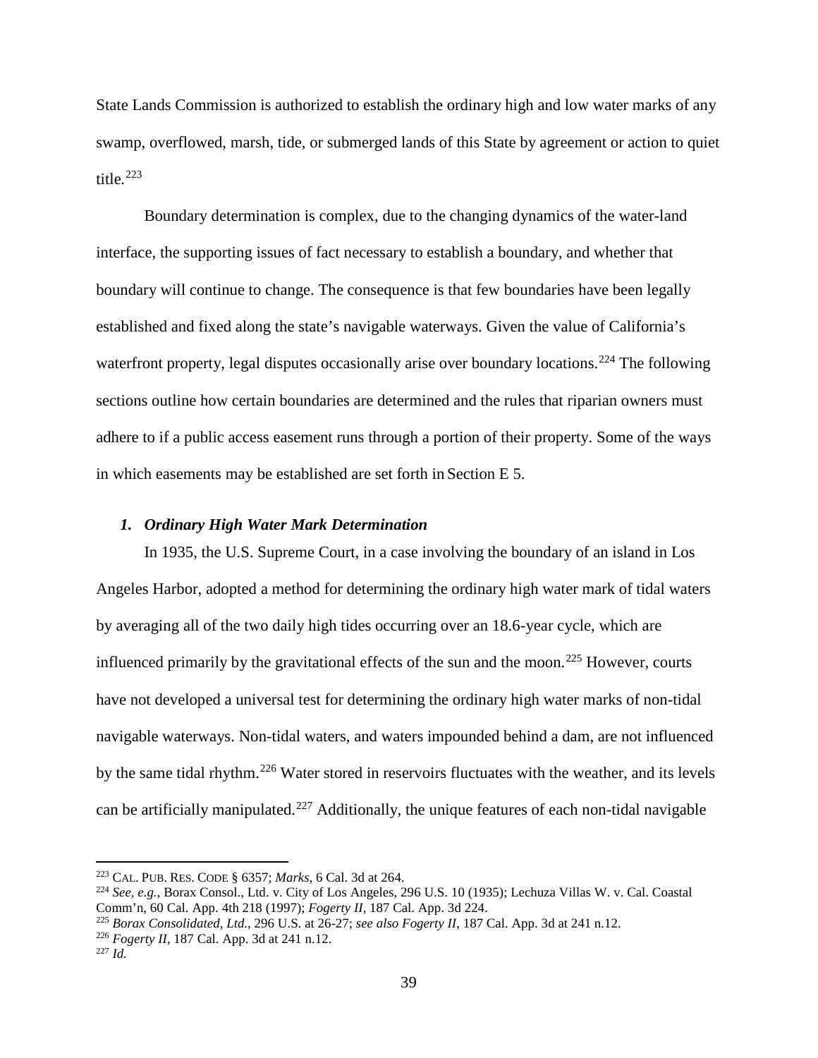State Lands Commission is authorized to establish the ordinary high and low water marks of any swamp, overflowed, marsh, tide, or submerged lands of this State by agreement or action to quiet title.[223]

Boundary determination is complex, due to the changing dynamics of the water-land interface, the supporting issues of fact necessary to establish a boundary, and whether that boundary will continue to change. The consequence is that few boundaries have been legally established and fixed along the state's navigable waterways. Given the value of California's waterfront property, legal disputes occasionally arise over boundary locations.[224] The following sections outline how certain boundaries are determined and the rules that riparian owners must adhere to if a public access easement runs through a portion of their property. Some of the ways in which easements may be established are set forth in Section E 5.

### *1. Ordinary High Water Mark Determination*

In 1935, the U.S. Supreme Court, in a case involving the boundary of an island in Los Angeles Harbor, adopted a method for determining the ordinary high water mark of tidal waters by averaging all of the two daily high tides occurring over an 18.6-year cycle, which are influenced primarily by the gravitational effects of the sun and the moon.[225] However, courts have not developed a universal test for determining the ordinary high water marks of non-tidal navigable waterways. Non-tidal waters, and waters impounded behind a dam, are not influenced by the same tidal rhythm.[226] Water stored in reservoirs fluctuates with the weather, and its levels can be artificially manipulated.[227] Additionally, the unique features of each non-tidal navigable

---

[223] CAL. PUB. RES. CODE § 6357; *Marks*, 6 Cal. 3d at 264.

[224] *See, e.g.*, Borax Consol., Ltd. v. City of Los Angeles, 296 U.S. 10 (1935); Lechuza Villas W. v. Cal. Coastal Comm'n, 60 Cal. App. 4th 218 (1997); *Fogerty II*, 187 Cal. App. 3d 224.

[225] *Borax Consolidated, Ltd.*, 296 U.S. at 26-27; *see also Fogerty II*, 187 Cal. App. 3d at 241 n.12.

[226] *Fogerty II*, 187 Cal. App. 3d at 241 n.12.

[227] *Id.*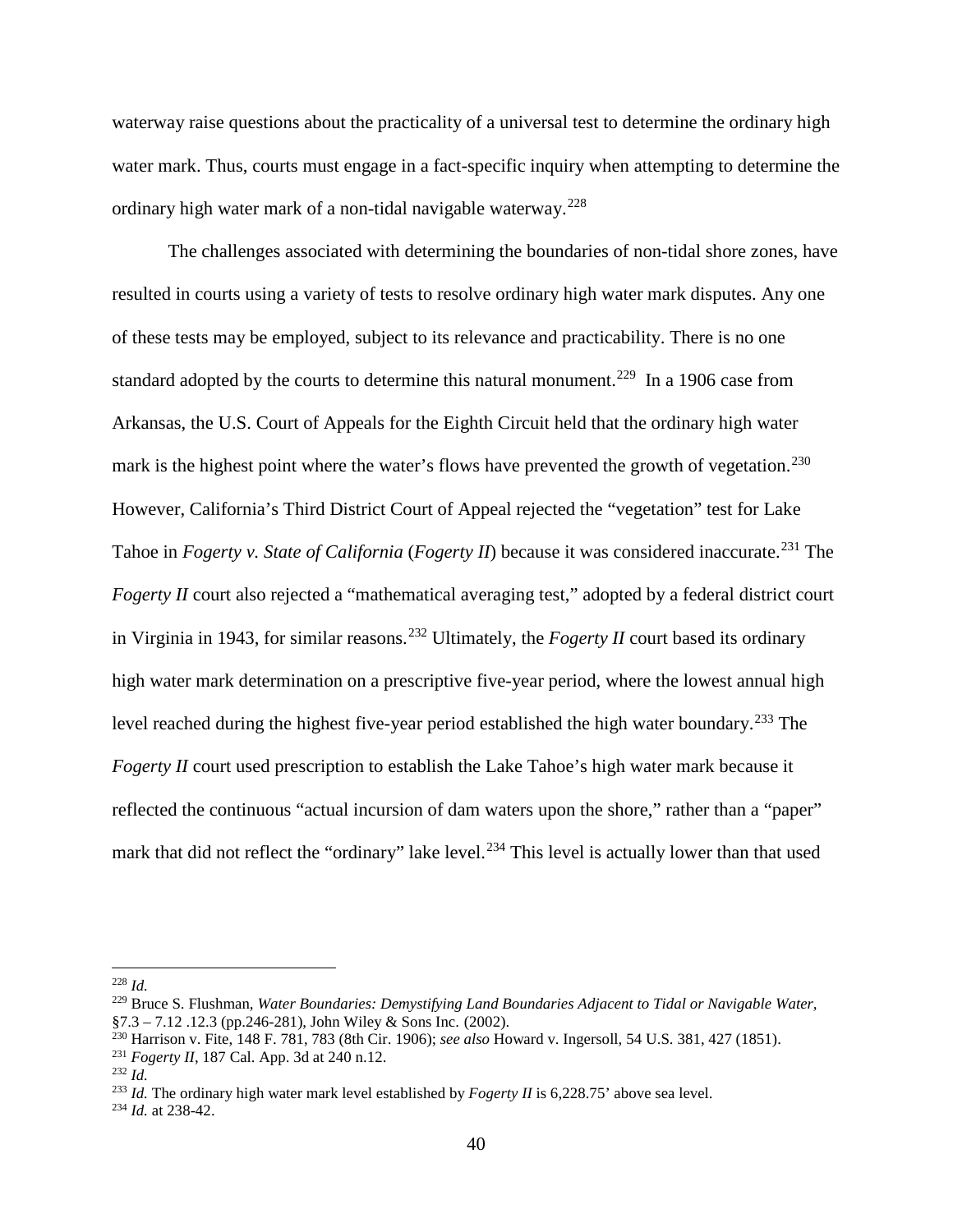waterway raise questions about the practicality of a universal test to determine the ordinary high water mark. Thus, courts must engage in a fact-specific inquiry when attempting to determine the ordinary high water mark of a non-tidal navigable waterway.[228]

The challenges associated with determining the boundaries of non-tidal shore zones, have resulted in courts using a variety of tests to resolve ordinary high water mark disputes. Any one of these tests may be employed, subject to its relevance and practicability. There is no one standard adopted by the courts to determine this natural monument.[229] In a 1906 case from Arkansas, the U.S. Court of Appeals for the Eighth Circuit held that the ordinary high water mark is the highest point where the water's flows have prevented the growth of vegetation.[230] However, California's Third District Court of Appeal rejected the "vegetation" test for Lake Tahoe in *Fogerty v. State of California* (*Fogerty II*) because it was considered inaccurate.[231] The *Fogerty II* court also rejected a "mathematical averaging test," adopted by a federal district court in Virginia in 1943, for similar reasons.[232] Ultimately, the *Fogerty II* court based its ordinary high water mark determination on a prescriptive five-year period, where the lowest annual high level reached during the highest five-year period established the high water boundary.[233] The *Fogerty II* court used prescription to establish the Lake Tahoe's high water mark because it reflected the continuous "actual incursion of dam waters upon the shore," rather than a "paper" mark that did not reflect the "ordinary" lake level.[234] This level is actually lower than that used

---

[228] *Id.*

[229] Bruce S. Flushman, *Water Boundaries: Demystifying Land Boundaries Adjacent to Tidal or Navigable Water*, §7.3 – 7.12 .12.3 (pp.246-281), John Wiley & Sons Inc. (2002).

[230] Harrison v. Fite, 148 F. 781, 783 (8th Cir. 1906); *see also* Howard v. Ingersoll, 54 U.S. 381, 427 (1851).

[231] *Fogerty II*, 187 Cal. App. 3d at 240 n.12.

[232] *Id.*

[233] *Id.* The ordinary high water mark level established by *Fogerty II* is 6,228.75' above sea level.

[234] *Id.* at 238-42.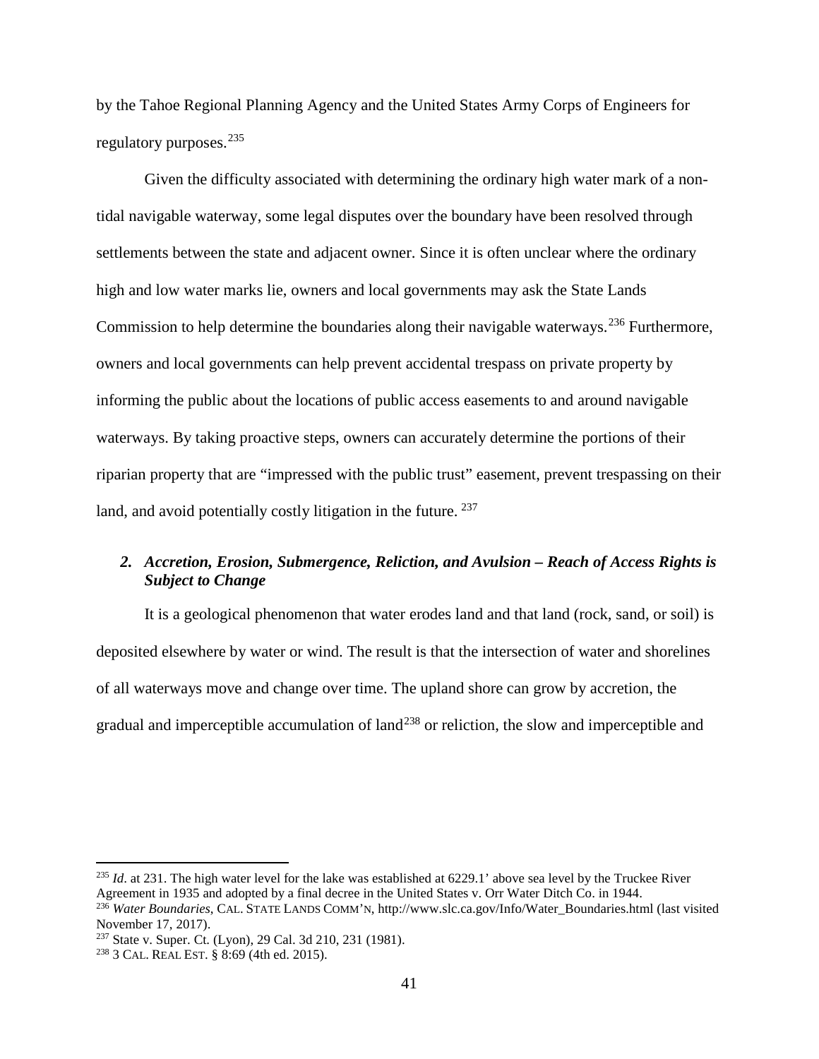by the Tahoe Regional Planning Agency and the United States Army Corps of Engineers for regulatory purposes.[235]

Given the difficulty associated with determining the ordinary high water mark of a non-tidal navigable waterway, some legal disputes over the boundary have been resolved through settlements between the state and adjacent owner. Since it is often unclear where the ordinary high and low water marks lie, owners and local governments may ask the State Lands Commission to help determine the boundaries along their navigable waterways.[236] Furthermore, owners and local governments can help prevent accidental trespass on private property by informing the public about the locations of public access easements to and around navigable waterways. By taking proactive steps, owners can accurately determine the portions of their riparian property that are "impressed with the public trust" easement, prevent trespassing on their land, and avoid potentially costly litigation in the future. [237]

### *2. Accretion, Erosion, Submergence, Reliction, and Avulsion – Reach of Access Rights is Subject to Change*

It is a geological phenomenon that water erodes land and that land (rock, sand, or soil) is deposited elsewhere by water or wind. The result is that the intersection of water and shorelines of all waterways move and change over time. The upland shore can grow by accretion, the gradual and imperceptible accumulation of land[238] or reliction, the slow and imperceptible and

---

[235] *Id*. at 231. The high water level for the lake was established at 6229.1' above sea level by the Truckee River Agreement in 1935 and adopted by a final decree in the United States v. Orr Water Ditch Co. in 1944.

[236] *Water Boundaries*, CAL. STATE LANDS COMM'N, http://www.slc.ca.gov/Info/Water_Boundaries.html (last visited November 17, 2017).

[237] State v. Super. Ct. (Lyon), 29 Cal. 3d 210, 231 (1981).

[238] 3 CAL. REAL EST. § 8:69 (4th ed. 2015).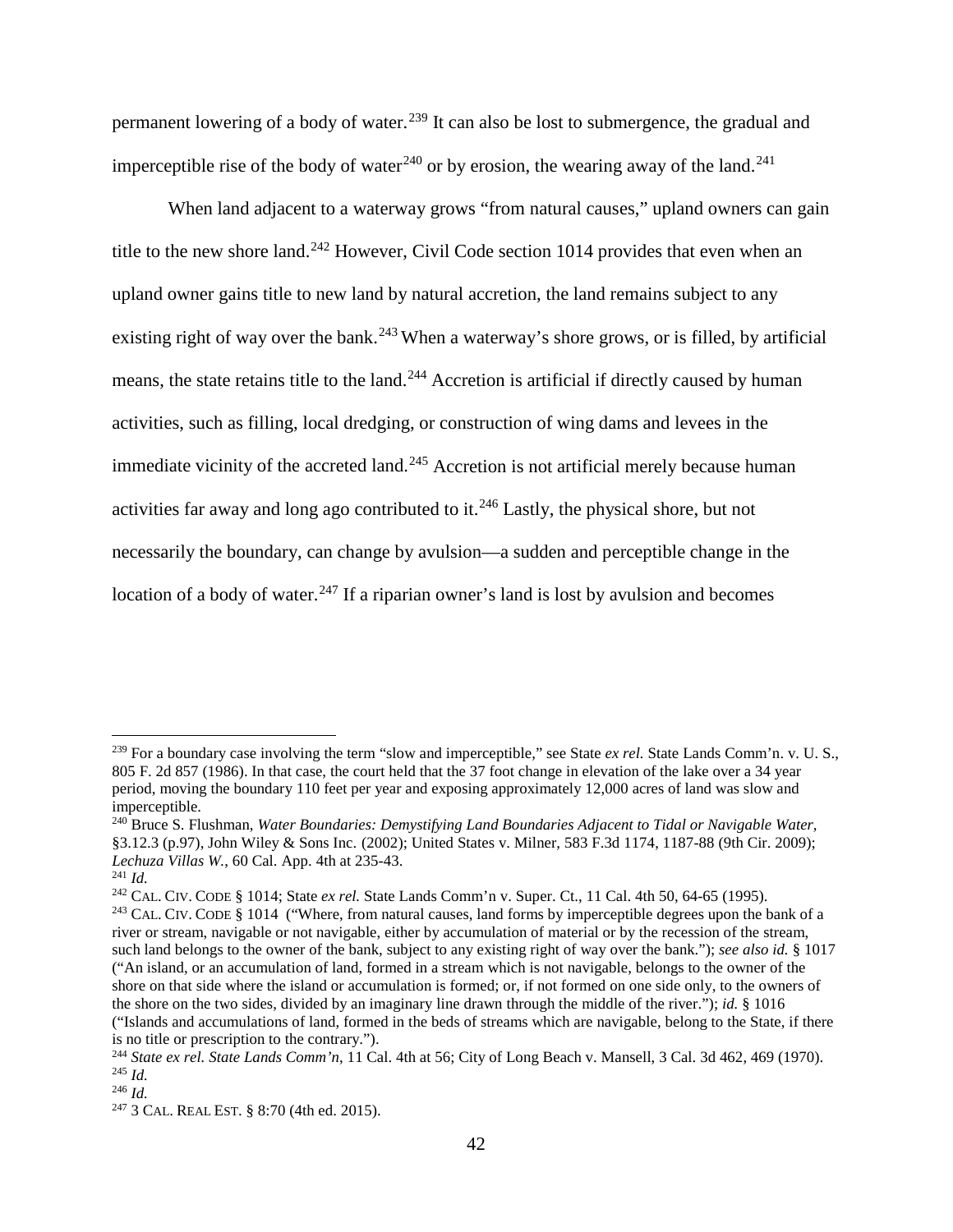permanent lowering of a body of water.[239] It can also be lost to submergence, the gradual and imperceptible rise of the body of water[240] or by erosion, the wearing away of the land.[241]

When land adjacent to a waterway grows "from natural causes," upland owners can gain title to the new shore land.[242] However, Civil Code section 1014 provides that even when an upland owner gains title to new land by natural accretion, the land remains subject to any existing right of way over the bank.[243] When a waterway's shore grows, or is filled, by artificial means, the state retains title to the land.[244] Accretion is artificial if directly caused by human activities, such as filling, local dredging, or construction of wing dams and levees in the immediate vicinity of the accreted land.[245] Accretion is not artificial merely because human activities far away and long ago contributed to it.[246] Lastly, the physical shore, but not necessarily the boundary, can change by avulsion—a sudden and perceptible change in the location of a body of water.[247] If a riparian owner's land is lost by avulsion and becomes

---

[239] For a boundary case involving the term "slow and imperceptible," see State *ex rel.* State Lands Comm'n. v. U. S., 805 F. 2d 857 (1986). In that case, the court held that the 37 foot change in elevation of the lake over a 34 year period, moving the boundary 110 feet per year and exposing approximately 12,000 acres of land was slow and imperceptible.

[240] Bruce S. Flushman, *Water Boundaries: Demystifying Land Boundaries Adjacent to Tidal or Navigable Water,* §3.12.3 (p.97), John Wiley & Sons Inc. (2002); United States v. Milner, 583 F.3d 1174, 1187-88 (9th Cir. 2009); *Lechuza Villas W.*, 60 Cal. App. 4th at 235-43.

[241] *Id.*

[242] CAL. CIV. CODE § 1014; State *ex rel.* State Lands Comm'n v. Super. Ct., 11 Cal. 4th 50, 64-65 (1995).

[243] CAL. CIV. CODE § 1014 ("Where, from natural causes, land forms by imperceptible degrees upon the bank of a river or stream, navigable or not navigable, either by accumulation of material or by the recession of the stream, such land belongs to the owner of the bank, subject to any existing right of way over the bank."); *see also id.* § 1017 ("An island, or an accumulation of land, formed in a stream which is not navigable, belongs to the owner of the shore on that side where the island or accumulation is formed; or, if not formed on one side only, to the owners of the shore on the two sides, divided by an imaginary line drawn through the middle of the river."); *id.* § 1016 ("Islands and accumulations of land, formed in the beds of streams which are navigable, belong to the State, if there is no title or prescription to the contrary.").

[244] *State ex rel. State Lands Comm'n*, 11 Cal. 4th at 56; City of Long Beach v. Mansell, 3 Cal. 3d 462, 469 (1970).

[245] *Id.*

[246] *Id.*

[247] 3 CAL. REAL EST. § 8:70 (4th ed. 2015).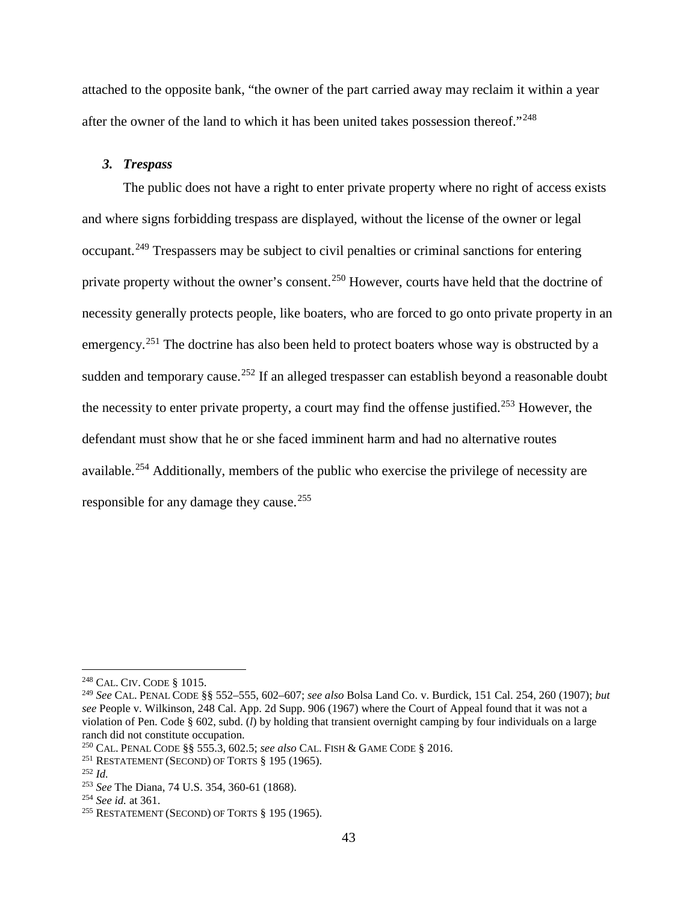attached to the opposite bank, "the owner of the part carried away may reclaim it within a year after the owner of the land to which it has been united takes possession thereof."[248]

### *3. Trespass*

The public does not have a right to enter private property where no right of access exists and where signs forbidding trespass are displayed, without the license of the owner or legal occupant.[249] Trespassers may be subject to civil penalties or criminal sanctions for entering private property without the owner's consent.[250] However, courts have held that the doctrine of necessity generally protects people, like boaters, who are forced to go onto private property in an emergency.[251] The doctrine has also been held to protect boaters whose way is obstructed by a sudden and temporary cause.[252] If an alleged trespasser can establish beyond a reasonable doubt the necessity to enter private property, a court may find the offense justified.[253] However, the defendant must show that he or she faced imminent harm and had no alternative routes available.[254] Additionally, members of the public who exercise the privilege of necessity are responsible for any damage they cause.[255]

---

[248] CAL. CIV. CODE § 1015.

[249] *See* CAL. PENAL CODE §§ 552–555, 602–607; *see also* Bolsa Land Co. v. Burdick, 151 Cal. 254, 260 (1907); *but see* People v. Wilkinson, 248 Cal. App. 2d Supp. 906 (1967) where the Court of Appeal found that it was not a violation of Pen. Code § 602, subd. (*l*) by holding that transient overnight camping by four individuals on a large ranch did not constitute occupation.

[250] CAL. PENAL CODE §§ 555.3, 602.5; *see also* CAL. FISH & GAME CODE § 2016.

[251] RESTATEMENT (SECOND) OF TORTS § 195 (1965).

[252] *Id.*

[253] *See* The Diana, 74 U.S. 354, 360-61 (1868).

[254] *See id.* at 361.

[255] RESTATEMENT (SECOND) OF TORTS § 195 (1965).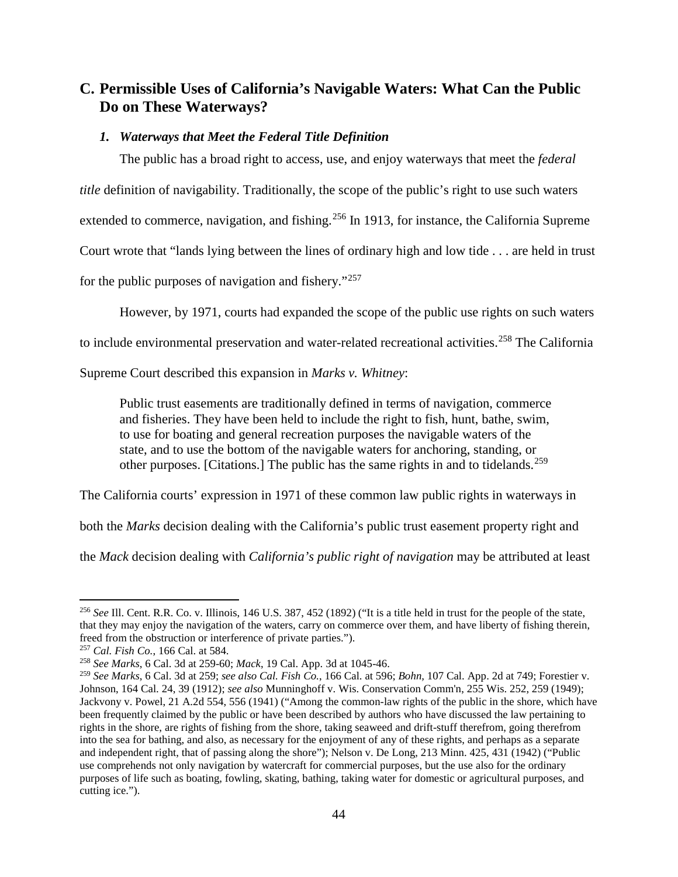## C. Permissible Uses of California's Navigable Waters: What Can the Public Do on These Waterways?

### *1. Waterways that Meet the Federal Title Definition*

The public has a broad right to access, use, and enjoy waterways that meet the *federal title* definition of navigability. Traditionally, the scope of the public's right to use such waters extended to commerce, navigation, and fishing.[256] In 1913, for instance, the California Supreme Court wrote that "lands lying between the lines of ordinary high and low tide . . . are held in trust for the public purposes of navigation and fishery."[257]

However, by 1971, courts had expanded the scope of the public use rights on such waters to include environmental preservation and water-related recreational activities.[258] The California Supreme Court described this expansion in *Marks v. Whitney*:

> Public trust easements are traditionally defined in terms of navigation, commerce and fisheries. They have been held to include the right to fish, hunt, bathe, swim, to use for boating and general recreation purposes the navigable waters of the state, and to use the bottom of the navigable waters for anchoring, standing, or other purposes. [Citations.] The public has the same rights in and to tidelands.[259]

The California courts' expression in 1971 of these common law public rights in waterways in both the *Marks* decision dealing with the California's public trust easement property right and the *Mack* decision dealing with *California's public right of navigation* may be attributed at least

---

[256] *See* Ill. Cent. R.R. Co. v. Illinois, 146 U.S. 387, 452 (1892) ("It is a title held in trust for the people of the state, that they may enjoy the navigation of the waters, carry on commerce over them, and have liberty of fishing therein, freed from the obstruction or interference of private parties.").

[257] *Cal. Fish Co.*, 166 Cal. at 584.

[258] *See Marks*, 6 Cal. 3d at 259-60; *Mack*, 19 Cal. App. 3d at 1045-46.

[259] *See Marks*, 6 Cal. 3d at 259; *see also Cal. Fish Co.*, 166 Cal. at 596; *Bohn*, 107 Cal. App. 2d at 749; Forestier v. Johnson, 164 Cal. 24, 39 (1912); *see also* Munninghoff v. Wis. Conservation Comm'n, 255 Wis. 252, 259 (1949); Jackvony v. Powel, 21 A.2d 554, 556 (1941) ("Among the common-law rights of the public in the shore, which have been frequently claimed by the public or have been described by authors who have discussed the law pertaining to rights in the shore, are rights of fishing from the shore, taking seaweed and drift-stuff therefrom, going therefrom into the sea for bathing, and also, as necessary for the enjoyment of any of these rights, and perhaps as a separate and independent right, that of passing along the shore"); Nelson v. De Long, 213 Minn. 425, 431 (1942) ("Public use comprehends not only navigation by watercraft for commercial purposes, but the use also for the ordinary purposes of life such as boating, fowling, skating, bathing, taking water for domestic or agricultural purposes, and cutting ice.").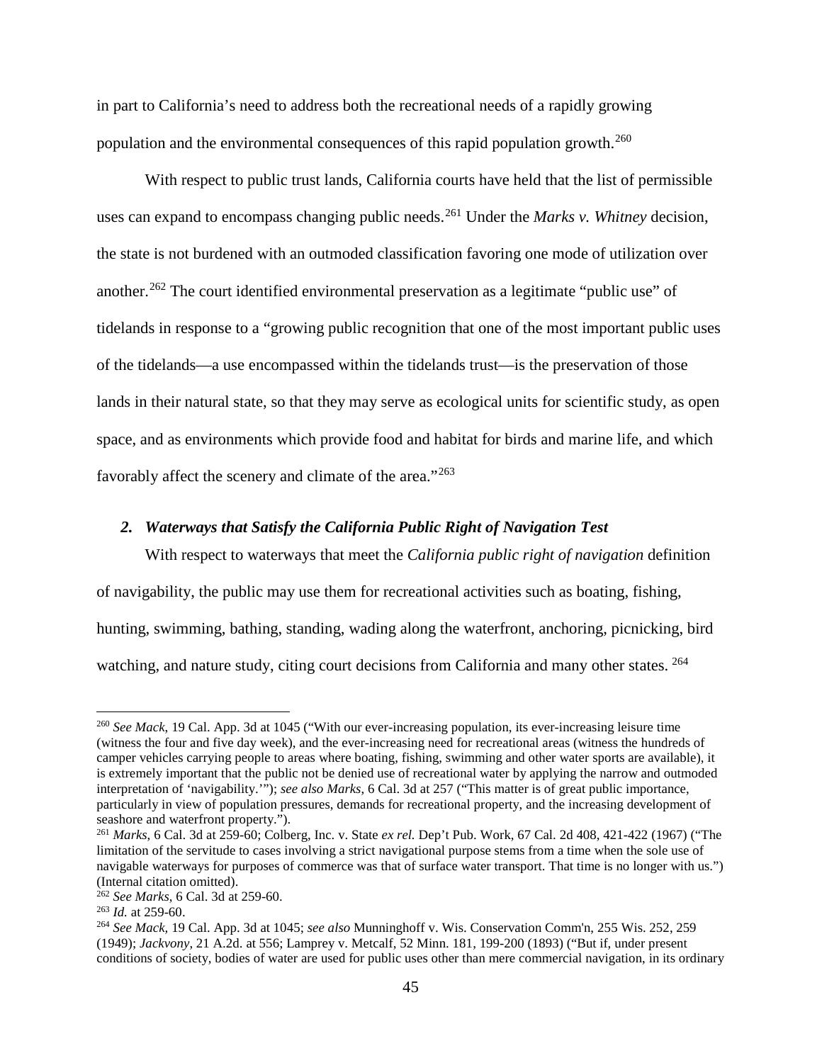in part to California's need to address both the recreational needs of a rapidly growing population and the environmental consequences of this rapid population growth.[260]

With respect to public trust lands, California courts have held that the list of permissible uses can expand to encompass changing public needs.[261] Under the *Marks v. Whitney* decision, the state is not burdened with an outmoded classification favoring one mode of utilization over another.[262] The court identified environmental preservation as a legitimate "public use" of tidelands in response to a "growing public recognition that one of the most important public uses of the tidelands—a use encompassed within the tidelands trust—is the preservation of those lands in their natural state, so that they may serve as ecological units for scientific study, as open space, and as environments which provide food and habitat for birds and marine life, and which favorably affect the scenery and climate of the area."[263]

### *2. Waterways that Satisfy the California Public Right of Navigation Test*

With respect to waterways that meet the *California public right of navigation* definition of navigability, the public may use them for recreational activities such as boating, fishing, hunting, swimming, bathing, standing, wading along the waterfront, anchoring, picnicking, bird watching, and nature study, citing court decisions from California and many other states. [264]

---

[260] *See Mack*, 19 Cal. App. 3d at 1045 ("With our ever-increasing population, its ever-increasing leisure time (witness the four and five day week), and the ever-increasing need for recreational areas (witness the hundreds of camper vehicles carrying people to areas where boating, fishing, swimming and other water sports are available), it is extremely important that the public not be denied use of recreational water by applying the narrow and outmoded interpretation of 'navigability.'"); *see also Marks*, 6 Cal. 3d at 257 ("This matter is of great public importance, particularly in view of population pressures, demands for recreational property, and the increasing development of seashore and waterfront property.").

[261] *Marks*, 6 Cal. 3d at 259-60; Colberg, Inc. v. State *ex rel.* Dep't Pub. Work, 67 Cal. 2d 408, 421-422 (1967) ("The limitation of the servitude to cases involving a strict navigational purpose stems from a time when the sole use of navigable waterways for purposes of commerce was that of surface water transport. That time is no longer with us.") (Internal citation omitted).

[262] *See Marks*, 6 Cal. 3d at 259-60.

[263] *Id.* at 259-60.

[264] *See Mack*, 19 Cal. App. 3d at 1045; *see also* Munninghoff v. Wis. Conservation Comm'n, 255 Wis. 252, 259 (1949); *Jackvony*, 21 A.2d. at 556; Lamprey v. Metcalf, 52 Minn. 181, 199-200 (1893) ("But if, under present conditions of society, bodies of water are used for public uses other than mere commercial navigation, in its ordinary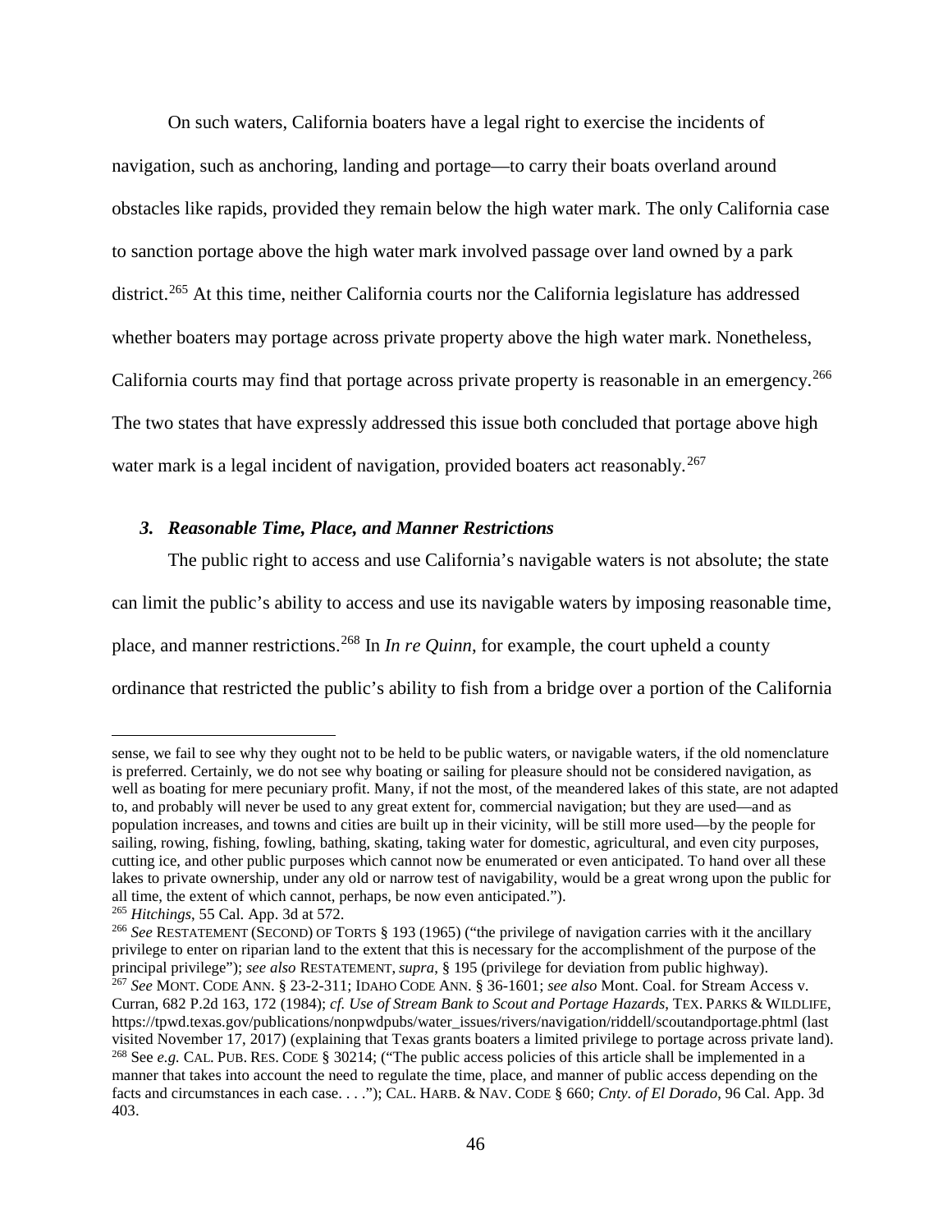On such waters, California boaters have a legal right to exercise the incidents of navigation, such as anchoring, landing and portage—to carry their boats overland around obstacles like rapids, provided they remain below the high water mark. The only California case to sanction portage above the high water mark involved passage over land owned by a park district.[265] At this time, neither California courts nor the California legislature has addressed whether boaters may portage across private property above the high water mark. Nonetheless, California courts may find that portage across private property is reasonable in an emergency.[266] The two states that have expressly addressed this issue both concluded that portage above high water mark is a legal incident of navigation, provided boaters act reasonably.[267]

### *3. Reasonable Time, Place, and Manner Restrictions*

The public right to access and use California's navigable waters is not absolute; the state can limit the public's ability to access and use its navigable waters by imposing reasonable time, place, and manner restrictions.[268] In *In re Quinn*, for example, the court upheld a county ordinance that restricted the public's ability to fish from a bridge over a portion of the California

---

sense, we fail to see why they ought not to be held to be public waters, or navigable waters, if the old nomenclature is preferred. Certainly, we do not see why boating or sailing for pleasure should not be considered navigation, as well as boating for mere pecuniary profit. Many, if not the most, of the meandered lakes of this state, are not adapted to, and probably will never be used to any great extent for, commercial navigation; but they are used—and as population increases, and towns and cities are built up in their vicinity, will be still more used—by the people for sailing, rowing, fishing, fowling, bathing, skating, taking water for domestic, agricultural, and even city purposes, cutting ice, and other public purposes which cannot now be enumerated or even anticipated. To hand over all these lakes to private ownership, under any old or narrow test of navigability, would be a great wrong upon the public for all time, the extent of which cannot, perhaps, be now even anticipated.").

[265] *Hitchings*, 55 Cal. App. 3d at 572.

[266] *See* RESTATEMENT (SECOND) OF TORTS § 193 (1965) ("the privilege of navigation carries with it the ancillary privilege to enter on riparian land to the extent that this is necessary for the accomplishment of the purpose of the principal privilege"); *see also* RESTATEMENT, *supra*, § 195 (privilege for deviation from public highway).

[267] *See* MONT. CODE ANN. § 23-2-311; IDAHO CODE ANN. § 36-1601; *see also* Mont. Coal. for Stream Access v. Curran, 682 P.2d 163, 172 (1984); *cf. Use of Stream Bank to Scout and Portage Hazards*, TEX. PARKS & WILDLIFE, https://tpwd.texas.gov/publications/nonpwdpubs/water_issues/rivers/navigation/riddell/scoutandportage.phtml (last visited November 17, 2017) (explaining that Texas grants boaters a limited privilege to portage across private land).

[268] See *e.g.* CAL. PUB. RES. CODE § 30214; ("The public access policies of this article shall be implemented in a manner that takes into account the need to regulate the time, place, and manner of public access depending on the facts and circumstances in each case. . . ."); CAL. HARB. & NAV. CODE § 660; *Cnty. of El Dorado*, 96 Cal. App. 3d 403.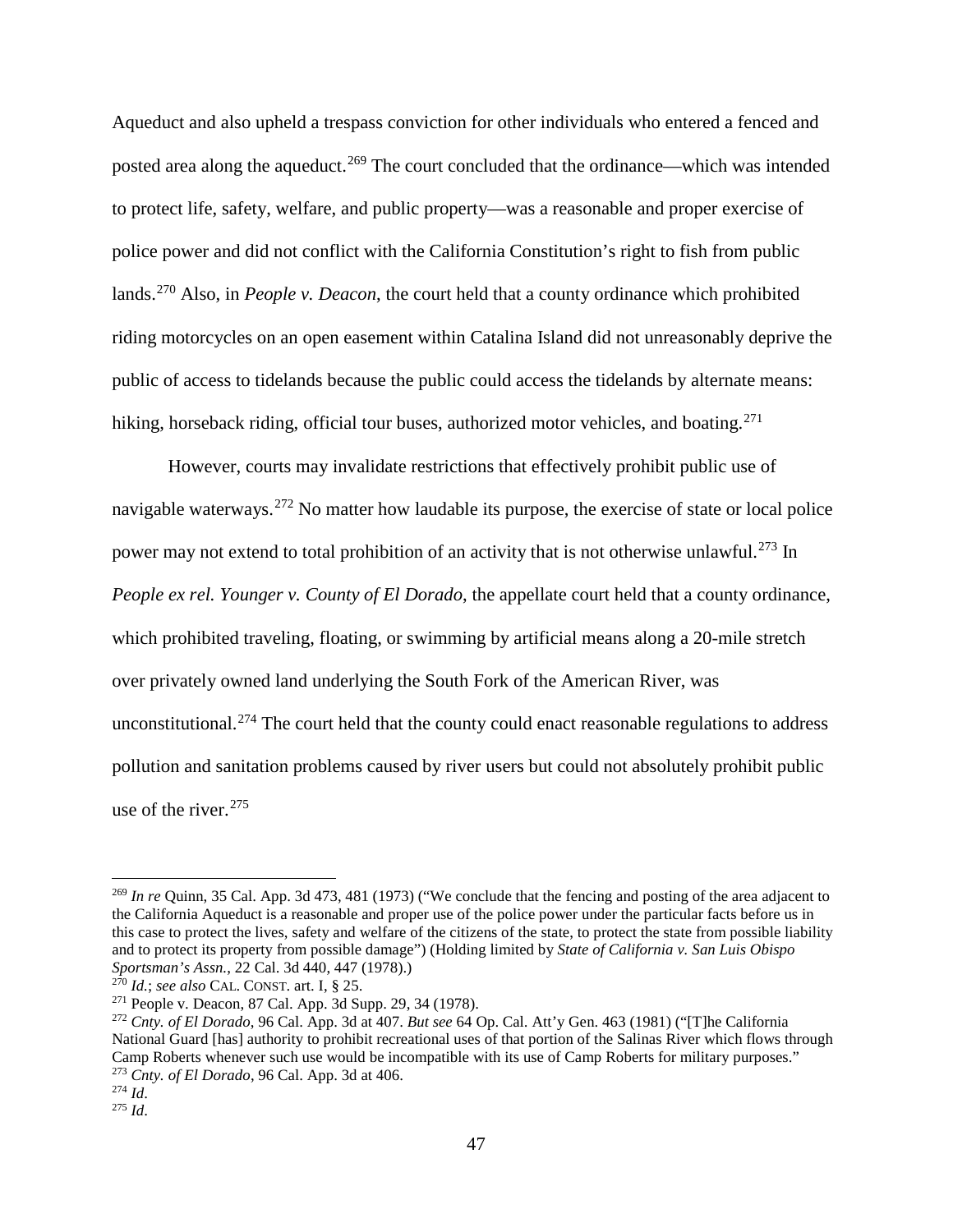Aqueduct and also upheld a trespass conviction for other individuals who entered a fenced and posted area along the aqueduct.[269] The court concluded that the ordinance—which was intended to protect life, safety, welfare, and public property—was a reasonable and proper exercise of police power and did not conflict with the California Constitution's right to fish from public lands.[270] Also, in *People v. Deacon*, the court held that a county ordinance which prohibited riding motorcycles on an open easement within Catalina Island did not unreasonably deprive the public of access to tidelands because the public could access the tidelands by alternate means: hiking, horseback riding, official tour buses, authorized motor vehicles, and boating.[271]

However, courts may invalidate restrictions that effectively prohibit public use of navigable waterways.[272] No matter how laudable its purpose, the exercise of state or local police power may not extend to total prohibition of an activity that is not otherwise unlawful.[273] In *People ex rel. Younger v. County of El Dorado*, the appellate court held that a county ordinance, which prohibited traveling, floating, or swimming by artificial means along a 20-mile stretch over privately owned land underlying the South Fork of the American River, was unconstitutional.[274] The court held that the county could enact reasonable regulations to address pollution and sanitation problems caused by river users but could not absolutely prohibit public use of the river.[275]

---

[269] *In re* Quinn, 35 Cal. App. 3d 473, 481 (1973) ("We conclude that the fencing and posting of the area adjacent to the California Aqueduct is a reasonable and proper use of the police power under the particular facts before us in this case to protect the lives, safety and welfare of the citizens of the state, to protect the state from possible liability and to protect its property from possible damage") (Holding limited by *State of California v. San Luis Obispo Sportsman's Assn.*, 22 Cal. 3d 440, 447 (1978).)

[270] *Id.*; *see also* CAL. CONST. art. I, § 25.

[271] People v. Deacon, 87 Cal. App. 3d Supp. 29, 34 (1978).

[272] *Cnty. of El Dorado*, 96 Cal. App. 3d at 407. *But see* 64 Op. Cal. Att'y Gen. 463 (1981) ("[T]he California National Guard [has] authority to prohibit recreational uses of that portion of the Salinas River which flows through Camp Roberts whenever such use would be incompatible with its use of Camp Roberts for military purposes."

[273] *Cnty. of El Dorado*, 96 Cal. App. 3d at 406.

[274] *Id*.

[275] *Id*.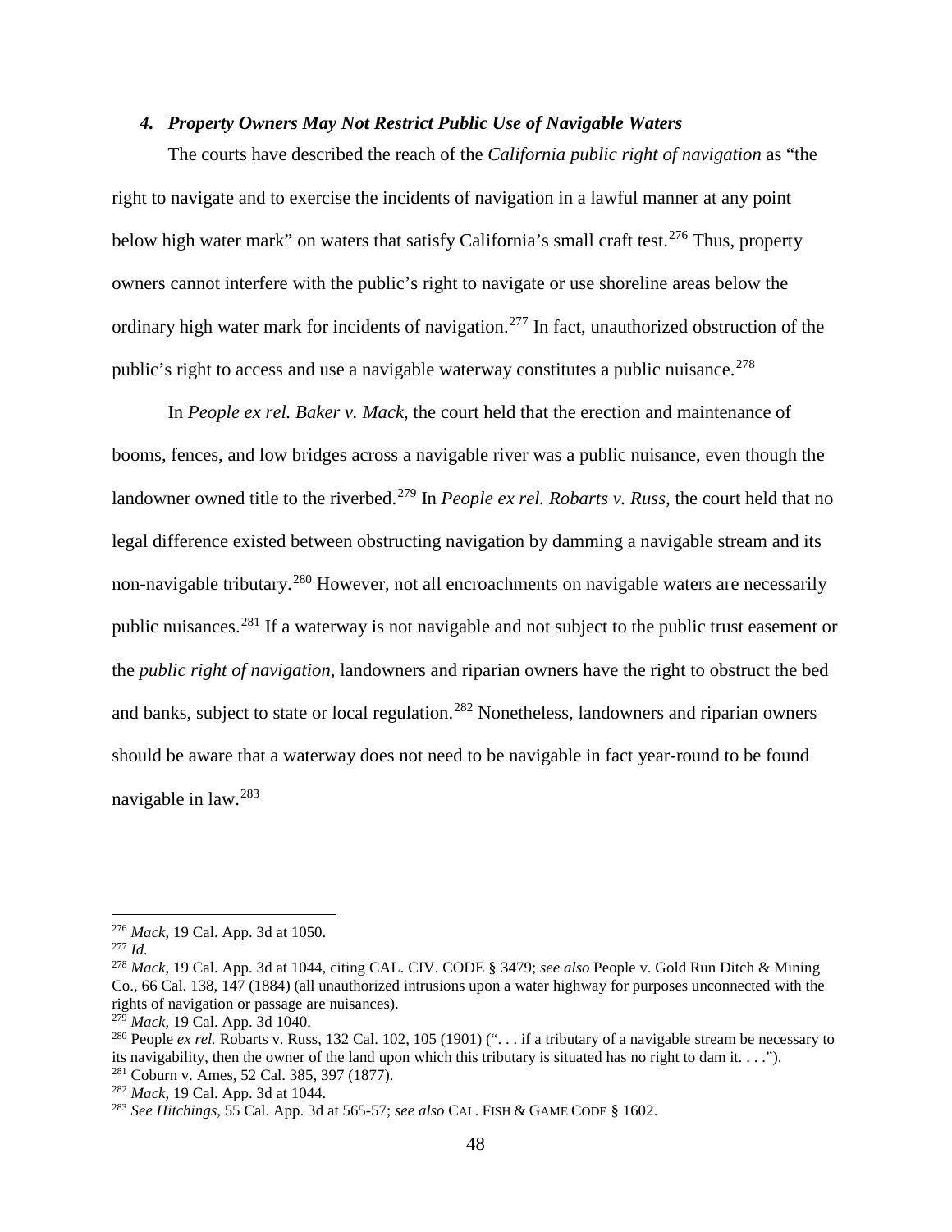#### *4. Property Owners May Not Restrict Public Use of Navigable Waters*

The courts have described the reach of the *California public right of navigation* as "the right to navigate and to exercise the incidents of navigation in a lawful manner at any point below high water mark" on waters that satisfy California's small craft test.[276] Thus, property owners cannot interfere with the public's right to navigate or use shoreline areas below the ordinary high water mark for incidents of navigation.[277] In fact, unauthorized obstruction of the public's right to access and use a navigable waterway constitutes a public nuisance.[278]

In *People ex rel. Baker v. Mack*, the court held that the erection and maintenance of booms, fences, and low bridges across a navigable river was a public nuisance, even though the landowner owned title to the riverbed.[279] In *People ex rel. Robarts v. Russ*, the court held that no legal difference existed between obstructing navigation by damming a navigable stream and its non-navigable tributary.[280] However, not all encroachments on navigable waters are necessarily public nuisances.[281] If a waterway is not navigable and not subject to the public trust easement or the *public right of navigation*, landowners and riparian owners have the right to obstruct the bed and banks, subject to state or local regulation.[282] Nonetheless, landowners and riparian owners should be aware that a waterway does not need to be navigable in fact year-round to be found navigable in law.[283]

---

[276] *Mack*, 19 Cal. App. 3d at 1050.
[277] *Id.*
[278] *Mack*, 19 Cal. App. 3d at 1044, citing CAL. CIV. CODE § 3479; *see also* People v. Gold Run Ditch & Mining Co., 66 Cal. 138, 147 (1884) (all unauthorized intrusions upon a water highway for purposes unconnected with the rights of navigation or passage are nuisances).
[279] *Mack*, 19 Cal. App. 3d 1040.
[280] People *ex rel.* Robarts v. Russ, 132 Cal. 102, 105 (1901) (". . . if a tributary of a navigable stream be necessary to its navigability, then the owner of the land upon which this tributary is situated has no right to dam it. . . .").
[281] Coburn v. Ames, 52 Cal. 385, 397 (1877).
[282] *Mack*, 19 Cal. App. 3d at 1044.
[283] *See Hitchings*, 55 Cal. App. 3d at 565-57; *see also* CAL. FISH & GAME CODE § 1602.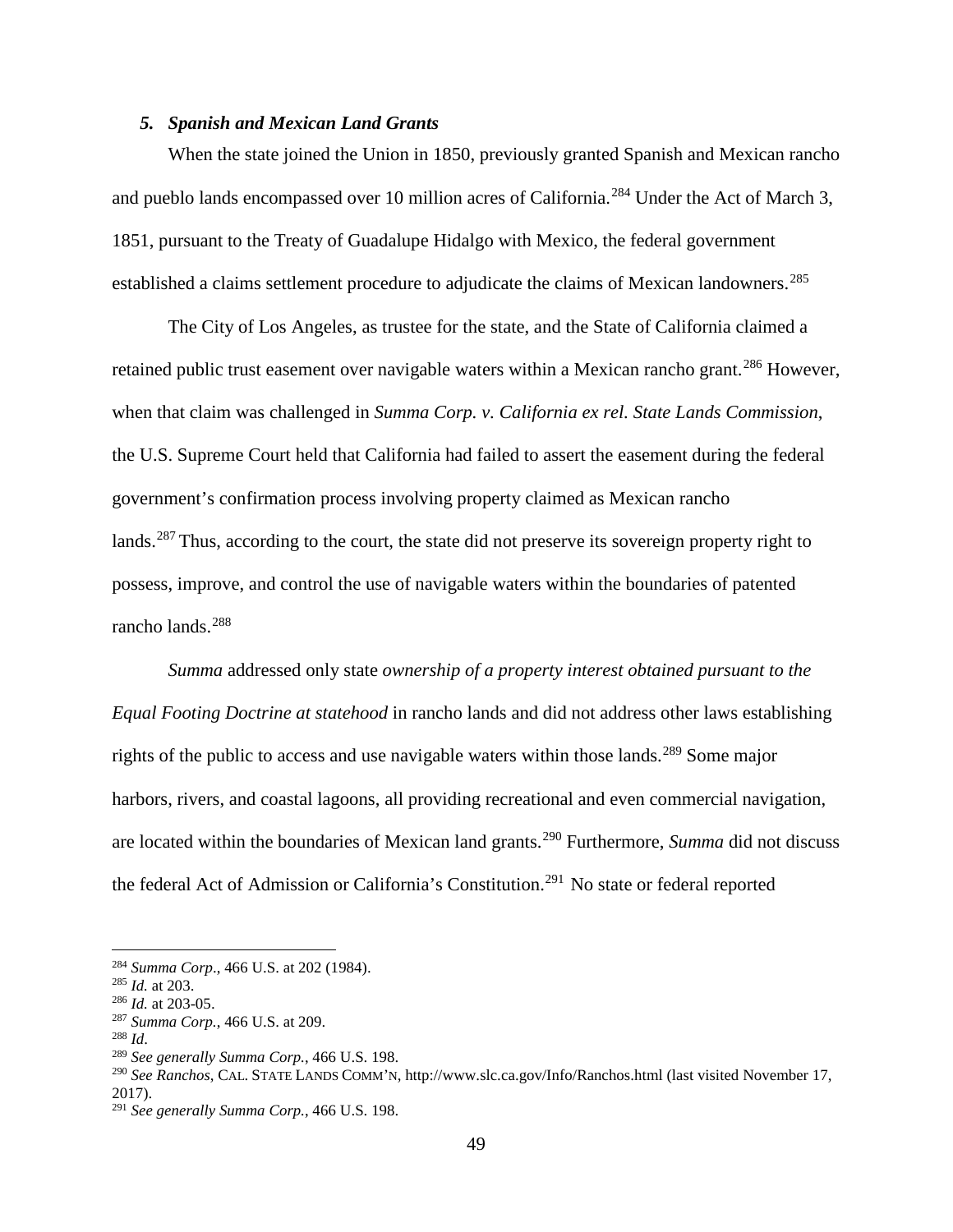### *5. Spanish and Mexican Land Grants*

When the state joined the Union in 1850, previously granted Spanish and Mexican rancho and pueblo lands encompassed over 10 million acres of California.[284] Under the Act of March 3, 1851, pursuant to the Treaty of Guadalupe Hidalgo with Mexico, the federal government established a claims settlement procedure to adjudicate the claims of Mexican landowners.[285]

The City of Los Angeles, as trustee for the state, and the State of California claimed a retained public trust easement over navigable waters within a Mexican rancho grant.[286] However, when that claim was challenged in *Summa Corp. v. California ex rel. State Lands Commission*, the U.S. Supreme Court held that California had failed to assert the easement during the federal government's confirmation process involving property claimed as Mexican rancho lands.[287] Thus, according to the court, the state did not preserve its sovereign property right to possess, improve, and control the use of navigable waters within the boundaries of patented rancho lands.[288]

*Summa* addressed only state *ownership of a property interest obtained pursuant to the Equal Footing Doctrine at statehood* in rancho lands and did not address other laws establishing rights of the public to access and use navigable waters within those lands.[289] Some major harbors, rivers, and coastal lagoons, all providing recreational and even commercial navigation, are located within the boundaries of Mexican land grants.[290] Furthermore, *Summa* did not discuss the federal Act of Admission or California's Constitution.[291] No state or federal reported

---

[284] *Summa Corp.*, 466 U.S. at 202 (1984).
[285] *Id.* at 203.
[286] *Id.* at 203-05.
[287] *Summa Corp.*, 466 U.S. at 209.
[288] *Id*.
[289] *See generally Summa Corp.*, 466 U.S. 198.
[290] *See Ranchos*, CAL. STATE LANDS COMM'N, http://www.slc.ca.gov/Info/Ranchos.html (last visited November 17, 2017).
[291] *See generally Summa Corp.*, 466 U.S. 198.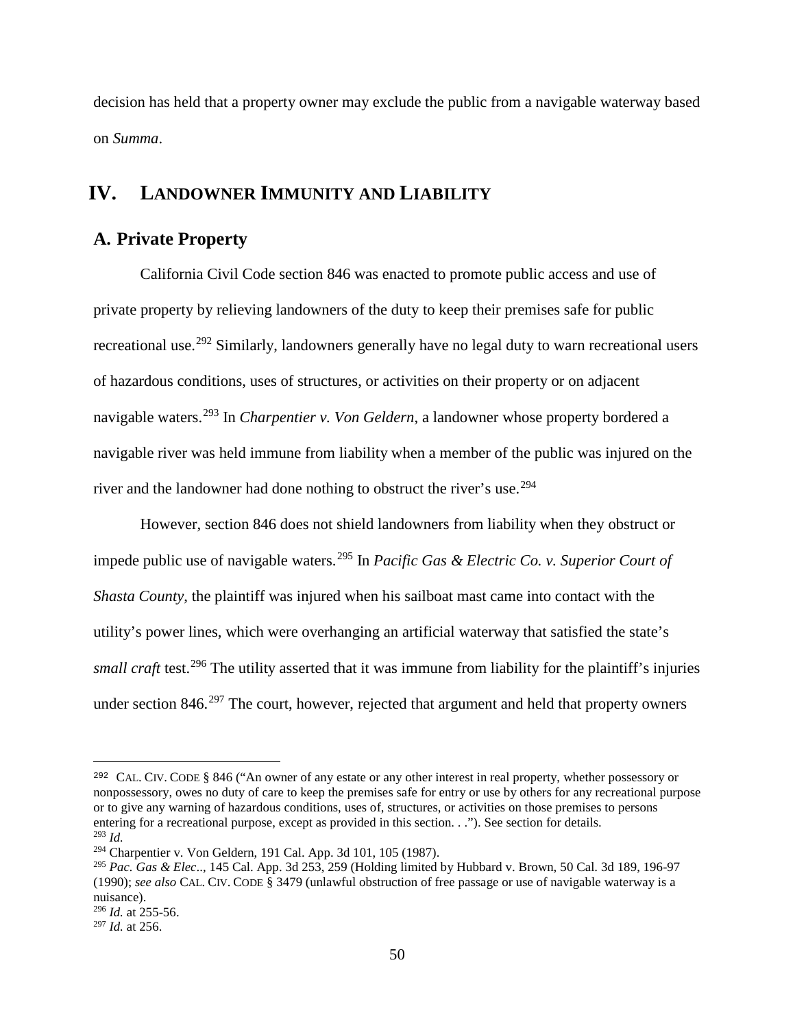decision has held that a property owner may exclude the public from a navigable waterway based on *Summa*.

# IV. LANDOWNER IMMUNITY AND LIABILITY

## A. Private Property

California Civil Code section 846 was enacted to promote public access and use of private property by relieving landowners of the duty to keep their premises safe for public recreational use.[292] Similarly, landowners generally have no legal duty to warn recreational users of hazardous conditions, uses of structures, or activities on their property or on adjacent navigable waters.[293] In *Charpentier v. Von Geldern*, a landowner whose property bordered a navigable river was held immune from liability when a member of the public was injured on the river and the landowner had done nothing to obstruct the river's use.[294]

However, section 846 does not shield landowners from liability when they obstruct or impede public use of navigable waters.[295] In *Pacific Gas & Electric Co. v. Superior Court of Shasta County*, the plaintiff was injured when his sailboat mast came into contact with the utility's power lines, which were overhanging an artificial waterway that satisfied the state's *small craft* test.[296] The utility asserted that it was immune from liability for the plaintiff's injuries under section 846.[297] The court, however, rejected that argument and held that property owners

---

[292] CAL. CIV. CODE § 846 ("An owner of any estate or any other interest in real property, whether possessory or nonpossessory, owes no duty of care to keep the premises safe for entry or use by others for any recreational purpose or to give any warning of hazardous conditions, uses of, structures, or activities on those premises to persons entering for a recreational purpose, except as provided in this section. . ."). See section for details.

[293] *Id.*

[294] Charpentier v. Von Geldern, 191 Cal. App. 3d 101, 105 (1987).

[295] *Pac. Gas & Elec*.., 145 Cal. App. 3d 253, 259 (Holding limited by Hubbard v. Brown, 50 Cal. 3d 189, 196-97 (1990); *see also* CAL. CIV. CODE § 3479 (unlawful obstruction of free passage or use of navigable waterway is a nuisance).

[296] *Id.* at 255-56.

[297] *Id.* at 256.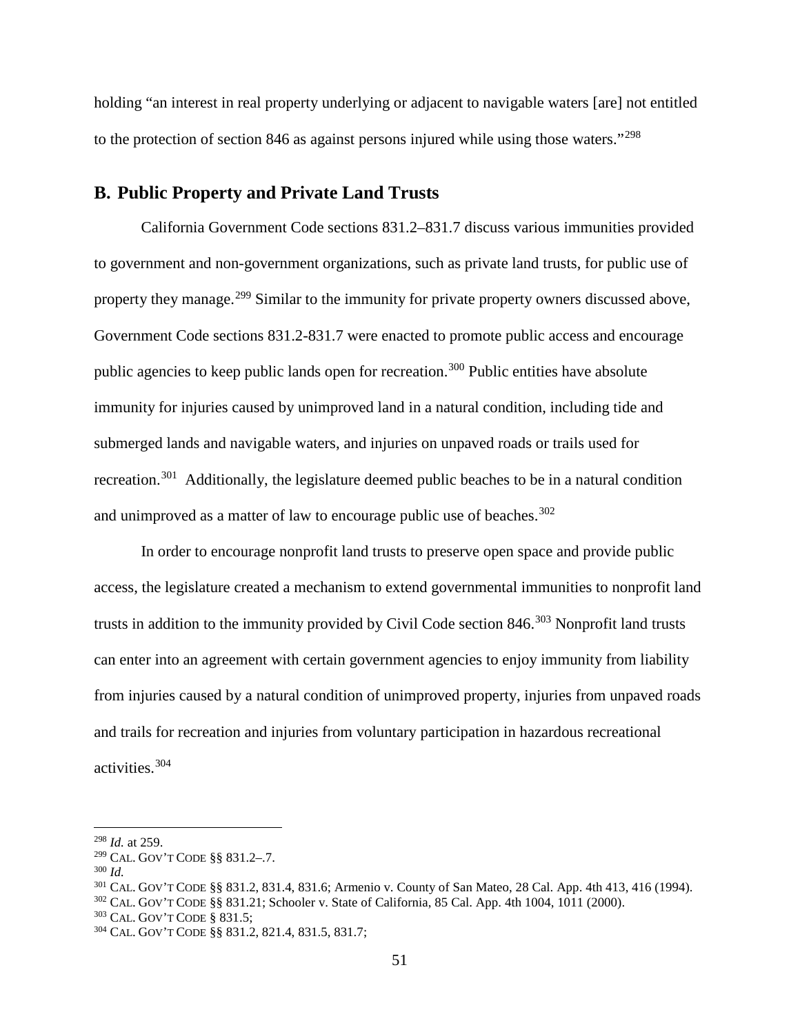holding "an interest in real property underlying or adjacent to navigable waters [are] not entitled to the protection of section 846 as against persons injured while using those waters."[298]

## B. Public Property and Private Land Trusts

California Government Code sections 831.2–831.7 discuss various immunities provided to government and non-government organizations, such as private land trusts, for public use of property they manage.[299] Similar to the immunity for private property owners discussed above, Government Code sections 831.2-831.7 were enacted to promote public access and encourage public agencies to keep public lands open for recreation.[300] Public entities have absolute immunity for injuries caused by unimproved land in a natural condition, including tide and submerged lands and navigable waters, and injuries on unpaved roads or trails used for recreation.[301] Additionally, the legislature deemed public beaches to be in a natural condition and unimproved as a matter of law to encourage public use of beaches.[302]

In order to encourage nonprofit land trusts to preserve open space and provide public access, the legislature created a mechanism to extend governmental immunities to nonprofit land trusts in addition to the immunity provided by Civil Code section 846.[303] Nonprofit land trusts can enter into an agreement with certain government agencies to enjoy immunity from liability from injuries caused by a natural condition of unimproved property, injuries from unpaved roads and trails for recreation and injuries from voluntary participation in hazardous recreational activities.[304]

---

[298] *Id.* at 259.
[299] CAL. GOV'T CODE §§ 831.2–.7.
[300] *Id.*
[301] CAL. GOV'T CODE §§ 831.2, 831.4, 831.6; Armenio v. County of San Mateo, 28 Cal. App. 4th 413, 416 (1994).
[302] CAL. GOV'T CODE §§ 831.21; Schooler v. State of California, 85 Cal. App. 4th 1004, 1011 (2000).
[303] CAL. GOV'T CODE § 831.5;
[304] CAL. GOV'T CODE §§ 831.2, 821.4, 831.5, 831.7;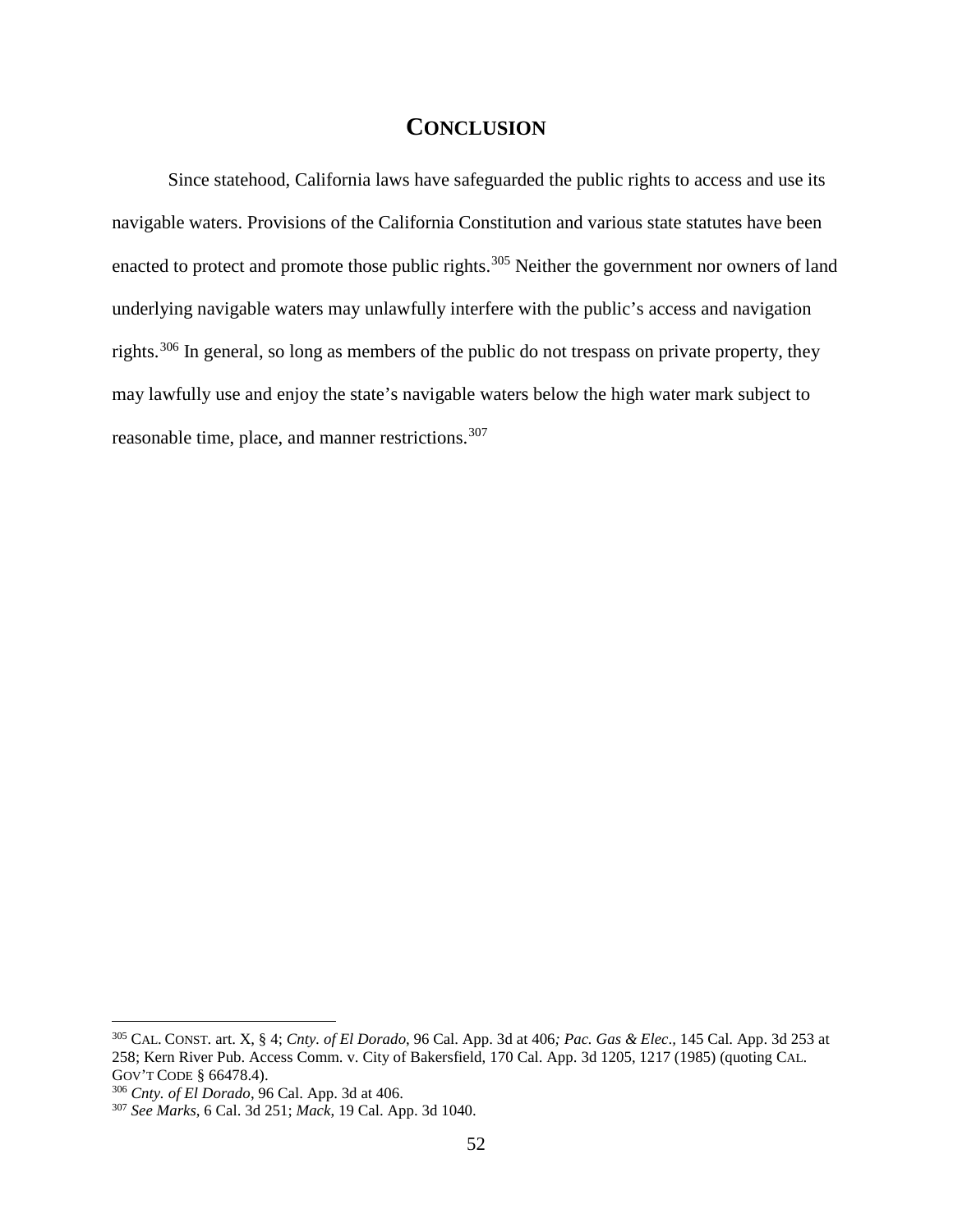# CONCLUSION

Since statehood, California laws have safeguarded the public rights to access and use its navigable waters. Provisions of the California Constitution and various state statutes have been enacted to protect and promote those public rights.[305] Neither the government nor owners of land underlying navigable waters may unlawfully interfere with the public's access and navigation rights.[306] In general, so long as members of the public do not trespass on private property, they may lawfully use and enjoy the state's navigable waters below the high water mark subject to reasonable time, place, and manner restrictions.[307]

---

[305] CAL. CONST. art. X, § 4; *Cnty. of El Dorado*, 96 Cal. App. 3d at 406*; Pac. Gas & Elec*., 145 Cal. App. 3d 253 at 258; Kern River Pub. Access Comm. v. City of Bakersfield, 170 Cal. App. 3d 1205, 1217 (1985) (quoting CAL. GOV'T CODE § 66478.4).

[306] *Cnty. of El Dorado*, 96 Cal. App. 3d at 406.

[307] *See Marks*, 6 Cal. 3d 251; *Mack*, 19 Cal. App. 3d 1040.